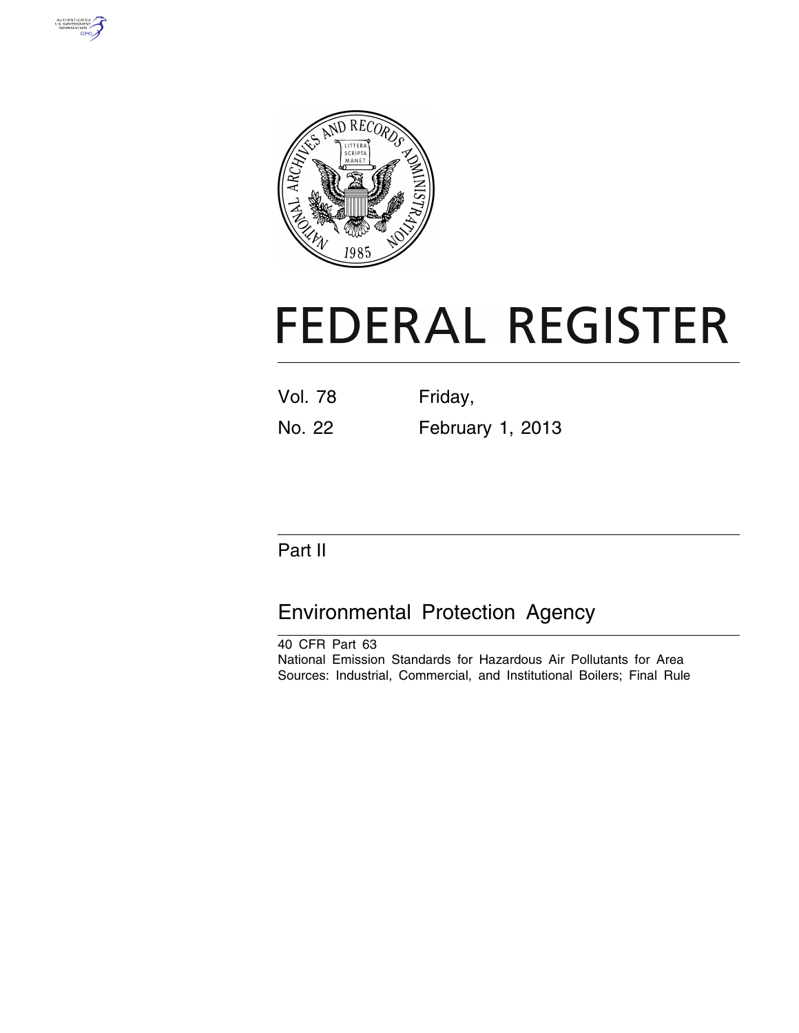# FEDERAL REGISTER

Vol. 78 Friday,

No. 22 February 1, 2013

## Part II

## Environmental Protection Agency

40 CFR Part 63

National Emission Standards for Hazardous Air Pollutants for Area Sources: Industrial, Commercial, and Institutional Boilers; Final Rule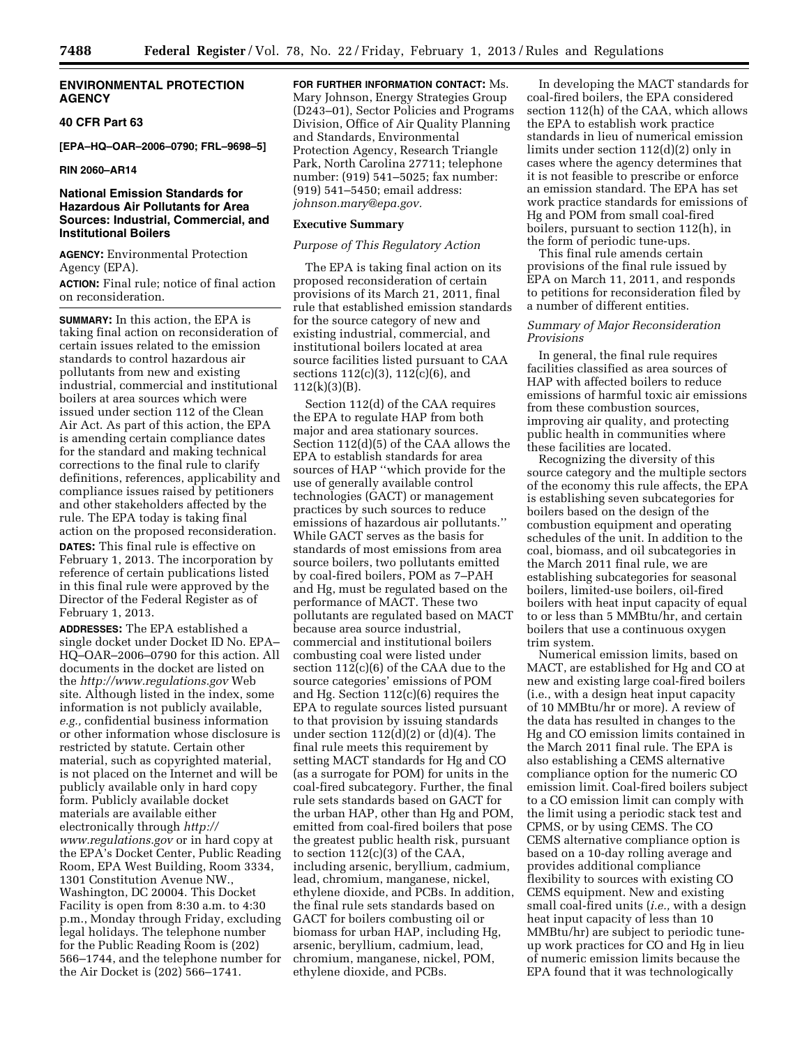# ENVIRONMENTAL PROTECTION AGENCY

## 40 CFR Part 63

**[EPA–HQ–OAR–2006–0790; FRL–9698–5]**

**RIN 2060–AR14**

## National Emission Standards for Hazardous Air Pollutants for Area Sources: Industrial, Commercial, and Institutional Boilers

**AGENCY:** Environmental Protection Agency (EPA).

**ACTION:** Final rule; notice of final action on reconsideration.

**SUMMARY:** In this action, the EPA is taking final action on reconsideration of certain issues related to the emission standards to control hazardous air pollutants from new and existing industrial, commercial and institutional boilers at area sources which were issued under section 112 of the Clean Air Act. As part of this action, the EPA is amending certain compliance dates for the standard and making technical corrections to the final rule to clarify definitions, references, applicability and compliance issues raised by petitioners and other stakeholders affected by the rule. The EPA today is taking final action on the proposed reconsideration.

**DATES:** This final rule is effective on February 1, 2013. The incorporation by reference of certain publications listed in this final rule were approved by the Director of the Federal Register as of February 1, 2013.

**ADDRESSES:** The EPA established a single docket under Docket ID No. EPA–HQ–OAR–2006–0790 for this action. All documents in the docket are listed on the *http://www.regulations.gov* Web site. Although listed in the index, some information is not publicly available, *e.g.,* confidential business information or other information whose disclosure is restricted by statute. Certain other material, such as copyrighted material, is not placed on the Internet and will be publicly available only in hard copy form. Publicly available docket materials are available either electronically through *http://www.regulations.gov* or in hard copy at the EPA's Docket Center, Public Reading Room, EPA West Building, Room 3334, 1301 Constitution Avenue NW., Washington, DC 20004. This Docket Facility is open from 8:30 a.m. to 4:30 p.m., Monday through Friday, excluding legal holidays. The telephone number for the Public Reading Room is (202) 566–1744, and the telephone number for the Air Docket is (202) 566–1741.

**FOR FURTHER INFORMATION CONTACT:** Ms. Mary Johnson, Energy Strategies Group (D243–01), Sector Policies and Programs Division, Office of Air Quality Planning and Standards, Environmental Protection Agency, Research Triangle Park, North Carolina 27711; telephone number: (919) 541–5025; fax number: (919) 541–5450; email address: *johnson.mary@epa.gov.*

## Executive Summary

### *Purpose of This Regulatory Action*

The EPA is taking final action on its proposed reconsideration of certain provisions of its March 21, 2011, final rule that established emission standards for the source category of new and existing industrial, commercial, and institutional boilers located at area source facilities listed pursuant to CAA sections 112(c)(3), 112(c)(6), and 112(k)(3)(B).

Section 112(d) of the CAA requires the EPA to regulate HAP from both major and area stationary sources. Section 112(d)(5) of the CAA allows the EPA to establish standards for area sources of HAP "which provide for the use of generally available control technologies (GACT) or management practices by such sources to reduce emissions of hazardous air pollutants." While GACT serves as the basis for standards of most emissions from area source boilers, two pollutants emitted by coal-fired boilers, POM as 7–PAH and Hg, must be regulated based on the performance of MACT. These two pollutants are regulated based on MACT because area source industrial, commercial and institutional boilers combusting coal were listed under section 112(c)(6) of the CAA due to the source categories' emissions of POM and Hg. Section 112(c)(6) requires the EPA to regulate sources listed pursuant to that provision by issuing standards under section 112(d)(2) or (d)(4). The final rule meets this requirement by setting MACT standards for Hg and CO (as a surrogate for POM) for units in the coal-fired subcategory. Further, the final rule sets standards based on GACT for the urban HAP, other than Hg and POM, emitted from coal-fired boilers that pose the greatest public health risk, pursuant to section 112(c)(3) of the CAA, including arsenic, beryllium, cadmium, lead, chromium, manganese, nickel, ethylene dioxide, and PCBs. In addition, the final rule sets standards based on GACT for boilers combusting oil or biomass for urban HAP, including Hg, arsenic, beryllium, cadmium, lead, chromium, manganese, nickel, POM, ethylene dioxide, and PCBs.

In developing the MACT standards for coal-fired boilers, the EPA considered section 112(h) of the CAA, which allows the EPA to establish work practice standards in lieu of numerical emission limits under section 112(d)(2) only in cases where the agency determines that it is not feasible to prescribe or enforce an emission standard. The EPA has set work practice standards for emissions of Hg and POM from small coal-fired boilers, pursuant to section 112(h), in the form of periodic tune-ups.

This final rule amends certain provisions of the final rule issued by EPA on March 11, 2011, and responds to petitions for reconsideration filed by a number of different entities.

### *Summary of Major Reconsideration Provisions*

In general, the final rule requires facilities classified as area sources of HAP with affected boilers to reduce emissions of harmful toxic air emissions from these combustion sources, improving air quality, and protecting public health in communities where these facilities are located.

Recognizing the diversity of this source category and the multiple sectors of the economy this rule affects, the EPA is establishing seven subcategories for boilers based on the design of the combustion equipment and operating schedules of the unit. In addition to the coal, biomass, and oil subcategories in the March 2011 final rule, we are establishing subcategories for seasonal boilers, limited-use boilers, oil-fired boilers with heat input capacity of equal to or less than 5 MMBtu/hr, and certain boilers that use a continuous oxygen trim system.

Numerical emission limits, based on MACT, are established for Hg and CO at new and existing large coal-fired boilers (i.e., with a design heat input capacity of 10 MMBtu/hr or more). A review of the data has resulted in changes to the Hg and CO emission limits contained in the March 2011 final rule. The EPA is also establishing a CEMS alternative compliance option for the numeric CO emission limit. Coal-fired boilers subject to a CO emission limit can comply with the limit using a periodic stack test and CPMS, or by using CEMS. The CO CEMS alternative compliance option is based on a 10-day rolling average and provides additional compliance flexibility to sources with existing CO CEMS equipment. New and existing small coal-fired units (*i.e.,* with a design heat input capacity of less than 10 MMBtu/hr) are subject to periodic tune-up work practices for CO and Hg in lieu of numeric emission limits because the EPA found that it was technologically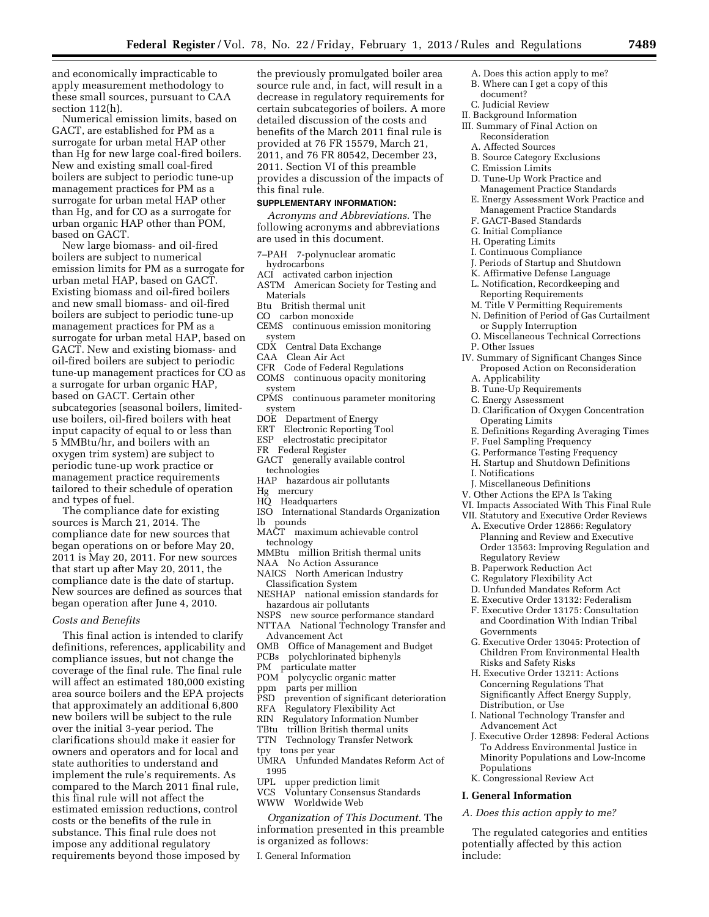and economically impracticable to apply measurement methodology to these small sources, pursuant to CAA section 112(h).

Numerical emission limits, based on GACT, are established for PM as a surrogate for urban metal HAP other than Hg for new large coal-fired boilers. New and existing small coal-fired boilers are subject to periodic tune-up management practices for PM as a surrogate for urban metal HAP other than Hg, and for CO as a surrogate for urban organic HAP other than POM, based on GACT.

New large biomass- and oil-fired boilers are subject to numerical emission limits for PM as a surrogate for urban metal HAP, based on GACT. Existing biomass and oil-fired boilers and new small biomass- and oil-fired boilers are subject to periodic tune-up management practices for PM as a surrogate for urban metal HAP, based on GACT. New and existing biomass- and oil-fired boilers are subject to periodic tune-up management practices for CO as a surrogate for urban organic HAP, based on GACT. Certain other subcategories (seasonal boilers, limited-use boilers, oil-fired boilers with heat input capacity of equal to or less than 5 MMBtu/hr, and boilers with an oxygen trim system) are subject to periodic tune-up work practice or management practice requirements tailored to their schedule of operation and types of fuel.

The compliance date for existing sources is March 21, 2014. The compliance date for new sources that began operations on or before May 20, 2011 is May 20, 2011. For new sources that start up after May 20, 2011, the compliance date is the date of startup. New sources are defined as sources that began operation after June 4, 2010.

*Costs and Benefits*

This final action is intended to clarify definitions, references, applicability and compliance issues, but not change the coverage of the final rule. The final rule will affect an estimated 180,000 existing area source boilers and the EPA projects that approximately an additional 6,800 new boilers will be subject to the rule over the initial 3-year period. The clarifications should make it easier for owners and operators and for local and state authorities to understand and implement the rule's requirements. As compared to the March 2011 final rule, this final rule will not affect the estimated emission reductions, control costs or the benefits of the rule in substance. This final rule does not impose any additional regulatory requirements beyond those imposed by the previously promulgated boiler area source rule and, in fact, will result in a decrease in regulatory requirements for certain subcategories of boilers. A more detailed discussion of the costs and benefits of the March 2011 final rule is provided at 76 FR 15579, March 21, 2011, and 76 FR 80542, December 23, 2011. Section VI of this preamble provides a discussion of the impacts of this final rule.

**SUPPLEMENTARY INFORMATION:**

*Acronyms and Abbreviations*. The following acronyms and abbreviations are used in this document.

7–PAH 7-polynuclear aromatic hydrocarbons
ACI activated carbon injection
ASTM American Society for Testing and Materials
Btu British thermal unit
CO carbon monoxide
CEMS continuous emission monitoring system
CDX Central Data Exchange
CAA Clean Air Act
CFR Code of Federal Regulations
COMS continuous opacity monitoring system
CPMS continuous parameter monitoring system
DOE Department of Energy
ERT Electronic Reporting Tool
ESP electrostatic precipitator
FR Federal Register
GACT generally available control technologies
HAP hazardous air pollutants
Hg mercury
HQ Headquarters
ISO International Standards Organization
lb pounds
MACT maximum achievable control technology
MMBtu million British thermal units
NAA No Action Assurance
NAICS North American Industry Classification System
NESHAP national emission standards for hazardous air pollutants
NSPS new source performance standard
NTTAA National Technology Transfer and Advancement Act
OMB Office of Management and Budget
PCBs polychlorinated biphenyls
PM particulate matter
POM polycyclic organic matter
ppm parts per million
PSD prevention of significant deterioration
RFA Regulatory Flexibility Act
RIN Regulatory Information Number
TBtu trillion British thermal units
TTN Technology Transfer Network
tpy tons per year
UMRA Unfunded Mandates Reform Act of 1995
UPL upper prediction limit
VCS Voluntary Consensus Standards
WWW Worldwide Web

*Organization of This Document.* The information presented in this preamble is organized as follows:

I. General Information
  A. Does this action apply to me?
  B. Where can I get a copy of this document?
  C. Judicial Review
II. Background Information
III. Summary of Final Action on Reconsideration
  A. Affected Sources
  B. Source Category Exclusions
  C. Emission Limits
  D. Tune-Up Work Practice and Management Practice Standards
  E. Energy Assessment Work Practice and Management Practice Standards
  F. GACT-Based Standards
  G. Initial Compliance
  H. Operating Limits
  I. Continuous Compliance
  J. Periods of Startup and Shutdown
  K. Affirmative Defense Language
  L. Notification, Recordkeeping and Reporting Requirements
  M. Title V Permitting Requirements
  N. Definition of Period of Gas Curtailment or Supply Interruption
  O. Miscellaneous Technical Corrections
  P. Other Issues
IV. Summary of Significant Changes Since Proposed Action on Reconsideration
  A. Applicability
  B. Tune-Up Requirements
  C. Energy Assessment
  D. Clarification of Oxygen Concentration Operating Limits
  E. Definitions Regarding Averaging Times
  F. Fuel Sampling Frequency
  G. Performance Testing Frequency
  H. Startup and Shutdown Definitions
  I. Notifications
  J. Miscellaneous Definitions
V. Other Actions the EPA Is Taking
VI. Impacts Associated With This Final Rule
VII. Statutory and Executive Order Reviews
  A. Executive Order 12866: Regulatory Planning and Review and Executive Order 13563: Improving Regulation and Regulatory Review
  B. Paperwork Reduction Act
  C. Regulatory Flexibility Act
  D. Unfunded Mandates Reform Act
  E. Executive Order 13132: Federalism
  F. Executive Order 13175: Consultation and Coordination With Indian Tribal Governments
  G. Executive Order 13045: Protection of Children From Environmental Health Risks and Safety Risks
  H. Executive Order 13211: Actions Concerning Regulations That Significantly Affect Energy Supply, Distribution, or Use
  I. National Technology Transfer and Advancement Act
  J. Executive Order 12898: Federal Actions To Address Environmental Justice in Minority Populations and Low-Income Populations
  K. Congressional Review Act

## I. General Information

### *A. Does this action apply to me?*

The regulated categories and entities potentially affected by this action include: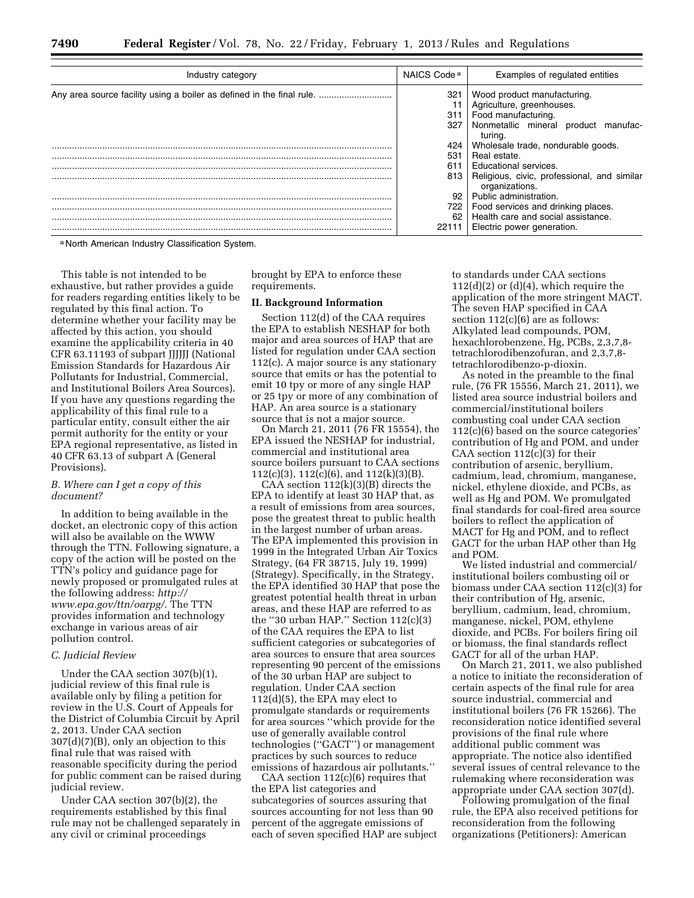| Industry category | NAICS Code [a] | Examples of regulated entities |
|---|---|---|
| Any area source facility using a boiler as defined in the final rule. | 321 | Wood product manufacturing. |
| | 11 | Agriculture, greenhouses. |
| | 311 | Food manufacturing. |
| | 327 | Nonmetallic mineral product manufacturing. |
| | 424 | Wholesale trade, nondurable goods. |
| | 531 | Real estate. |
| | 611 | Educational services. |
| | 813 | Religious, civic, professional, and similar organizations. |
| | 92 | Public administration. |
| | 722 | Food services and drinking places. |
| | 62 | Health care and social assistance. |
| | 22111 | Electric power generation. |

[a] North American Industry Classification System.

This table is not intended to be exhaustive, but rather provides a guide for readers regarding entities likely to be regulated by this final action. To determine whether your facility may be affected by this action, you should examine the applicability criteria in 40 CFR 63.11193 of subpart JJJJJJ (National Emission Standards for Hazardous Air Pollutants for Industrial, Commercial, and Institutional Boilers Area Sources). If you have any questions regarding the applicability of this final rule to a particular entity, consult either the air permit authority for the entity or your EPA regional representative, as listed in 40 CFR 63.13 of subpart A (General Provisions).

### *B. Where can I get a copy of this document?*

In addition to being available in the docket, an electronic copy of this action will also be available on the WWW through the TTN. Following signature, a copy of the action will be posted on the TTN's policy and guidance page for newly proposed or promulgated rules at the following address: *http://www.epa.gov/ttn/oarpg/*. The TTN provides information and technology exchange in various areas of air pollution control.

### *C. Judicial Review*

Under the CAA section 307(b)(1), judicial review of this final rule is available only by filing a petition for review in the U.S. Court of Appeals for the District of Columbia Circuit by April 2, 2013. Under CAA section 307(d)(7)(B), only an objection to this final rule that was raised with reasonable specificity during the period for public comment can be raised during judicial review.

Under CAA section 307(b)(2), the requirements established by this final rule may not be challenged separately in any civil or criminal proceedings brought by EPA to enforce these requirements.

## II. Background Information

Section 112(d) of the CAA requires the EPA to establish NESHAP for both major and area sources of HAP that are listed for regulation under CAA section 112(c). A major source is any stationary source that emits or has the potential to emit 10 tpy or more of any single HAP or 25 tpy or more of any combination of HAP. An area source is a stationary source that is not a major source.

On March 21, 2011 (76 FR 15554), the EPA issued the NESHAP for industrial, commercial and institutional area source boilers pursuant to CAA sections 112(c)(3), 112(c)(6), and 112(k)(3)(B).

CAA section 112(k)(3)(B) directs the EPA to identify at least 30 HAP that, as a result of emissions from area sources, pose the greatest threat to public health in the largest number of urban areas. The EPA implemented this provision in 1999 in the Integrated Urban Air Toxics Strategy, (64 FR 38715, July 19, 1999) (Strategy). Specifically, in the Strategy, the EPA identified 30 HAP that pose the greatest potential health threat in urban areas, and these HAP are referred to as the ''30 urban HAP.'' Section 112(c)(3) of the CAA requires the EPA to list sufficient categories or subcategories of area sources to ensure that area sources representing 90 percent of the emissions of the 30 urban HAP are subject to regulation. Under CAA section 112(d)(5), the EPA may elect to promulgate standards or requirements for area sources ''which provide for the use of generally available control technologies (''GACT'') or management practices by such sources to reduce emissions of hazardous air pollutants.''

CAA section 112(c)(6) requires that the EPA list categories and subcategories of sources assuring that sources accounting for not less than 90 percent of the aggregate emissions of each of seven specified HAP are subject to standards under CAA sections 112(d)(2) or (d)(4), which require the application of the more stringent MACT. The seven HAP specified in CAA section 112(c)(6) are as follows: Alkylated lead compounds, POM, hexachlorobenzene, Hg, PCBs, 2,3,7,8-tetrachlorodibenzofuran, and 2,3,7,8-tetrachlorodibenzo-p-dioxin.

As noted in the preamble to the final rule, (76 FR 15556, March 21, 2011), we listed area source industrial boilers and commercial/institutional boilers combusting coal under CAA section 112(c)(6) based on the source categories' contribution of Hg and POM, and under CAA section 112(c)(3) for their contribution of arsenic, beryllium, cadmium, lead, chromium, manganese, nickel, ethylene dioxide, and PCBs, as well as Hg and POM. We promulgated final standards for coal-fired area source boilers to reflect the application of MACT for Hg and POM, and to reflect GACT for the urban HAP other than Hg and POM.

We listed industrial and commercial/institutional boilers combusting oil or biomass under CAA section 112(c)(3) for their contribution of Hg, arsenic, beryllium, cadmium, lead, chromium, manganese, nickel, POM, ethylene dioxide, and PCBs. For boilers firing oil or biomass, the final standards reflect GACT for all of the urban HAP.

On March 21, 2011, we also published a notice to initiate the reconsideration of certain aspects of the final rule for area source industrial, commercial and institutional boilers (76 FR 15266). The reconsideration notice identified several provisions of the final rule where additional public comment was appropriate. The notice also identified several issues of central relevance to the rulemaking where reconsideration was appropriate under CAA section 307(d).

Following promulgation of the final rule, the EPA also received petitions for reconsideration from the following organizations (Petitioners): American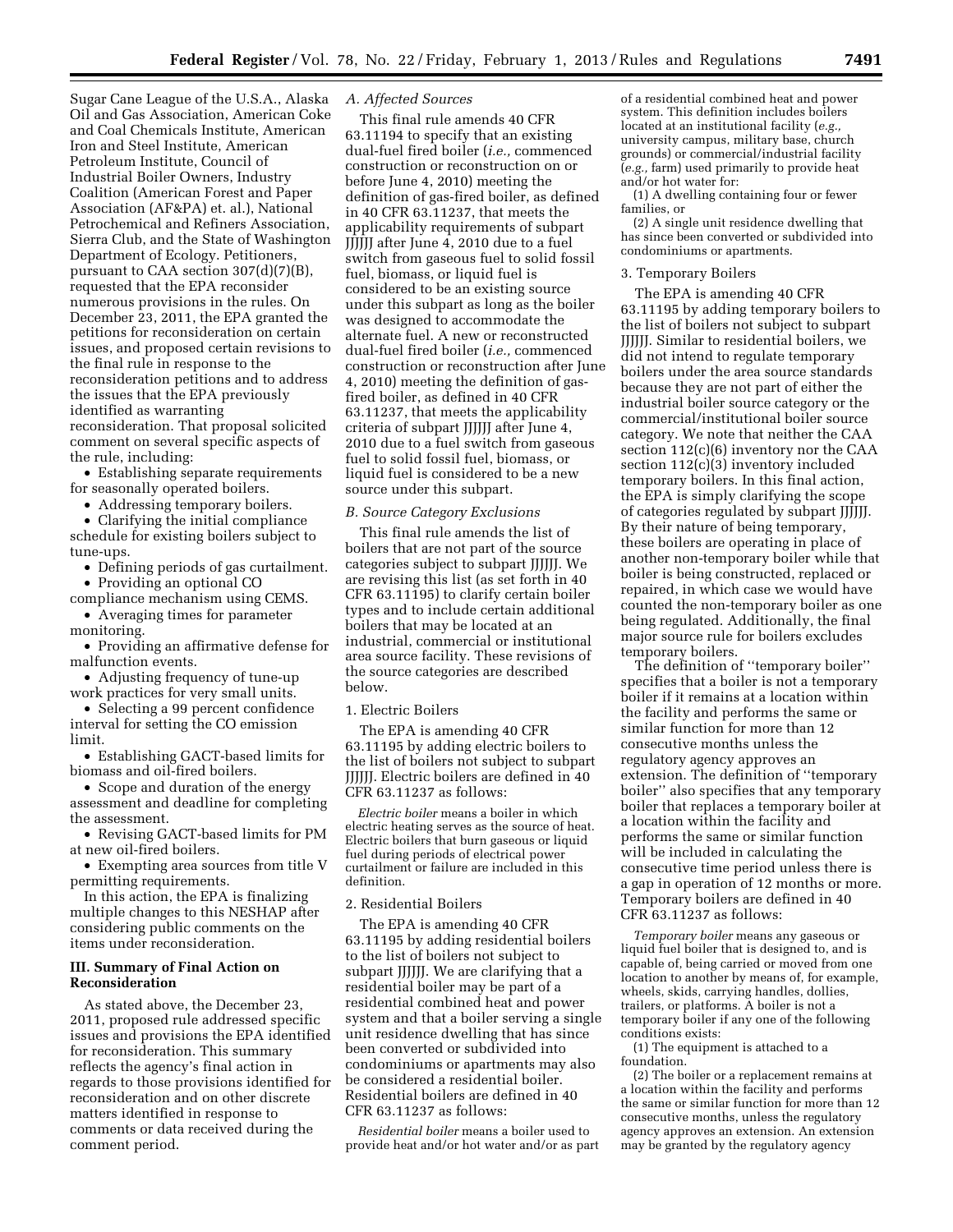Sugar Cane League of the U.S.A., Alaska Oil and Gas Association, American Coke and Coal Chemicals Institute, American Iron and Steel Institute, American Petroleum Institute, Council of Industrial Boiler Owners, Industry Coalition (American Forest and Paper Association (AF&PA) et. al.), National Petrochemical and Refiners Association, Sierra Club, and the State of Washington Department of Ecology. Petitioners, pursuant to CAA section 307(d)(7)(B), requested that the EPA reconsider numerous provisions in the rules. On December 23, 2011, the EPA granted the petitions for reconsideration on certain issues, and proposed certain revisions to the final rule in response to the reconsideration petitions and to address the issues that the EPA previously identified as warranting reconsideration. That proposal solicited comment on several specific aspects of the rule, including:

- Establishing separate requirements for seasonally operated boilers.
- Addressing temporary boilers.
- Clarifying the initial compliance schedule for existing boilers subject to tune-ups.
- Defining periods of gas curtailment.
- Providing an optional CO compliance mechanism using CEMS.
- Averaging times for parameter monitoring.
- Providing an affirmative defense for malfunction events.
- Adjusting frequency of tune-up work practices for very small units.
- Selecting a 99 percent confidence interval for setting the CO emission limit.
- Establishing GACT-based limits for biomass and oil-fired boilers.
- Scope and duration of the energy assessment and deadline for completing the assessment.
- Revising GACT-based limits for PM at new oil-fired boilers.
- Exempting area sources from title V permitting requirements.

In this action, the EPA is finalizing multiple changes to this NESHAP after considering public comments on the items under reconsideration.

## III. Summary of Final Action on Reconsideration

As stated above, the December 23, 2011, proposed rule addressed specific issues and provisions the EPA identified for reconsideration. This summary reflects the agency's final action in regards to those provisions identified for reconsideration and on other discrete matters identified in response to comments or data received during the comment period.

### A. Affected Sources

This final rule amends 40 CFR 63.11194 to specify that an existing dual-fuel fired boiler (*i.e.,* commenced construction or reconstruction on or before June 4, 2010) meeting the definition of gas-fired boiler, as defined in 40 CFR 63.11237, that meets the applicability requirements of subpart JJJJJJ after June 4, 2010 due to a fuel switch from gaseous fuel to solid fossil fuel, biomass, or liquid fuel is considered to be an existing source under this subpart as long as the boiler was designed to accommodate the alternate fuel. A new or reconstructed dual-fuel fired boiler (*i.e.,* commenced construction or reconstruction after June 4, 2010) meeting the definition of gas-fired boiler, as defined in 40 CFR 63.11237, that meets the applicability criteria of subpart JJJJJJ after June 4, 2010 due to a fuel switch from gaseous fuel to solid fossil fuel, biomass, or liquid fuel is considered to be a new source under this subpart.

### B. Source Category Exclusions

This final rule amends the list of boilers that are not part of the source categories subject to subpart JJJJJJ. We are revising this list (as set forth in 40 CFR 63.11195) to clarify certain boiler types and to include certain additional boilers that may be located at an industrial, commercial or institutional area source facility. These revisions of the source categories are described below.

1. Electric Boilers

The EPA is amending 40 CFR 63.11195 by adding electric boilers to the list of boilers not subject to subpart JJJJJJ. Electric boilers are defined in 40 CFR 63.11237 as follows:

> *Electric boiler* means a boiler in which electric heating serves as the source of heat. Electric boilers that burn gaseous or liquid fuel during periods of electrical power curtailment or failure are included in this definition.

2. Residential Boilers

The EPA is amending 40 CFR 63.11195 by adding residential boilers to the list of boilers not subject to subpart JJJJJJ. We are clarifying that a residential boiler may be part of a residential combined heat and power system and that a boiler serving a single unit residence dwelling that has since been converted or subdivided into condominiums or apartments may also be considered a residential boiler. Residential boilers are defined in 40 CFR 63.11237 as follows:

> *Residential boiler* means a boiler used to provide heat and/or hot water and/or as part of a residential combined heat and power system. This definition includes boilers located at an institutional facility (*e.g.,* university campus, military base, church grounds) or commercial/industrial facility (*e.g.,* farm) used primarily to provide heat and/or hot water for:
>
> (1) A dwelling containing four or fewer families, or
>
> (2) A single unit residence dwelling that has since been converted or subdivided into condominiums or apartments.

3. Temporary Boilers

The EPA is amending 40 CFR 63.11195 by adding temporary boilers to the list of boilers not subject to subpart JJJJJJ. Similar to residential boilers, we did not intend to regulate temporary boilers under the area source standards because they are not part of either the industrial boiler source category or the commercial/institutional boiler source category. We note that neither the CAA section 112(c)(6) inventory nor the CAA section 112(c)(3) inventory included temporary boilers. In this final action, the EPA is simply clarifying the scope of categories regulated by subpart JJJJJJ. By their nature of being temporary, these boilers are operating in place of another non-temporary boiler while that boiler is being constructed, replaced or repaired, in which case we would have counted the non-temporary boiler as one being regulated. Additionally, the final major source rule for boilers excludes temporary boilers.

The definition of ''temporary boiler'' specifies that a boiler is not a temporary boiler if it remains at a location within the facility and performs the same or similar function for more than 12 consecutive months unless the regulatory agency approves an extension. The definition of ''temporary boiler'' also specifies that any temporary boiler that replaces a temporary boiler at a location within the facility and performs the same or similar function will be included in calculating the consecutive time period unless there is a gap in operation of 12 months or more. Temporary boilers are defined in 40 CFR 63.11237 as follows:

> *Temporary boiler* means any gaseous or liquid fuel boiler that is designed to, and is capable of, being carried or moved from one location to another by means of, for example, wheels, skids, carrying handles, dollies, trailers, or platforms. A boiler is not a temporary boiler if any one of the following conditions exists:
>
> (1) The equipment is attached to a foundation.
>
> (2) The boiler or a replacement remains at a location within the facility and performs the same or similar function for more than 12 consecutive months, unless the regulatory agency approves an extension. An extension may be granted by the regulatory agency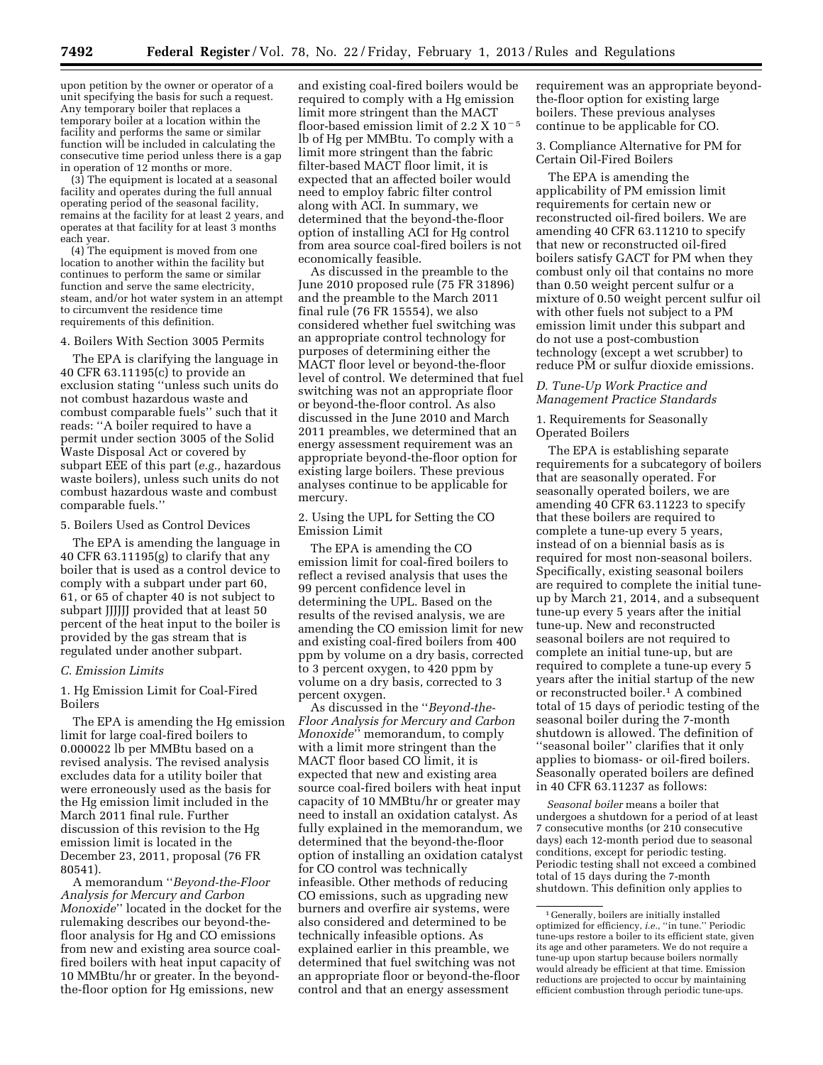upon petition by the owner or operator of a unit specifying the basis for such a request. Any temporary boiler that replaces a temporary boiler at a location within the facility and performs the same or similar function will be included in calculating the consecutive time period unless there is a gap in operation of 12 months or more.

(3) The equipment is located at a seasonal facility and operates during the full annual operating period of the seasonal facility, remains at the facility for at least 2 years, and operates at that facility for at least 3 months each year.

(4) The equipment is moved from one location to another within the facility but continues to perform the same or similar function and serve the same electricity, steam, and/or hot water system in an attempt to circumvent the residence time requirements of this definition.

4. Boilers With Section 3005 Permits

The EPA is clarifying the language in 40 CFR 63.11195(c) to provide an exclusion stating ''unless such units do not combust hazardous waste and combust comparable fuels'' such that it reads: ''A boiler required to have a permit under section 3005 of the Solid Waste Disposal Act or covered by subpart EEE of this part (*e.g.,* hazardous waste boilers), unless such units do not combust hazardous waste and combust comparable fuels.''

5. Boilers Used as Control Devices

The EPA is amending the language in 40 CFR 63.11195(g) to clarify that any boiler that is used as a control device to comply with a subpart under part 60, 61, or 65 of chapter 40 is not subject to subpart JJJJJJ provided that at least 50 percent of the heat input to the boiler is provided by the gas stream that is regulated under another subpart.

### *C. Emission Limits*

1. Hg Emission Limit for Coal-Fired Boilers

The EPA is amending the Hg emission limit for large coal-fired boilers to 0.000022 lb per MMBtu based on a revised analysis. The revised analysis excludes data for a utility boiler that were erroneously used as the basis for the Hg emission limit included in the March 2011 final rule. Further discussion of this revision to the Hg emission limit is located in the December 23, 2011, proposal (76 FR 80541).

A memorandum ''*Beyond-the-Floor Analysis for Mercury and Carbon Monoxide*'' located in the docket for the rulemaking describes our beyond-the-floor analysis for Hg and CO emissions from new and existing area source coal-fired boilers with heat input capacity of 10 MMBtu/hr or greater. In the beyond-the-floor option for Hg emissions, new and existing coal-fired boilers would be required to comply with a Hg emission limit more stringent than the MACT floor-based emission limit of $2.2 \times 10^{-5}$ lb of Hg per MMBtu. To comply with a limit more stringent than the fabric filter-based MACT floor limit, it is expected that an affected boiler would need to employ fabric filter control along with ACI. In summary, we determined that the beyond-the-floor option of installing ACI for Hg control from area source coal-fired boilers is not economically feasible.

As discussed in the preamble to the June 2010 proposed rule (75 FR 31896) and the preamble to the March 2011 final rule (76 FR 15554), we also considered whether fuel switching was an appropriate control technology for purposes of determining either the MACT floor level or beyond-the-floor level of control. We determined that fuel switching was not an appropriate floor or beyond-the-floor control. As also discussed in the June 2010 and March 2011 preambles, we determined that an energy assessment requirement was an appropriate beyond-the-floor option for existing large boilers. These previous analyses continue to be applicable for mercury.

2. Using the UPL for Setting the CO Emission Limit

The EPA is amending the CO emission limit for coal-fired boilers to reflect a revised analysis that uses the 99 percent confidence level in determining the UPL. Based on the results of the revised analysis, we are amending the CO emission limit for new and existing coal-fired boilers from 400 ppm by volume on a dry basis, corrected to 3 percent oxygen, to 420 ppm by volume on a dry basis, corrected to 3 percent oxygen.

As discussed in the ''*Beyond-the-Floor Analysis for Mercury and Carbon Monoxide*'' memorandum, to comply with a limit more stringent than the MACT floor based CO limit, it is expected that new and existing area source coal-fired boilers with heat input capacity of 10 MMBtu/hr or greater may need to install an oxidation catalyst. As fully explained in the memorandum, we determined that the beyond-the-floor option of installing an oxidation catalyst for CO control was technically infeasible. Other methods of reducing CO emissions, such as upgrading new burners and overfire air systems, were also considered and determined to be technically infeasible options. As explained earlier in this preamble, we determined that fuel switching was not an appropriate floor or beyond-the-floor control and that an energy assessment requirement was an appropriate beyond-the-floor option for existing large boilers. These previous analyses continue to be applicable for CO.

3. Compliance Alternative for PM for Certain Oil-Fired Boilers

The EPA is amending the applicability of PM emission limit requirements for certain new or reconstructed oil-fired boilers. We are amending 40 CFR 63.11210 to specify that new or reconstructed oil-fired boilers satisfy GACT for PM when they combust only oil that contains no more than 0.50 weight percent sulfur or a mixture of 0.50 weight percent sulfur oil with other fuels not subject to a PM emission limit under this subpart and do not use a post-combustion technology (except a wet scrubber) to reduce PM or sulfur dioxide emissions.

### *D. Tune-Up Work Practice and Management Practice Standards*

1. Requirements for Seasonally Operated Boilers

The EPA is establishing separate requirements for a subcategory of boilers that are seasonally operated. For seasonally operated boilers, we are amending 40 CFR 63.11223 to specify that these boilers are required to complete a tune-up every 5 years, instead of on a biennial basis as is required for most non-seasonal boilers. Specifically, existing seasonal boilers are required to complete the initial tune-up by March 21, 2014, and a subsequent tune-up every 5 years after the initial tune-up. New and reconstructed seasonal boilers are not required to complete an initial tune-up, but are required to complete a tune-up every 5 years after the initial startup of the new or reconstructed boiler.[1] A combined total of 15 days of periodic testing of the seasonal boiler during the 7-month shutdown is allowed. The definition of ''seasonal boiler'' clarifies that it only applies to biomass- or oil-fired boilers. Seasonally operated boilers are defined in 40 CFR 63.11237 as follows:

*Seasonal boiler* means a boiler that undergoes a shutdown for a period of at least 7 consecutive months (or 210 consecutive days) each 12-month period due to seasonal conditions, except for periodic testing. Periodic testing shall not exceed a combined total of 15 days during the 7-month shutdown. This definition only applies to

[1] Generally, boilers are initially installed optimized for efficiency, *i.e.*, ''in tune.'' Periodic tune-ups restore a boiler to its efficient state, given its age and other parameters. We do not require a tune-up upon startup because boilers normally would already be efficient at that time. Emission reductions are projected to occur by maintaining efficient combustion through periodic tune-ups.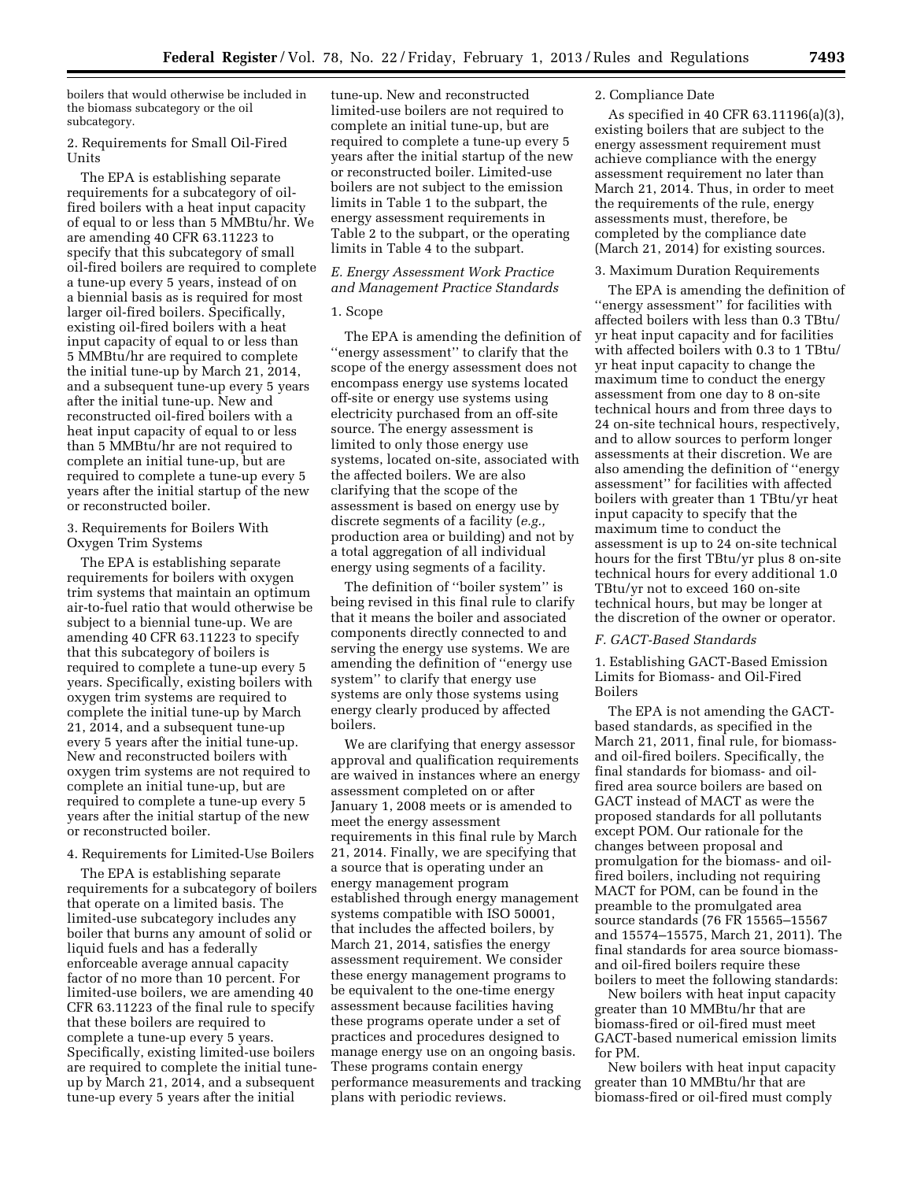boilers that would otherwise be included in the biomass subcategory or the oil subcategory.

2. Requirements for Small Oil-Fired Units

The EPA is establishing separate requirements for a subcategory of oil-fired boilers with a heat input capacity of equal to or less than 5 MMBtu/hr. We are amending 40 CFR 63.11223 to specify that this subcategory of small oil-fired boilers are required to complete a tune-up every 5 years, instead of on a biennial basis as is required for most larger oil-fired boilers. Specifically, existing oil-fired boilers with a heat input capacity of equal to or less than 5 MMBtu/hr are required to complete the initial tune-up by March 21, 2014, and a subsequent tune-up every 5 years after the initial tune-up. New and reconstructed oil-fired boilers with a heat input capacity of equal to or less than 5 MMBtu/hr are not required to complete an initial tune-up, but are required to complete a tune-up every 5 years after the initial startup of the new or reconstructed boiler.

3. Requirements for Boilers With Oxygen Trim Systems

The EPA is establishing separate requirements for boilers with oxygen trim systems that maintain an optimum air-to-fuel ratio that would otherwise be subject to a biennial tune-up. We are amending 40 CFR 63.11223 to specify that this subcategory of boilers is required to complete a tune-up every 5 years. Specifically, existing boilers with oxygen trim systems are required to complete the initial tune-up by March 21, 2014, and a subsequent tune-up every 5 years after the initial tune-up. New and reconstructed boilers with oxygen trim systems are not required to complete an initial tune-up, but are required to complete a tune-up every 5 years after the initial startup of the new or reconstructed boiler.

4. Requirements for Limited-Use Boilers

The EPA is establishing separate requirements for a subcategory of boilers that operate on a limited basis. The limited-use subcategory includes any boiler that burns any amount of solid or liquid fuels and has a federally enforceable average annual capacity factor of no more than 10 percent. For limited-use boilers, we are amending 40 CFR 63.11223 of the final rule to specify that these boilers are required to complete a tune-up every 5 years. Specifically, existing limited-use boilers are required to complete the initial tune-up by March 21, 2014, and a subsequent tune-up every 5 years after the initial tune-up. New and reconstructed limited-use boilers are not required to complete an initial tune-up, but are required to complete a tune-up every 5 years after the initial startup of the new or reconstructed boiler. Limited-use boilers are not subject to the emission limits in Table 1 to the subpart, the energy assessment requirements in Table 2 to the subpart, or the operating limits in Table 4 to the subpart.

### *E. Energy Assessment Work Practice and Management Practice Standards*

1. Scope

The EPA is amending the definition of ''energy assessment'' to clarify that the scope of the energy assessment does not encompass energy use systems located off-site or energy use systems using electricity purchased from an off-site source. The energy assessment is limited to only those energy use systems, located on-site, associated with the affected boilers. We are also clarifying that the scope of the assessment is based on energy use by discrete segments of a facility (*e.g.,* production area or building) and not by a total aggregation of all individual energy using segments of a facility.

The definition of ''boiler system'' is being revised in this final rule to clarify that it means the boiler and associated components directly connected to and serving the energy use systems. We are amending the definition of ''energy use system'' to clarify that energy use systems are only those systems using energy clearly produced by affected boilers.

We are clarifying that energy assessor approval and qualification requirements are waived in instances where an energy assessment completed on or after January 1, 2008 meets or is amended to meet the energy assessment requirements in this final rule by March 21, 2014. Finally, we are specifying that a source that is operating under an energy management program established through energy management systems compatible with ISO 50001, that includes the affected boilers, by March 21, 2014, satisfies the energy assessment requirement. We consider these energy management programs to be equivalent to the one-time energy assessment because facilities having these programs operate under a set of practices and procedures designed to manage energy use on an ongoing basis. These programs contain energy performance measurements and tracking plans with periodic reviews.

2. Compliance Date

As specified in 40 CFR 63.11196(a)(3), existing boilers that are subject to the energy assessment requirement must achieve compliance with the energy assessment requirement no later than March 21, 2014. Thus, in order to meet the requirements of the rule, energy assessments must, therefore, be completed by the compliance date (March 21, 2014) for existing sources.

3. Maximum Duration Requirements

The EPA is amending the definition of ''energy assessment'' for facilities with affected boilers with less than 0.3 TBtu/yr heat input capacity and for facilities with affected boilers with 0.3 to 1 TBtu/yr heat input capacity to change the maximum time to conduct the energy assessment from one day to 8 on-site technical hours and from three days to 24 on-site technical hours, respectively, and to allow sources to perform longer assessments at their discretion. We are also amending the definition of ''energy assessment'' for facilities with affected boilers with greater than 1 TBtu/yr heat input capacity to specify that the maximum time to conduct the assessment is up to 24 on-site technical hours for the first TBtu/yr plus 8 on-site technical hours for every additional 1.0 TBtu/yr not to exceed 160 on-site technical hours, but may be longer at the discretion of the owner or operator.

### *F. GACT-Based Standards*

1. Establishing GACT-Based Emission Limits for Biomass- and Oil-Fired Boilers

The EPA is not amending the GACT-based standards, as specified in the March 21, 2011, final rule, for biomass- and oil-fired boilers. Specifically, the final standards for biomass- and oil-fired area source boilers are based on GACT instead of MACT as were the proposed standards for all pollutants except POM. Our rationale for the changes between proposal and promulgation for the biomass- and oil-fired boilers, including not requiring MACT for POM, can be found in the preamble to the promulgated area source standards (76 FR 15565–15567 and 15574–15575, March 21, 2011). The final standards for area source biomass- and oil-fired boilers require these boilers to meet the following standards:

New boilers with heat input capacity greater than 10 MMBtu/hr that are biomass-fired or oil-fired must meet GACT-based numerical emission limits for PM.

New boilers with heat input capacity greater than 10 MMBtu/hr that are biomass-fired or oil-fired must comply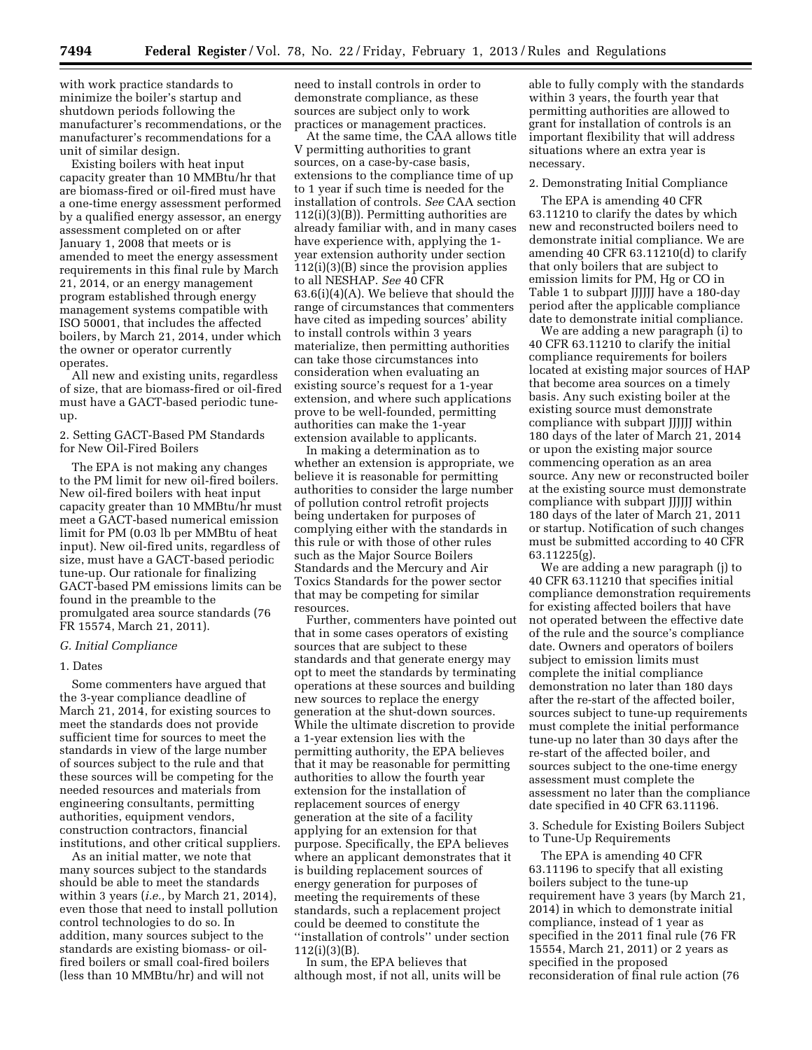with work practice standards to minimize the boiler's startup and shutdown periods following the manufacturer's recommendations, or the manufacturer's recommendations for a unit of similar design.

Existing boilers with heat input capacity greater than 10 MMBtu/hr that are biomass-fired or oil-fired must have a one-time energy assessment performed by a qualified energy assessor, an energy assessment completed on or after January 1, 2008 that meets or is amended to meet the energy assessment requirements in this final rule by March 21, 2014, or an energy management program established through energy management systems compatible with ISO 50001, that includes the affected boilers, by March 21, 2014, under which the owner or operator currently operates.

All new and existing units, regardless of size, that are biomass-fired or oil-fired must have a GACT-based periodic tune-up.

2. Setting GACT-Based PM Standards for New Oil-Fired Boilers

The EPA is not making any changes to the PM limit for new oil-fired boilers. New oil-fired boilers with heat input capacity greater than 10 MMBtu/hr must meet a GACT-based numerical emission limit for PM (0.03 lb per MMBtu of heat input). New oil-fired units, regardless of size, must have a GACT-based periodic tune-up. Our rationale for finalizing GACT-based PM emissions limits can be found in the preamble to the promulgated area source standards (76 FR 15574, March 21, 2011).

### *G. Initial Compliance*

1. Dates

Some commenters have argued that the 3-year compliance deadline of March 21, 2014, for existing sources to meet the standards does not provide sufficient time for sources to meet the standards in view of the large number of sources subject to the rule and that these sources will be competing for the needed resources and materials from engineering consultants, permitting authorities, equipment vendors, construction contractors, financial institutions, and other critical suppliers.

As an initial matter, we note that many sources subject to the standards should be able to meet the standards within 3 years (*i.e.,* by March 21, 2014), even those that need to install pollution control technologies to do so. In addition, many sources subject to the standards are existing biomass- or oil-fired boilers or small coal-fired boilers (less than 10 MMBtu/hr) and will not need to install controls in order to demonstrate compliance, as these sources are subject only to work practices or management practices.

At the same time, the CAA allows title V permitting authorities to grant sources, on a case-by-case basis, extensions to the compliance time of up to 1 year if such time is needed for the installation of controls. *See* CAA section 112(i)(3)(B)). Permitting authorities are already familiar with, and in many cases have experience with, applying the 1-year extension authority under section 112(i)(3)(B) since the provision applies to all NESHAP. *See* 40 CFR 63.6(i)(4)(A). We believe that should the range of circumstances that commenters have cited as impeding sources' ability to install controls within 3 years materialize, then permitting authorities can take those circumstances into consideration when evaluating an existing source's request for a 1-year extension, and where such applications prove to be well-founded, permitting authorities can make the 1-year extension available to applicants.

In making a determination as to whether an extension is appropriate, we believe it is reasonable for permitting authorities to consider the large number of pollution control retrofit projects being undertaken for purposes of complying either with the standards in this rule or with those of other rules such as the Major Source Boilers Standards and the Mercury and Air Toxics Standards for the power sector that may be competing for similar resources.

Further, commenters have pointed out that in some cases operators of existing sources that are subject to these standards and that generate energy may opt to meet the standards by terminating operations at these sources and building new sources to replace the energy generation at the shut-down sources. While the ultimate discretion to provide a 1-year extension lies with the permitting authority, the EPA believes that it may be reasonable for permitting authorities to allow the fourth year extension for the installation of replacement sources of energy generation at the site of a facility applying for an extension for that purpose. Specifically, the EPA believes where an applicant demonstrates that it is building replacement sources of energy generation for purposes of meeting the requirements of these standards, such a replacement project could be deemed to constitute the ''installation of controls'' under section 112(i)(3)(B).

In sum, the EPA believes that although most, if not all, units will be able to fully comply with the standards within 3 years, the fourth year that permitting authorities are allowed to grant for installation of controls is an important flexibility that will address situations where an extra year is necessary.

2. Demonstrating Initial Compliance

The EPA is amending 40 CFR 63.11210 to clarify the dates by which new and reconstructed boilers need to demonstrate initial compliance. We are amending 40 CFR 63.11210(d) to clarify that only boilers that are subject to emission limits for PM, Hg or CO in Table 1 to subpart JJJJJJ have a 180-day period after the applicable compliance date to demonstrate initial compliance.

We are adding a new paragraph (i) to 40 CFR 63.11210 to clarify the initial compliance requirements for boilers located at existing major sources of HAP that become area sources on a timely basis. Any such existing boiler at the existing source must demonstrate compliance with subpart JJJJJJ within 180 days of the later of March 21, 2014 or upon the existing major source commencing operation as an area source. Any new or reconstructed boiler at the existing source must demonstrate compliance with subpart JJJJJJ within 180 days of the later of March 21, 2011 or startup. Notification of such changes must be submitted according to 40 CFR 63.11225(g).

We are adding a new paragraph (j) to 40 CFR 63.11210 that specifies initial compliance demonstration requirements for existing affected boilers that have not operated between the effective date of the rule and the source's compliance date. Owners and operators of boilers subject to emission limits must complete the initial compliance demonstration no later than 180 days after the re-start of the affected boiler, sources subject to tune-up requirements must complete the initial performance tune-up no later than 30 days after the re-start of the affected boiler, and sources subject to the one-time energy assessment must complete the assessment no later than the compliance date specified in 40 CFR 63.11196.

3. Schedule for Existing Boilers Subject to Tune-Up Requirements

The EPA is amending 40 CFR 63.11196 to specify that all existing boilers subject to the tune-up requirement have 3 years (by March 21, 2014) in which to demonstrate initial compliance, instead of 1 year as specified in the 2011 final rule (76 FR 15554, March 21, 2011) or 2 years as specified in the proposed reconsideration of final rule action (76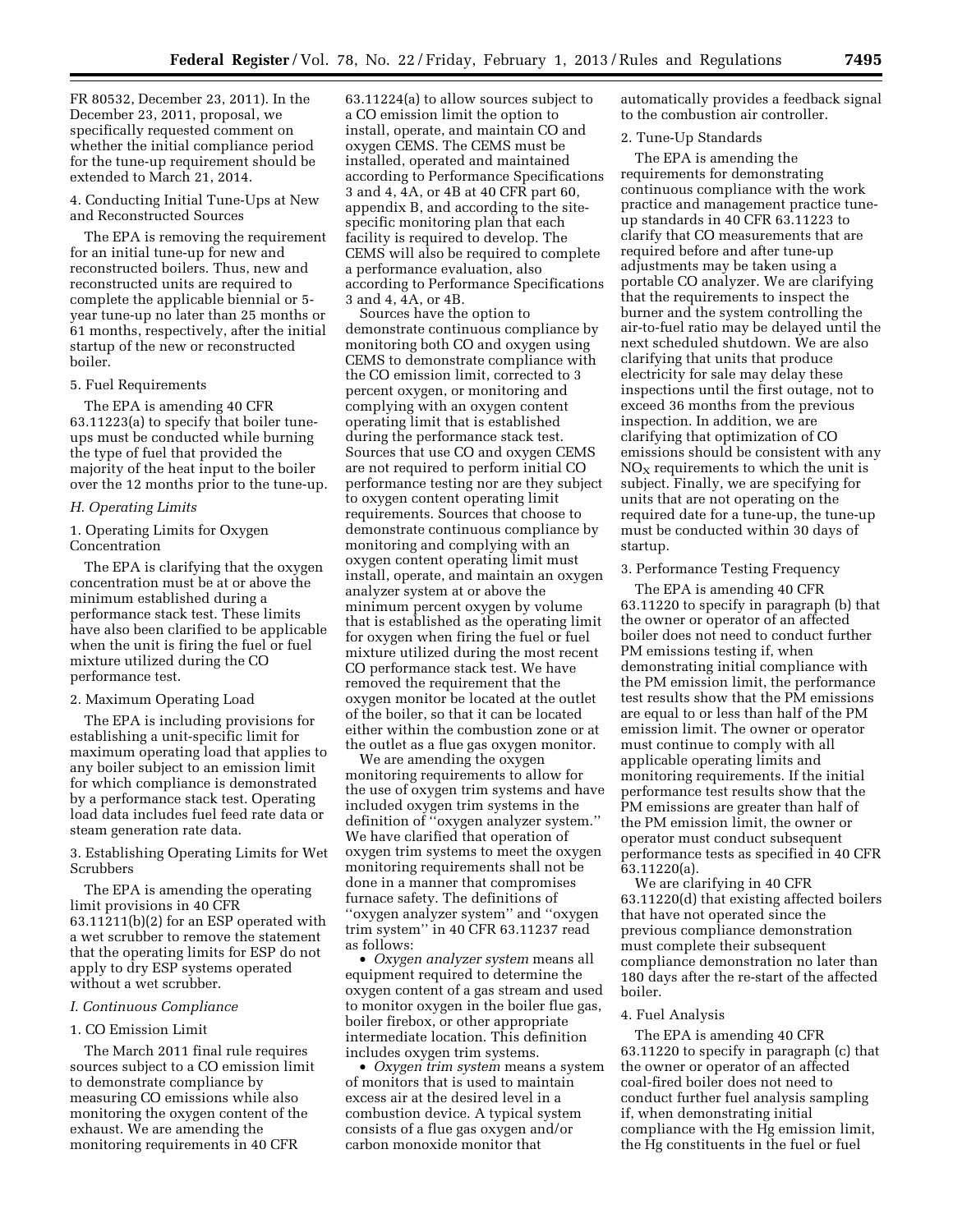FR 80532, December 23, 2011). In the December 23, 2011, proposal, we specifically requested comment on whether the initial compliance period for the tune-up requirement should be extended to March 21, 2014.

4. Conducting Initial Tune-Ups at New and Reconstructed Sources

The EPA is removing the requirement for an initial tune-up for new and reconstructed boilers. Thus, new and reconstructed units are required to complete the applicable biennial or 5-year tune-up no later than 25 months or 61 months, respectively, after the initial startup of the new or reconstructed boiler.

5. Fuel Requirements

The EPA is amending 40 CFR 63.11223(a) to specify that boiler tune-ups must be conducted while burning the type of fuel that provided the majority of the heat input to the boiler over the 12 months prior to the tune-up.

### *H. Operating Limits*

1. Operating Limits for Oxygen Concentration

The EPA is clarifying that the oxygen concentration must be at or above the minimum established during a performance stack test. These limits have also been clarified to be applicable when the unit is firing the fuel or fuel mixture utilized during the CO performance test.

2. Maximum Operating Load

The EPA is including provisions for establishing a unit-specific limit for maximum operating load that applies to any boiler subject to an emission limit for which compliance is demonstrated by a performance stack test. Operating load data includes fuel feed rate data or steam generation rate data.

3. Establishing Operating Limits for Wet Scrubbers

The EPA is amending the operating limit provisions in 40 CFR 63.11211(b)(2) for an ESP operated with a wet scrubber to remove the statement that the operating limits for ESP do not apply to dry ESP systems operated without a wet scrubber.

### *I. Continuous Compliance*

1. CO Emission Limit

The March 2011 final rule requires sources subject to a CO emission limit to demonstrate compliance by measuring CO emissions while also monitoring the oxygen content of the exhaust. We are amending the monitoring requirements in 40 CFR 63.11224(a) to allow sources subject to a CO emission limit the option to install, operate, and maintain CO and oxygen CEMS. The CEMS must be installed, operated and maintained according to Performance Specifications 3 and 4, 4A, or 4B at 40 CFR part 60, appendix B, and according to the site-specific monitoring plan that each facility is required to develop. The CEMS will also be required to complete a performance evaluation, also according to Performance Specifications 3 and 4, 4A, or 4B.

Sources have the option to demonstrate continuous compliance by monitoring both CO and oxygen using CEMS to demonstrate compliance with the CO emission limit, corrected to 3 percent oxygen, or monitoring and complying with an oxygen content operating limit that is established during the performance stack test. Sources that use CO and oxygen CEMS are not required to perform initial CO performance testing nor are they subject to oxygen content operating limit requirements. Sources that choose to demonstrate continuous compliance by monitoring and complying with an oxygen content operating limit must install, operate, and maintain an oxygen analyzer system at or above the minimum percent oxygen by volume that is established as the operating limit for oxygen when firing the fuel or fuel mixture utilized during the most recent CO performance stack test. We have removed the requirement that the oxygen monitor be located at the outlet of the boiler, so that it can be located either within the combustion zone or at the outlet as a flue gas oxygen monitor.

We are amending the oxygen monitoring requirements to allow for the use of oxygen trim systems and have included oxygen trim systems in the definition of "oxygen analyzer system." We have clarified that operation of oxygen trim systems to meet the oxygen monitoring requirements shall not be done in a manner that compromises furnace safety. The definitions of "oxygen analyzer system" and "oxygen trim system" in 40 CFR 63.11237 read as follows:

- *Oxygen analyzer system* means all equipment required to determine the oxygen content of a gas stream and used to monitor oxygen in the boiler flue gas, boiler firebox, or other appropriate intermediate location. This definition includes oxygen trim systems.
- *Oxygen trim system* means a system of monitors that is used to maintain excess air at the desired level in a combustion device. A typical system consists of a flue gas oxygen and/or carbon monoxide monitor that automatically provides a feedback signal to the combustion air controller.

2. Tune-Up Standards

The EPA is amending the requirements for demonstrating continuous compliance with the work practice and management practice tune-up standards in 40 CFR 63.11223 to clarify that CO measurements that are required before and after tune-up adjustments may be taken using a portable CO analyzer. We are clarifying that the requirements to inspect the burner and the system controlling the air-to-fuel ratio may be delayed until the next scheduled shutdown. We are also clarifying that units that produce electricity for sale may delay these inspections until the first outage, not to exceed 36 months from the previous inspection. In addition, we are clarifying that optimization of CO emissions should be consistent with any $NO_X$ requirements to which the unit is subject. Finally, we are specifying for units that are not operating on the required date for a tune-up, the tune-up must be conducted within 30 days of startup.

3. Performance Testing Frequency

The EPA is amending 40 CFR 63.11220 to specify in paragraph (b) that the owner or operator of an affected boiler does not need to conduct further PM emissions testing if, when demonstrating initial compliance with the PM emission limit, the performance test results show that the PM emissions are equal to or less than half of the PM emission limit. The owner or operator must continue to comply with all applicable operating limits and monitoring requirements. If the initial performance test results show that the PM emissions are greater than half of the PM emission limit, the owner or operator must conduct subsequent performance tests as specified in 40 CFR 63.11220(a).

We are clarifying in 40 CFR 63.11220(d) that existing affected boilers that have not operated since the previous compliance demonstration must complete their subsequent compliance demonstration no later than 180 days after the re-start of the affected boiler.

4. Fuel Analysis

The EPA is amending 40 CFR 63.11220 to specify in paragraph (c) that the owner or operator of an affected coal-fired boiler does not need to conduct further fuel analysis sampling if, when demonstrating initial compliance with the Hg emission limit, the Hg constituents in the fuel or fuel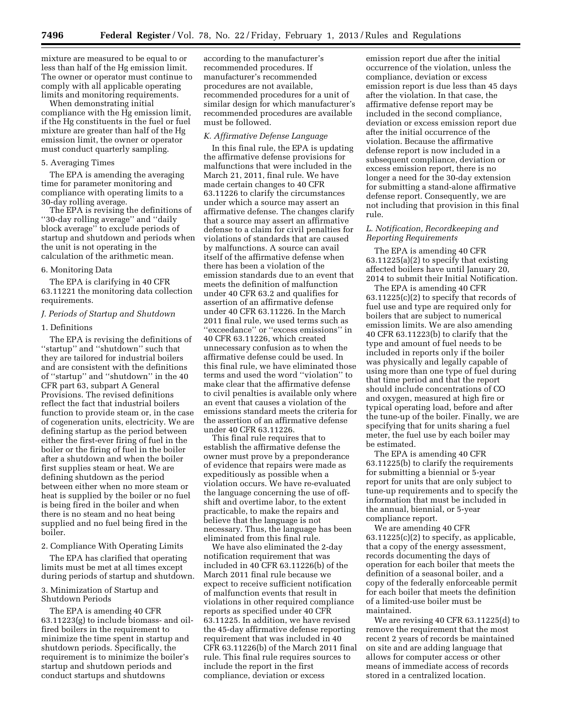mixture are measured to be equal to or less than half of the Hg emission limit. The owner or operator must continue to comply with all applicable operating limits and monitoring requirements.

When demonstrating initial compliance with the Hg emission limit, if the Hg constituents in the fuel or fuel mixture are greater than half of the Hg emission limit, the owner or operator must conduct quarterly sampling.

5. Averaging Times

The EPA is amending the averaging time for parameter monitoring and compliance with operating limits to a 30-day rolling average.

The EPA is revising the definitions of ''30-day rolling average'' and ''daily block average'' to exclude periods of startup and shutdown and periods when the unit is not operating in the calculation of the arithmetic mean.

6. Monitoring Data

The EPA is clarifying in 40 CFR 63.11221 the monitoring data collection requirements.

*J. Periods of Startup and Shutdown*

1. Definitions

The EPA is revising the definitions of ''startup'' and ''shutdown'' such that they are tailored for industrial boilers and are consistent with the definitions of ''startup'' and ''shutdown'' in the 40 CFR part 63, subpart A General Provisions. The revised definitions reflect the fact that industrial boilers function to provide steam or, in the case of cogeneration units, electricity. We are defining startup as the period between either the first-ever firing of fuel in the boiler or the firing of fuel in the boiler after a shutdown and when the boiler first supplies steam or heat. We are defining shutdown as the period between either when no more steam or heat is supplied by the boiler or no fuel is being fired in the boiler and when there is no steam and no heat being supplied and no fuel being fired in the boiler.

2. Compliance With Operating Limits

The EPA has clarified that operating limits must be met at all times except during periods of startup and shutdown.

3. Minimization of Startup and Shutdown Periods

The EPA is amending 40 CFR 63.11223(g) to include biomass- and oil-fired boilers in the requirement to minimize the time spent in startup and shutdown periods. Specifically, the requirement is to minimize the boiler's startup and shutdown periods and conduct startups and shutdowns according to the manufacturer's recommended procedures. If manufacturer's recommended procedures are not available, recommended procedures for a unit of similar design for which manufacturer's recommended procedures are available must be followed.

*K. Affirmative Defense Language*

In this final rule, the EPA is updating the affirmative defense provisions for malfunctions that were included in the March 21, 2011, final rule. We have made certain changes to 40 CFR 63.11226 to clarify the circumstances under which a source may assert an affirmative defense. The changes clarify that a source may assert an affirmative defense to a claim for civil penalties for violations of standards that are caused by malfunctions. A source can avail itself of the affirmative defense when there has been a violation of the emission standards due to an event that meets the definition of malfunction under 40 CFR 63.2 and qualifies for assertion of an affirmative defense under 40 CFR 63.11226. In the March 2011 final rule, we used terms such as ''exceedance'' or ''excess emissions'' in 40 CFR 63.11226, which created unnecessary confusion as to when the affirmative defense could be used. In this final rule, we have eliminated those terms and used the word ''violation'' to make clear that the affirmative defense to civil penalties is available only where an event that causes a violation of the emissions standard meets the criteria for the assertion of an affirmative defense under 40 CFR 63.11226.

This final rule requires that to establish the affirmative defense the owner must prove by a preponderance of evidence that repairs were made as expeditiously as possible when a violation occurs. We have re-evaluated the language concerning the use of off-shift and overtime labor, to the extent practicable, to make the repairs and believe that the language is not necessary. Thus, the language has been eliminated from this final rule.

We have also eliminated the 2-day notification requirement that was included in 40 CFR 63.11226(b) of the March 2011 final rule because we expect to receive sufficient notification of malfunction events that result in violations in other required compliance reports as specified under 40 CFR 63.11225. In addition, we have revised the 45-day affirmative defense reporting requirement that was included in 40 CFR 63.11226(b) of the March 2011 final rule. This final rule requires sources to include the report in the first compliance, deviation or excess emission report due after the initial occurrence of the violation, unless the compliance, deviation or excess emission report is due less than 45 days after the violation. In that case, the affirmative defense report may be included in the second compliance, deviation or excess emission report due after the initial occurrence of the violation. Because the affirmative defense report is now included in a subsequent compliance, deviation or excess emission report, there is no longer a need for the 30-day extension for submitting a stand-alone affirmative defense report. Consequently, we are not including that provision in this final rule.

*L. Notification, Recordkeeping and Reporting Requirements*

The EPA is amending 40 CFR 63.11225(a)(2) to specify that existing affected boilers have until January 20, 2014 to submit their Initial Notification.

The EPA is amending 40 CFR 63.11225(c)(2) to specify that records of fuel use and type are required only for boilers that are subject to numerical emission limits. We are also amending 40 CFR 63.11223(b) to clarify that the type and amount of fuel needs to be included in reports only if the boiler was physically and legally capable of using more than one type of fuel during that time period and that the report should include concentrations of CO and oxygen, measured at high fire or typical operating load, before and after the tune-up of the boiler. Finally, we are specifying that for units sharing a fuel meter, the fuel use by each boiler may be estimated.

The EPA is amending 40 CFR 63.11225(b) to clarify the requirements for submitting a biennial or 5-year report for units that are only subject to tune-up requirements and to specify the information that must be included in the annual, biennial, or 5-year compliance report.

We are amending 40 CFR 63.11225(c)(2) to specify, as applicable, that a copy of the energy assessment, records documenting the days of operation for each boiler that meets the definition of a seasonal boiler, and a copy of the federally enforceable permit for each boiler that meets the definition of a limited-use boiler must be maintained.

We are revising 40 CFR 63.11225(d) to remove the requirement that the most recent 2 years of records be maintained on site and are adding language that allows for computer access or other means of immediate access of records stored in a centralized location.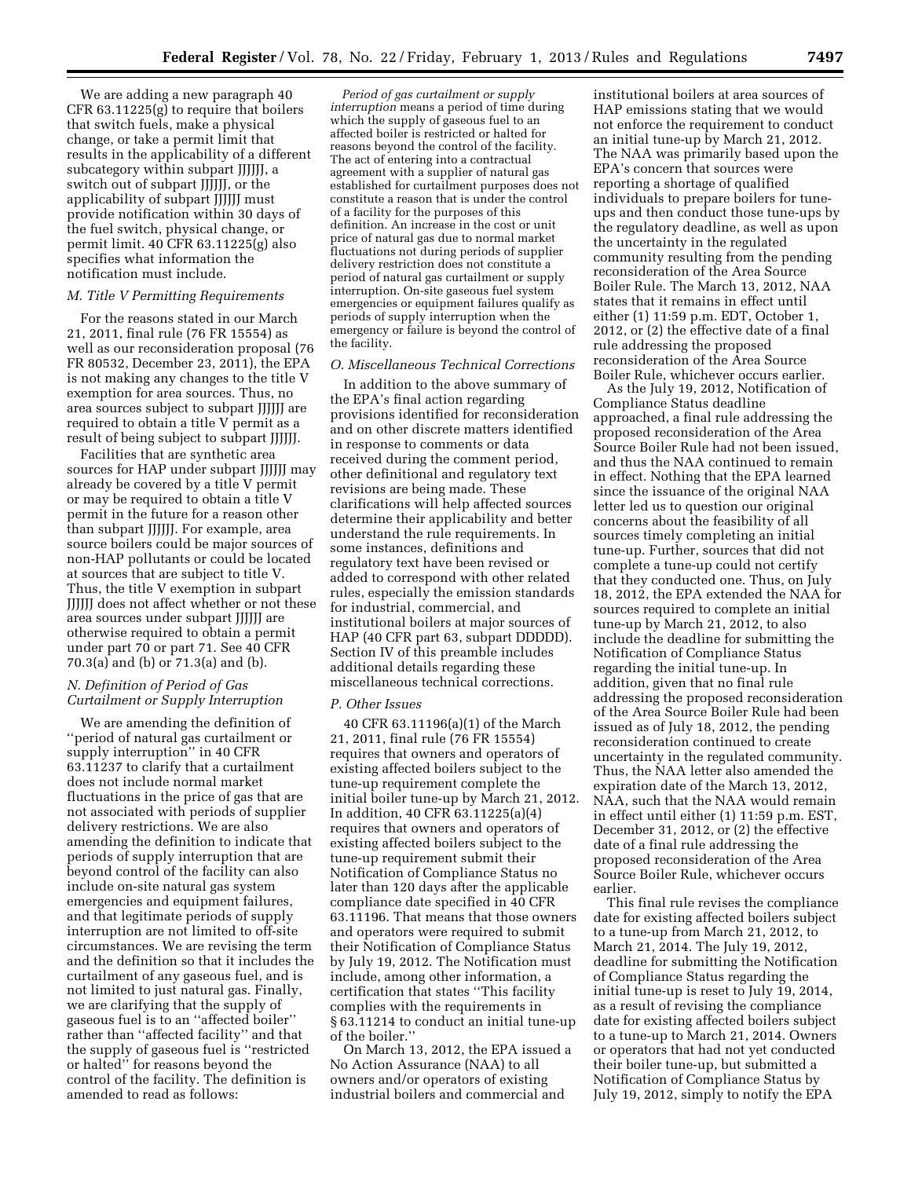We are adding a new paragraph 40 CFR 63.11225(g) to require that boilers that switch fuels, make a physical change, or take a permit limit that results in the applicability of a different subcategory within subpart JJJJJJ, a switch out of subpart JJJJJJ, or the applicability of subpart JJJJJJ must provide notification within 30 days of the fuel switch, physical change, or permit limit. 40 CFR 63.11225(g) also specifies what information the notification must include.

### M. Title V Permitting Requirements

For the reasons stated in our March 21, 2011, final rule (76 FR 15554) as well as our reconsideration proposal (76 FR 80532, December 23, 2011), the EPA is not making any changes to the title V exemption for area sources. Thus, no area sources subject to subpart JJJJJJ are required to obtain a title V permit as a result of being subject to subpart JJJJJJ.

Facilities that are synthetic area sources for HAP under subpart JJJJJJ may already be covered by a title V permit or may be required to obtain a title V permit in the future for a reason other than subpart JJJJJJ. For example, area source boilers could be major sources of non-HAP pollutants or could be located at sources that are subject to title V. Thus, the title V exemption in subpart JJJJJJ does not affect whether or not these area sources under subpart JJJJJJ are otherwise required to obtain a permit under part 70 or part 71. See 40 CFR 70.3(a) and (b) or 71.3(a) and (b).

### N. Definition of Period of Gas Curtailment or Supply Interruption

We are amending the definition of ''period of natural gas curtailment or supply interruption'' in 40 CFR 63.11237 to clarify that a curtailment does not include normal market fluctuations in the price of gas that are not associated with periods of supplier delivery restrictions. We are also amending the definition to indicate that periods of supply interruption that are beyond control of the facility can also include on-site natural gas system emergencies and equipment failures, and that legitimate periods of supply interruption are not limited to off-site circumstances. We are revising the term and the definition so that it includes the curtailment of any gaseous fuel, and is not limited to just natural gas. Finally, we are clarifying that the supply of gaseous fuel is to an ''affected boiler'' rather than ''affected facility'' and that the supply of gaseous fuel is ''restricted or halted'' for reasons beyond the control of the facility. The definition is amended to read as follows:

*Period of gas curtailment or supply interruption* means a period of time during which the supply of gaseous fuel to an affected boiler is restricted or halted for reasons beyond the control of the facility. The act of entering into a contractual agreement with a supplier of natural gas established for curtailment purposes does not constitute a reason that is under the control of a facility for the purposes of this definition. An increase in the cost or unit price of natural gas due to normal market fluctuations not during periods of supplier delivery restriction does not constitute a period of natural gas curtailment or supply interruption. On-site gaseous fuel system emergencies or equipment failures qualify as periods of supply interruption when the emergency or failure is beyond the control of the facility.

### O. Miscellaneous Technical Corrections

In addition to the above summary of the EPA's final action regarding provisions identified for reconsideration and on other discrete matters identified in response to comments or data received during the comment period, other definitional and regulatory text revisions are being made. These clarifications will help affected sources determine their applicability and better understand the rule requirements. In some instances, definitions and regulatory text have been revised or added to correspond with other related rules, especially the emission standards for industrial, commercial, and institutional boilers at major sources of HAP (40 CFR part 63, subpart DDDDD). Section IV of this preamble includes additional details regarding these miscellaneous technical corrections.

### P. Other Issues

40 CFR 63.11196(a)(1) of the March 21, 2011, final rule (76 FR 15554) requires that owners and operators of existing affected boilers subject to the tune-up requirement complete the initial boiler tune-up by March 21, 2012. In addition, 40 CFR 63.11225(a)(4) requires that owners and operators of existing affected boilers subject to the tune-up requirement submit their Notification of Compliance Status no later than 120 days after the applicable compliance date specified in 40 CFR 63.11196. That means that those owners and operators were required to submit their Notification of Compliance Status by July 19, 2012. The Notification must include, among other information, a certification that states ''This facility complies with the requirements in § 63.11214 to conduct an initial tune-up of the boiler.''

On March 13, 2012, the EPA issued a No Action Assurance (NAA) to all owners and/or operators of existing industrial boilers and commercial and institutional boilers at area sources of HAP emissions stating that we would not enforce the requirement to conduct an initial tune-up by March 21, 2012. The NAA was primarily based upon the EPA's concern that sources were reporting a shortage of qualified individuals to prepare boilers for tune-ups and then conduct those tune-ups by the regulatory deadline, as well as upon the uncertainty in the regulated community resulting from the pending reconsideration of the Area Source Boiler Rule. The March 13, 2012, NAA states that it remains in effect until either (1) 11:59 p.m. EDT, October 1, 2012, or (2) the effective date of a final rule addressing the proposed reconsideration of the Area Source Boiler Rule, whichever occurs earlier.

As the July 19, 2012, Notification of Compliance Status deadline approached, a final rule addressing the proposed reconsideration of the Area Source Boiler Rule had not been issued, and thus the NAA continued to remain in effect. Nothing that the EPA learned since the issuance of the original NAA letter led us to question our original concerns about the feasibility of all sources timely completing an initial tune-up. Further, sources that did not complete a tune-up could not certify that they conducted one. Thus, on July 18, 2012, the EPA extended the NAA for sources required to complete an initial tune-up by March 21, 2012, to also include the deadline for submitting the Notification of Compliance Status regarding the initial tune-up. In addition, given that no final rule addressing the proposed reconsideration of the Area Source Boiler Rule had been issued as of July 18, 2012, the pending reconsideration continued to create uncertainty in the regulated community. Thus, the NAA letter also amended the expiration date of the March 13, 2012, NAA, such that the NAA would remain in effect until either (1) 11:59 p.m. EST, December 31, 2012, or (2) the effective date of a final rule addressing the proposed reconsideration of the Area Source Boiler Rule, whichever occurs earlier.

This final rule revises the compliance date for existing affected boilers subject to a tune-up from March 21, 2012, to March 21, 2014. The July 19, 2012, deadline for submitting the Notification of Compliance Status regarding the initial tune-up is reset to July 19, 2014, as a result of revising the compliance date for existing affected boilers subject to a tune-up to March 21, 2014. Owners or operators that had not yet conducted their boiler tune-up, but submitted a Notification of Compliance Status by July 19, 2012, simply to notify the EPA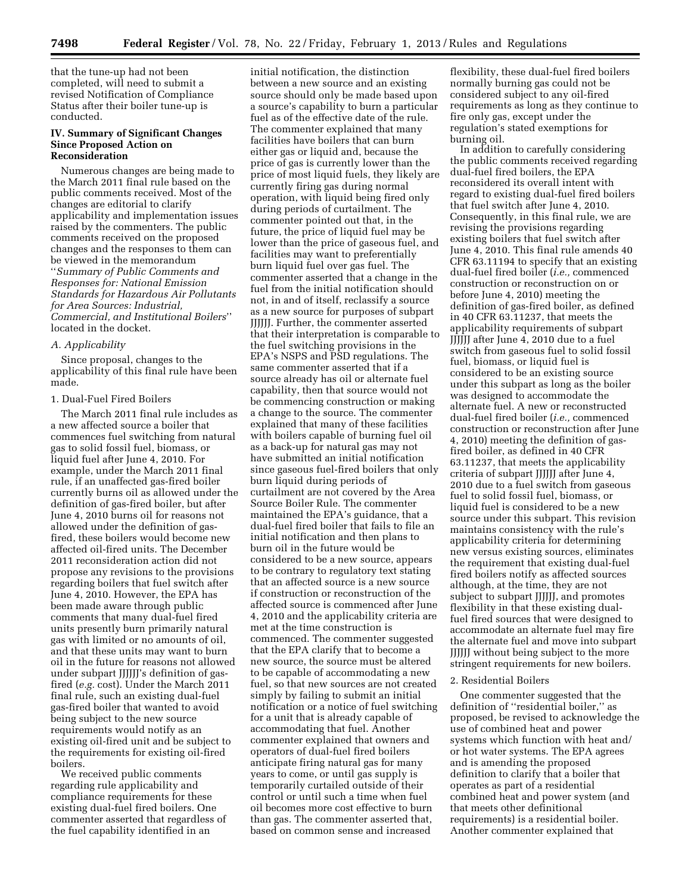that the tune-up had not been completed, will need to submit a revised Notification of Compliance Status after their boiler tune-up is conducted.

### IV. Summary of Significant Changes Since Proposed Action on Reconsideration

Numerous changes are being made to the March 2011 final rule based on the public comments received. Most of the changes are editorial to clarify applicability and implementation issues raised by the commenters. The public comments received on the proposed changes and the responses to them can be viewed in the memorandum ''*Summary of Public Comments and Responses for: National Emission Standards for Hazardous Air Pollutants for Area Sources: Industrial, Commercial, and Institutional Boilers*'' located in the docket.

#### A. Applicability

Since proposal, changes to the applicability of this final rule have been made.

##### 1. Dual-Fuel Fired Boilers

The March 2011 final rule includes as a new affected source a boiler that commences fuel switching from natural gas to solid fossil fuel, biomass, or liquid fuel after June 4, 2010. For example, under the March 2011 final rule, if an unaffected gas-fired boiler currently burns oil as allowed under the definition of gas-fired boiler, but after June 4, 2010 burns oil for reasons not allowed under the definition of gas-fired, these boilers would become new affected oil-fired units. The December 2011 reconsideration action did not propose any revisions to the provisions regarding boilers that fuel switch after June 4, 2010. However, the EPA has been made aware through public comments that many dual-fuel fired units presently burn primarily natural gas with limited or no amounts of oil, and that these units may want to burn oil in the future for reasons not allowed under subpart JJJJJJ's definition of gas-fired (*e.g.* cost). Under the March 2011 final rule, such an existing dual-fuel gas-fired boiler that wanted to avoid being subject to the new source requirements would notify as an existing oil-fired unit and be subject to the requirements for existing oil-fired boilers.

We received public comments regarding rule applicability and compliance requirements for these existing dual-fuel fired boilers. One commenter asserted that regardless of the fuel capability identified in an initial notification, the distinction between a new source and an existing source should only be made based upon a source's capability to burn a particular fuel as of the effective date of the rule. The commenter explained that many facilities have boilers that can burn either gas or liquid and, because the price of gas is currently lower than the price of most liquid fuels, they likely are currently firing gas during normal operation, with liquid being fired only during periods of curtailment. The commenter pointed out that, in the future, the price of liquid fuel may be lower than the price of gaseous fuel, and facilities may want to preferentially burn liquid fuel over gas fuel. The commenter asserted that a change in the fuel from the initial notification should not, in and of itself, reclassify a source as a new source for purposes of subpart JJJJJJ. Further, the commenter asserted that their interpretation is comparable to the fuel switching provisions in the EPA's NSPS and PSD regulations. The same commenter asserted that if a source already has oil or alternate fuel capability, then that source would not be commencing construction or making a change to the source. The commenter explained that many of these facilities with boilers capable of burning fuel oil as a back-up for natural gas may not have submitted an initial notification since gaseous fuel-fired boilers that only burn liquid during periods of curtailment are not covered by the Area Source Boiler Rule. The commenter maintained the EPA's guidance, that a dual-fuel fired boiler that fails to file an initial notification and then plans to burn oil in the future would be considered to be a new source, appears to be contrary to regulatory text stating that an affected source is a new source if construction or reconstruction of the affected source is commenced after June 4, 2010 and the applicability criteria are met at the time construction is commenced. The commenter suggested that the EPA clarify that to become a new source, the source must be altered to be capable of accommodating a new fuel, so that new sources are not created simply by failing to submit an initial notification or a notice of fuel switching for a unit that is already capable of accommodating that fuel. Another commenter explained that owners and operators of dual-fuel fired boilers anticipate firing natural gas for many years to come, or until gas supply is temporarily curtailed outside of their control or until such a time when fuel oil becomes more cost effective to burn than gas. The commenter asserted that, based on common sense and increased flexibility, these dual-fuel fired boilers normally burning gas could not be considered subject to any oil-fired requirements as long as they continue to fire only gas, except under the regulation's stated exemptions for burning oil.

In addition to carefully considering the public comments received regarding dual-fuel fired boilers, the EPA reconsidered its overall intent with regard to existing dual-fuel fired boilers that fuel switch after June 4, 2010. Consequently, in this final rule, we are revising the provisions regarding existing boilers that fuel switch after June 4, 2010. This final rule amends 40 CFR 63.11194 to specify that an existing dual-fuel fired boiler (*i.e.,* commenced construction or reconstruction on or before June 4, 2010) meeting the definition of gas-fired boiler, as defined in 40 CFR 63.11237, that meets the applicability requirements of subpart JJJJJJ after June 4, 2010 due to a fuel switch from gaseous fuel to solid fossil fuel, biomass, or liquid fuel is considered to be an existing source under this subpart as long as the boiler was designed to accommodate the alternate fuel. A new or reconstructed dual-fuel fired boiler (*i.e.,* commenced construction or reconstruction after June 4, 2010) meeting the definition of gas-fired boiler, as defined in 40 CFR 63.11237, that meets the applicability criteria of subpart JJJJJJ after June 4, 2010 due to a fuel switch from gaseous fuel to solid fossil fuel, biomass, or liquid fuel is considered to be a new source under this subpart. This revision maintains consistency with the rule's applicability criteria for determining new versus existing sources, eliminates the requirement that existing dual-fuel fired boilers notify as affected sources although, at the time, they are not subject to subpart JJJJJJ, and promotes flexibility in that these existing dual-fuel fired sources that were designed to accommodate an alternate fuel may fire the alternate fuel and move into subpart JJJJJJ without being subject to the more stringent requirements for new boilers.

##### 2. Residential Boilers

One commenter suggested that the definition of ''residential boiler,'' as proposed, be revised to acknowledge the use of combined heat and power systems which function with heat and/or hot water systems. The EPA agrees and is amending the proposed definition to clarify that a boiler that operates as part of a residential combined heat and power system (and that meets other definitional requirements) is a residential boiler. Another commenter explained that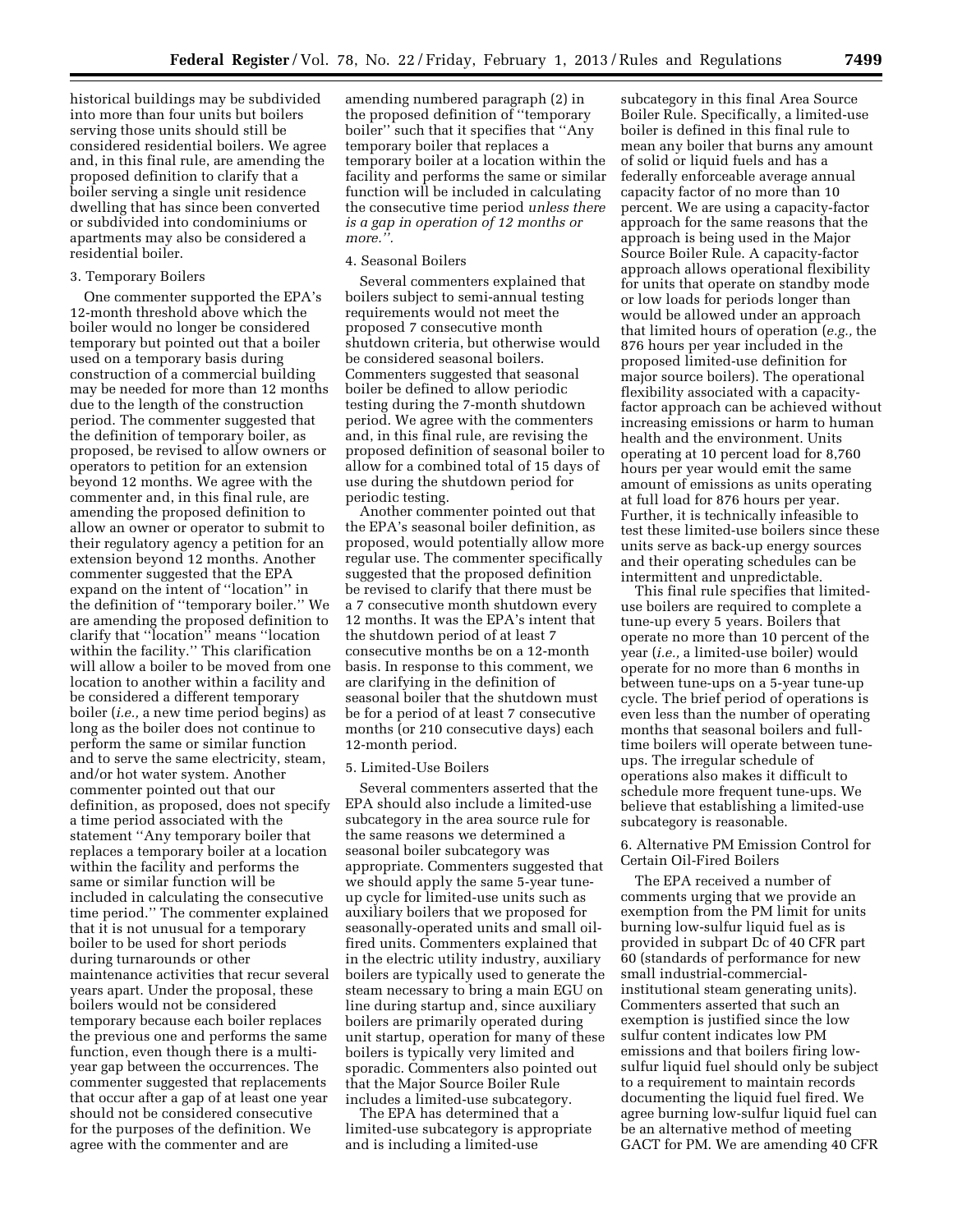historical buildings may be subdivided into more than four units but boilers serving those units should still be considered residential boilers. We agree and, in this final rule, are amending the proposed definition to clarify that a boiler serving a single unit residence dwelling that has since been converted or subdivided into condominiums or apartments may also be considered a residential boiler.

3. Temporary Boilers

One commenter supported the EPA's 12-month threshold above which the boiler would no longer be considered temporary but pointed out that a boiler used on a temporary basis during construction of a commercial building may be needed for more than 12 months due to the length of the construction period. The commenter suggested that the definition of temporary boiler, as proposed, be revised to allow owners or operators to petition for an extension beyond 12 months. We agree with the commenter and, in this final rule, are amending the proposed definition to allow an owner or operator to submit to their regulatory agency a petition for an extension beyond 12 months. Another commenter suggested that the EPA expand on the intent of ''location'' in the definition of ''temporary boiler.'' We are amending the proposed definition to clarify that ''location'' means ''location within the facility.'' This clarification will allow a boiler to be moved from one location to another within a facility and be considered a different temporary boiler (*i.e.,* a new time period begins) as long as the boiler does not continue to perform the same or similar function and to serve the same electricity, steam, and/or hot water system. Another commenter pointed out that our definition, as proposed, does not specify a time period associated with the statement ''Any temporary boiler that replaces a temporary boiler at a location within the facility and performs the same or similar function will be included in calculating the consecutive time period.'' The commenter explained that it is not unusual for a temporary boiler to be used for short periods during turnarounds or other maintenance activities that recur several years apart. Under the proposal, these boilers would not be considered temporary because each boiler replaces the previous one and performs the same function, even though there is a multi-year gap between the occurrences. The commenter suggested that replacements that occur after a gap of at least one year should not be considered consecutive for the purposes of the definition. We agree with the commenter and are amending numbered paragraph (2) in the proposed definition of ''temporary boiler'' such that it specifies that ''Any temporary boiler that replaces a temporary boiler at a location within the facility and performs the same or similar function will be included in calculating the consecutive time period *unless there is a gap in operation of 12 months or more.''*.

4. Seasonal Boilers

Several commenters explained that boilers subject to semi-annual testing requirements would not meet the proposed 7 consecutive month shutdown criteria, but otherwise would be considered seasonal boilers. Commenters suggested that seasonal boiler be defined to allow periodic testing during the 7-month shutdown period. We agree with the commenters and, in this final rule, are revising the proposed definition of seasonal boiler to allow for a combined total of 15 days of use during the shutdown period for periodic testing.

Another commenter pointed out that the EPA's seasonal boiler definition, as proposed, would potentially allow more regular use. The commenter specifically suggested that the proposed definition be revised to clarify that there must be a 7 consecutive month shutdown every 12 months. It was the EPA's intent that the shutdown period of at least 7 consecutive months be on a 12-month basis. In response to this comment, we are clarifying in the definition of seasonal boiler that the shutdown must be for a period of at least 7 consecutive months (or 210 consecutive days) each 12-month period.

5. Limited-Use Boilers

Several commenters asserted that the EPA should also include a limited-use subcategory in the area source rule for the same reasons we determined a seasonal boiler subcategory was appropriate. Commenters suggested that we should apply the same 5-year tune-up cycle for limited-use units such as auxiliary boilers that we proposed for seasonally-operated units and small oil-fired units. Commenters explained that in the electric utility industry, auxiliary boilers are typically used to generate the steam necessary to bring a main EGU on line during startup and, since auxiliary boilers are primarily operated during unit startup, operation for many of these boilers is typically very limited and sporadic. Commenters also pointed out that the Major Source Boiler Rule includes a limited-use subcategory.

The EPA has determined that a limited-use subcategory is appropriate and is including a limited-use subcategory in this final Area Source Boiler Rule. Specifically, a limited-use boiler is defined in this final rule to mean any boiler that burns any amount of solid or liquid fuels and has a federally enforceable average annual capacity factor of no more than 10 percent. We are using a capacity-factor approach for the same reasons that the approach is being used in the Major Source Boiler Rule. A capacity-factor approach allows operational flexibility for units that operate on standby mode or low loads for periods longer than would be allowed under an approach that limited hours of operation (*e.g.,* the 876 hours per year included in the proposed limited-use definition for major source boilers). The operational flexibility associated with a capacity-factor approach can be achieved without increasing emissions or harm to human health and the environment. Units operating at 10 percent load for 8,760 hours per year would emit the same amount of emissions as units operating at full load for 876 hours per year. Further, it is technically infeasible to test these limited-use boilers since these units serve as back-up energy sources and their operating schedules can be intermittent and unpredictable.

This final rule specifies that limited-use boilers are required to complete a tune-up every 5 years. Boilers that operate no more than 10 percent of the year (*i.e.,* a limited-use boiler) would operate for no more than 6 months in between tune-ups on a 5-year tune-up cycle. The brief period of operations is even less than the number of operating months that seasonal boilers and full-time boilers will operate between tune-ups. The irregular schedule of operations also makes it difficult to schedule more frequent tune-ups. We believe that establishing a limited-use subcategory is reasonable.

6. Alternative PM Emission Control for Certain Oil-Fired Boilers

The EPA received a number of comments urging that we provide an exemption from the PM limit for units burning low-sulfur liquid fuel as is provided in subpart Dc of 40 CFR part 60 (standards of performance for new small industrial-commercial-institutional steam generating units). Commenters asserted that such an exemption is justified since the low sulfur content indicates low PM emissions and that boilers firing low-sulfur liquid fuel should only be subject to a requirement to maintain records documenting the liquid fuel fired. We agree burning low-sulfur liquid fuel can be an alternative method of meeting GACT for PM. We are amending 40 CFR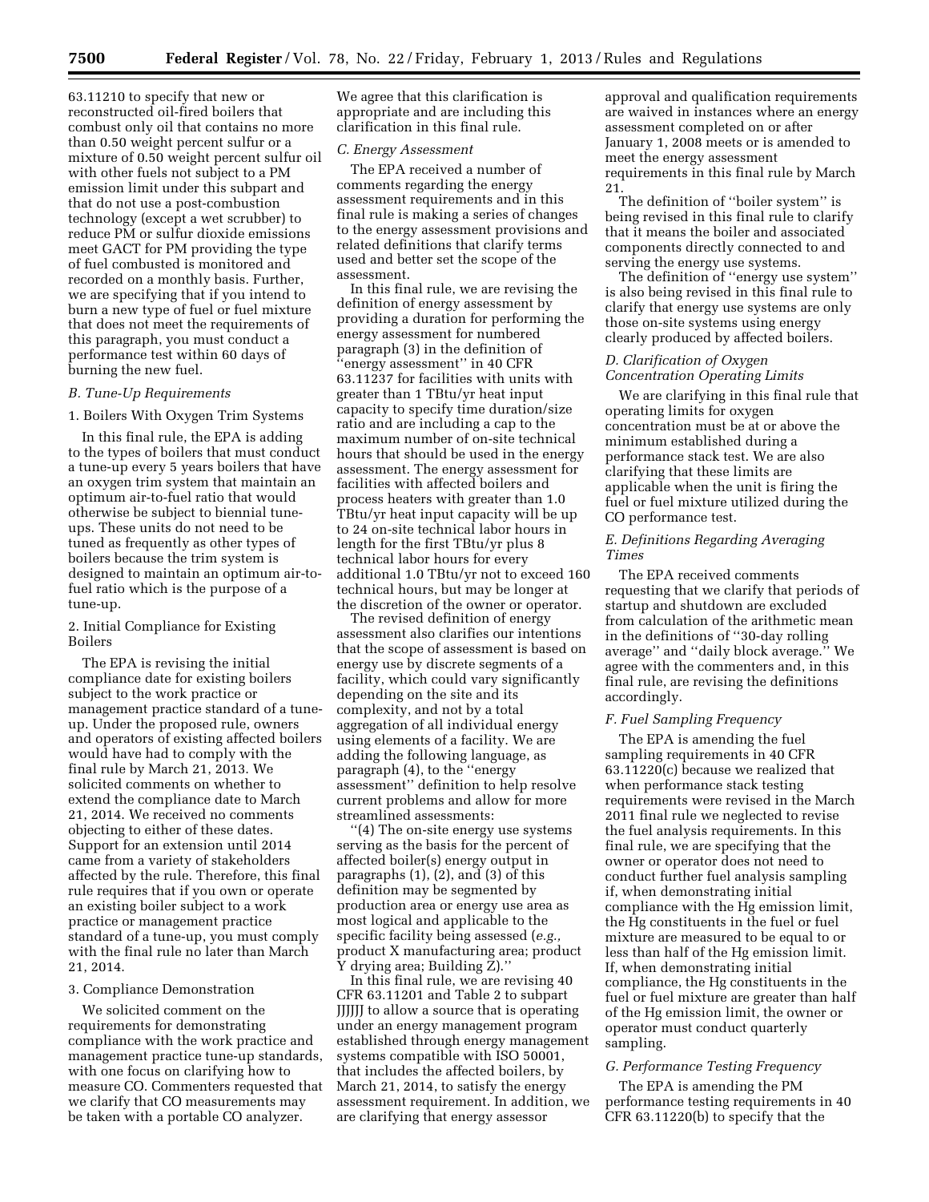63.11210 to specify that new or reconstructed oil-fired boilers that combust only oil that contains no more than 0.50 weight percent sulfur or a mixture of 0.50 weight percent sulfur oil with other fuels not subject to a PM emission limit under this subpart and that do not use a post-combustion technology (except a wet scrubber) to reduce PM or sulfur dioxide emissions meet GACT for PM providing the type of fuel combusted is monitored and recorded on a monthly basis. Further, we are specifying that if you intend to burn a new type of fuel or fuel mixture that does not meet the requirements of this paragraph, you must conduct a performance test within 60 days of burning the new fuel.

### *B. Tune-Up Requirements*

1. Boilers With Oxygen Trim Systems

In this final rule, the EPA is adding to the types of boilers that must conduct a tune-up every 5 years boilers that have an oxygen trim system that maintain an optimum air-to-fuel ratio that would otherwise be subject to biennial tune-ups. These units do not need to be tuned as frequently as other types of boilers because the trim system is designed to maintain an optimum air-to-fuel ratio which is the purpose of a tune-up.

2. Initial Compliance for Existing Boilers

The EPA is revising the initial compliance date for existing boilers subject to the work practice or management practice standard of a tune-up. Under the proposed rule, owners and operators of existing affected boilers would have had to comply with the final rule by March 21, 2013. We solicited comments on whether to extend the compliance date to March 21, 2014. We received no comments objecting to either of these dates. Support for an extension until 2014 came from a variety of stakeholders affected by the rule. Therefore, this final rule requires that if you own or operate an existing boiler subject to a work practice or management practice standard of a tune-up, you must comply with the final rule no later than March 21, 2014.

3. Compliance Demonstration

We solicited comment on the requirements for demonstrating compliance with the work practice and management practice tune-up standards, with one focus on clarifying how to measure CO. Commenters requested that we clarify that CO measurements may be taken with a portable CO analyzer. We agree that this clarification is appropriate and are including this clarification in this final rule.

### *C. Energy Assessment*

The EPA received a number of comments regarding the energy assessment requirements and in this final rule is making a series of changes to the energy assessment provisions and related definitions that clarify terms used and better set the scope of the assessment.

In this final rule, we are revising the definition of energy assessment by providing a duration for performing the energy assessment for numbered paragraph (3) in the definition of "energy assessment" in 40 CFR 63.11237 for facilities with units with greater than 1 TBtu/yr heat input capacity to specify time duration/size ratio and are including a cap to the maximum number of on-site technical hours that should be used in the energy assessment. The energy assessment for facilities with affected boilers and process heaters with greater than 1.0 TBtu/yr heat input capacity will be up to 24 on-site technical labor hours in length for the first TBtu/yr plus 8 technical labor hours for every additional 1.0 TBtu/yr not to exceed 160 technical hours, but may be longer at the discretion of the owner or operator.

The revised definition of energy assessment also clarifies our intentions that the scope of assessment is based on energy use by discrete segments of a facility, which could vary significantly depending on the site and its complexity, and not by a total aggregation of all individual energy using elements of a facility. We are adding the following language, as paragraph (4), to the "energy assessment" definition to help resolve current problems and allow for more streamlined assessments:

"(4) The on-site energy use systems serving as the basis for the percent of affected boiler(s) energy output in paragraphs (1), (2), and (3) of this definition may be segmented by production area or energy use area as most logical and applicable to the specific facility being assessed (*e.g.,* product X manufacturing area; product Y drying area; Building Z)."

In this final rule, we are revising 40 CFR 63.11201 and Table 2 to subpart JJJJJJ to allow a source that is operating under an energy management program established through energy management systems compatible with ISO 50001, that includes the affected boilers, by March 21, 2014, to satisfy the energy assessment requirement. In addition, we are clarifying that energy assessor approval and qualification requirements are waived in instances where an energy assessment completed on or after January 1, 2008 meets or is amended to meet the energy assessment requirements in this final rule by March 21.

The definition of "boiler system" is being revised in this final rule to clarify that it means the boiler and associated components directly connected to and serving the energy use systems.

The definition of "energy use system" is also being revised in this final rule to clarify that energy use systems are only those on-site systems using energy clearly produced by affected boilers.

### *D. Clarification of Oxygen Concentration Operating Limits*

We are clarifying in this final rule that operating limits for oxygen concentration must be at or above the minimum established during a performance stack test. We are also clarifying that these limits are applicable when the unit is firing the fuel or fuel mixture utilized during the CO performance test.

### *E. Definitions Regarding Averaging Times*

The EPA received comments requesting that we clarify that periods of startup and shutdown are excluded from calculation of the arithmetic mean in the definitions of "30-day rolling average" and "daily block average." We agree with the commenters and, in this final rule, are revising the definitions accordingly.

### *F. Fuel Sampling Frequency*

The EPA is amending the fuel sampling requirements in 40 CFR 63.11220(c) because we realized that when performance stack testing requirements were revised in the March 2011 final rule we neglected to revise the fuel analysis requirements. In this final rule, we are specifying that the owner or operator does not need to conduct further fuel analysis sampling if, when demonstrating initial compliance with the Hg emission limit, the Hg constituents in the fuel or fuel mixture are measured to be equal to or less than half of the Hg emission limit. If, when demonstrating initial compliance, the Hg constituents in the fuel or fuel mixture are greater than half of the Hg emission limit, the owner or operator must conduct quarterly sampling.

### *G. Performance Testing Frequency*

The EPA is amending the PM performance testing requirements in 40 CFR 63.11220(b) to specify that the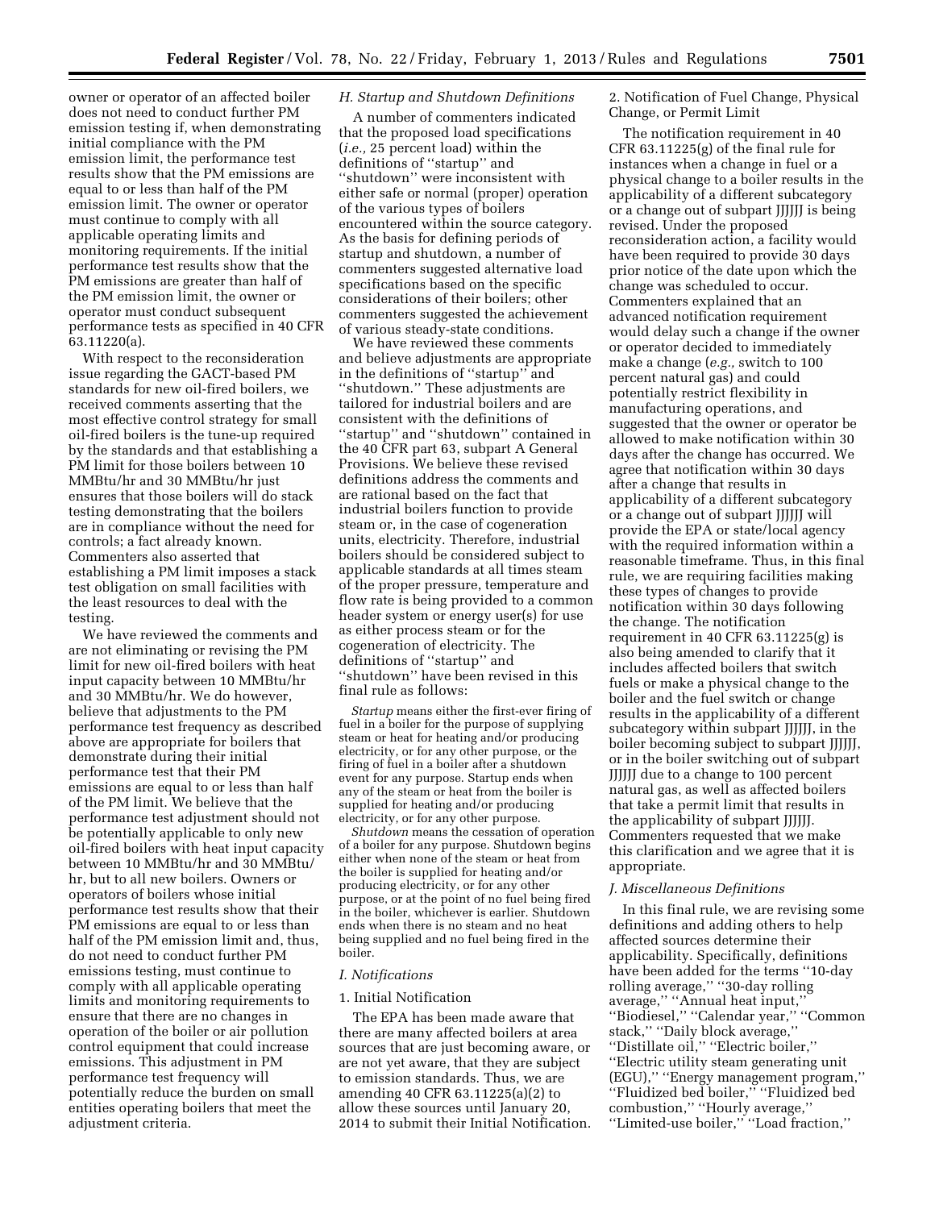owner or operator of an affected boiler does not need to conduct further PM emission testing if, when demonstrating initial compliance with the PM emission limit, the performance test results show that the PM emissions are equal to or less than half of the PM emission limit. The owner or operator must continue to comply with all applicable operating limits and monitoring requirements. If the initial performance test results show that the PM emissions are greater than half of the PM emission limit, the owner or operator must conduct subsequent performance tests as specified in 40 CFR 63.11220(a).

With respect to the reconsideration issue regarding the GACT-based PM standards for new oil-fired boilers, we received comments asserting that the most effective control strategy for small oil-fired boilers is the tune-up required by the standards and that establishing a PM limit for those boilers between 10 MMBtu/hr and 30 MMBtu/hr just ensures that those boilers will do stack testing demonstrating that the boilers are in compliance without the need for controls; a fact already known. Commenters also asserted that establishing a PM limit imposes a stack test obligation on small facilities with the least resources to deal with the testing.

We have reviewed the comments and are not eliminating or revising the PM limit for new oil-fired boilers with heat input capacity between 10 MMBtu/hr and 30 MMBtu/hr. We do however, believe that adjustments to the PM performance test frequency as described above are appropriate for boilers that demonstrate during their initial performance test that their PM emissions are equal to or less than half of the PM limit. We believe that the performance test adjustment should not be potentially applicable to only new oil-fired boilers with heat input capacity between 10 MMBtu/hr and 30 MMBtu/hr, but to all new boilers. Owners or operators of boilers whose initial performance test results show that their PM emissions are equal to or less than half of the PM emission limit and, thus, do not need to conduct further PM emissions testing, must continue to comply with all applicable operating limits and monitoring requirements to ensure that there are no changes in operation of the boiler or air pollution control equipment that could increase emissions. This adjustment in PM performance test frequency will potentially reduce the burden on small entities operating boilers that meet the adjustment criteria.

### H. Startup and Shutdown Definitions

A number of commenters indicated that the proposed load specifications (*i.e.,* 25 percent load) within the definitions of ''startup'' and ''shutdown'' were inconsistent with either safe or normal (proper) operation of the various types of boilers encountered within the source category. As the basis for defining periods of startup and shutdown, a number of commenters suggested alternative load specifications based on the specific considerations of their boilers; other commenters suggested the achievement of various steady-state conditions.

We have reviewed these comments and believe adjustments are appropriate in the definitions of ''startup'' and ''shutdown.'' These adjustments are tailored for industrial boilers and are consistent with the definitions of ''startup'' and ''shutdown'' contained in the 40 CFR part 63, subpart A General Provisions. We believe these revised definitions address the comments and are rational based on the fact that industrial boilers function to provide steam or, in the case of cogeneration units, electricity. Therefore, industrial boilers should be considered subject to applicable standards at all times steam of the proper pressure, temperature and flow rate is being provided to a common header system or energy user(s) for use as either process steam or for the cogeneration of electricity. The definitions of ''startup'' and ''shutdown'' have been revised in this final rule as follows:

*Startup* means either the first-ever firing of fuel in a boiler for the purpose of supplying steam or heat for heating and/or producing electricity, or for any other purpose, or the firing of fuel in a boiler after a shutdown event for any purpose. Startup ends when any of the steam or heat from the boiler is supplied for heating and/or producing electricity, or for any other purpose.

*Shutdown* means the cessation of operation of a boiler for any purpose. Shutdown begins either when none of the steam or heat from the boiler is supplied for heating and/or producing electricity, or for any other purpose, or at the point of no fuel being fired in the boiler, whichever is earlier. Shutdown ends when there is no steam and no heat being supplied and no fuel being fired in the boiler.

### I. Notifications

#### 1. Initial Notification

The EPA has been made aware that there are many affected boilers at area sources that are just becoming aware, or are not yet aware, that they are subject to emission standards. Thus, we are amending 40 CFR 63.11225(a)(2) to allow these sources until January 20, 2014 to submit their Initial Notification.

#### 2. Notification of Fuel Change, Physical Change, or Permit Limit

The notification requirement in 40 CFR 63.11225(g) of the final rule for instances when a change in fuel or a physical change to a boiler results in the applicability of a different subcategory or a change out of subpart JJJJJJ is being revised. Under the proposed reconsideration action, a facility would have been required to provide 30 days prior notice of the date upon which the change was scheduled to occur. Commenters explained that an advanced notification requirement would delay such a change if the owner or operator decided to immediately make a change (*e.g.,* switch to 100 percent natural gas) and could potentially restrict flexibility in manufacturing operations, and suggested that the owner or operator be allowed to make notification within 30 days after the change has occurred. We agree that notification within 30 days after a change that results in applicability of a different subcategory or a change out of subpart JJJJJJ will provide the EPA or state/local agency with the required information within a reasonable timeframe. Thus, in this final rule, we are requiring facilities making these types of changes to provide notification within 30 days following the change. The notification requirement in 40 CFR 63.11225(g) is also being amended to clarify that it includes affected boilers that switch fuels or make a physical change to the boiler and the fuel switch or change results in the applicability of a different subcategory within subpart JJJJJJ, in the boiler becoming subject to subpart JJJJJJ, or in the boiler switching out of subpart JJJJJJ due to a change to 100 percent natural gas, as well as affected boilers that take a permit limit that results in the applicability of subpart JJJJJJ. Commenters requested that we make this clarification and we agree that it is appropriate.

### J. Miscellaneous Definitions

In this final rule, we are revising some definitions and adding others to help affected sources determine their applicability. Specifically, definitions have been added for the terms ''10-day rolling average,'' ''30-day rolling average,'' ''Annual heat input,'' ''Biodiesel,'' ''Calendar year,'' ''Common stack,'' ''Daily block average,'' ''Distillate oil,'' ''Electric boiler,'' ''Electric utility steam generating unit (EGU),'' ''Energy management program,'' ''Fluidized bed boiler,'' ''Fluidized bed combustion,'' ''Hourly average,'' ''Limited-use boiler,'' ''Load fraction,''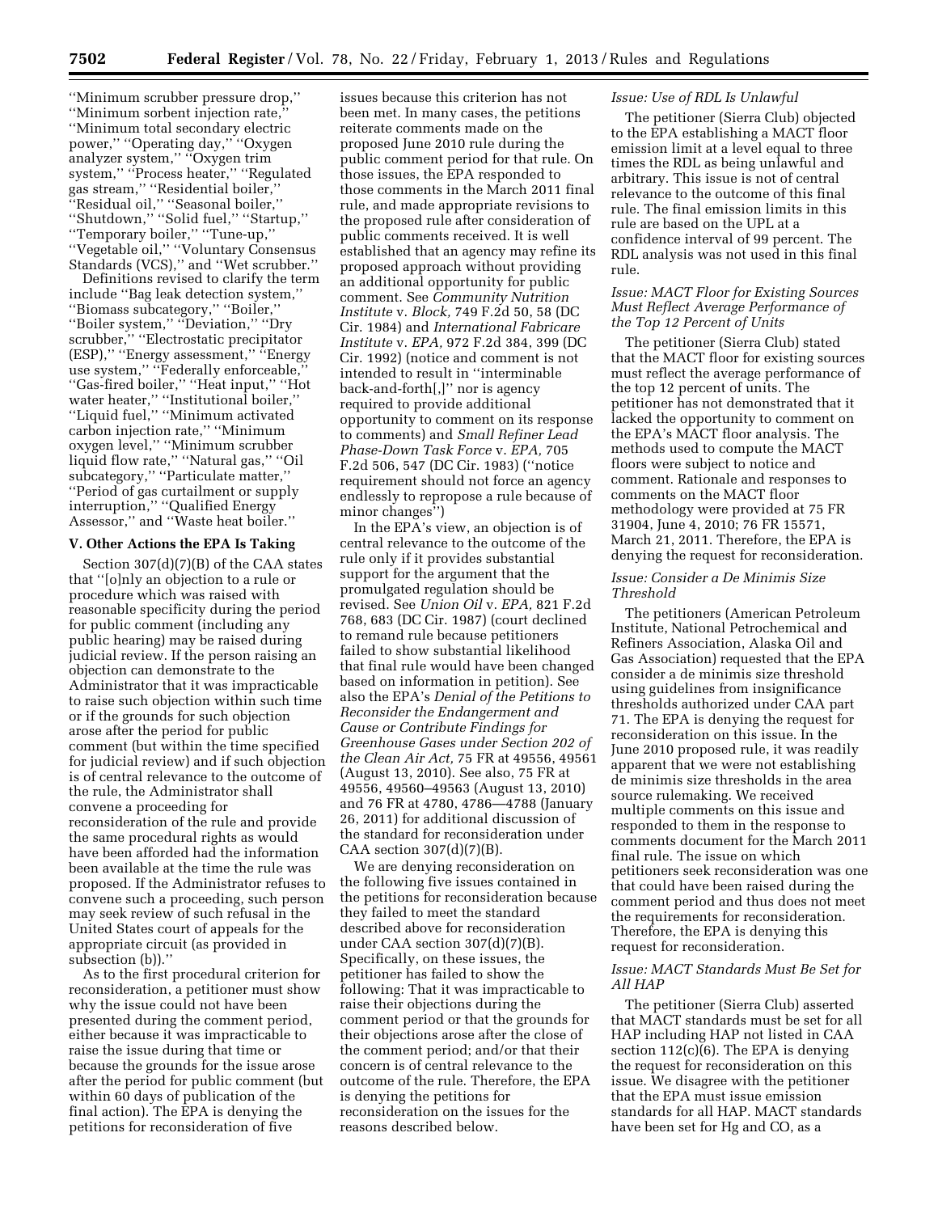''Minimum scrubber pressure drop,'' ''Minimum sorbent injection rate,'' ''Minimum total secondary electric power,'' ''Operating day,'' ''Oxygen analyzer system,'' ''Oxygen trim system,'' ''Process heater,'' ''Regulated gas stream,'' ''Residential boiler,'' ''Residual oil,'' ''Seasonal boiler,'' ''Shutdown,'' ''Solid fuel,'' ''Startup,'' ''Temporary boiler,'' ''Tune-up,'' ''Vegetable oil,'' ''Voluntary Consensus Standards (VCS),'' and ''Wet scrubber.''

Definitions revised to clarify the term include ''Bag leak detection system,'' ''Biomass subcategory,'' ''Boiler,'' ''Boiler system,'' ''Deviation,'' ''Dry scrubber,'' ''Electrostatic precipitator (ESP),'' ''Energy assessment,'' ''Energy use system,'' ''Federally enforceable,'' ''Gas-fired boiler,'' ''Heat input,'' ''Hot water heater,'' ''Institutional boiler,'' ''Liquid fuel,'' ''Minimum activated carbon injection rate,'' ''Minimum oxygen level,'' ''Minimum scrubber liquid flow rate,'' ''Natural gas,'' ''Oil subcategory,'' ''Particulate matter,'' ''Period of gas curtailment or supply interruption,'' ''Qualified Energy Assessor,'' and ''Waste heat boiler.''

## V. Other Actions the EPA Is Taking

Section 307(d)(7)(B) of the CAA states that ''[o]nly an objection to a rule or procedure which was raised with reasonable specificity during the period for public comment (including any public hearing) may be raised during judicial review. If the person raising an objection can demonstrate to the Administrator that it was impracticable to raise such objection within such time or if the grounds for such objection arose after the period for public comment (but within the time specified for judicial review) and if such objection is of central relevance to the outcome of the rule, the Administrator shall convene a proceeding for reconsideration of the rule and provide the same procedural rights as would have been afforded had the information been available at the time the rule was proposed. If the Administrator refuses to convene such a proceeding, such person may seek review of such refusal in the United States court of appeals for the appropriate circuit (as provided in subsection (b)).''

As to the first procedural criterion for reconsideration, a petitioner must show why the issue could not have been presented during the comment period, either because it was impracticable to raise the issue during that time or because the grounds for the issue arose after the period for public comment (but within 60 days of publication of the final action). The EPA is denying the petitions for reconsideration of five issues because this criterion has not been met. In many cases, the petitions reiterate comments made on the proposed June 2010 rule during the public comment period for that rule. On those issues, the EPA responded to those comments in the March 2011 final rule, and made appropriate revisions to the proposed rule after consideration of public comments received. It is well established that an agency may refine its proposed approach without providing an additional opportunity for public comment. See *Community Nutrition Institute* v. *Block,* 749 F.2d 50, 58 (DC Cir. 1984) and *International Fabricare Institute* v. *EPA,* 972 F.2d 384, 399 (DC Cir. 1992) (notice and comment is not intended to result in ''interminable back-and-forth[,]'' nor is agency required to provide additional opportunity to comment on its response to comments) and *Small Refiner Lead Phase-Down Task Force* v. *EPA,* 705 F.2d 506, 547 (DC Cir. 1983) (''notice requirement should not force an agency endlessly to repropose a rule because of minor changes'')

In the EPA's view, an objection is of central relevance to the outcome of the rule only if it provides substantial support for the argument that the promulgated regulation should be revised. See *Union Oil* v. *EPA,* 821 F.2d 768, 683 (DC Cir. 1987) (court declined to remand rule because petitioners failed to show substantial likelihood that final rule would have been changed based on information in petition). See also the EPA's *Denial of the Petitions to Reconsider the Endangerment and Cause or Contribute Findings for Greenhouse Gases under Section 202 of the Clean Air Act,* 75 FR at 49556, 49561 (August 13, 2010). See also, 75 FR at 49556, 49560–49563 (August 13, 2010) and 76 FR at 4780, 4786—4788 (January 26, 2011) for additional discussion of the standard for reconsideration under CAA section 307(d)(7)(B).

We are denying reconsideration on the following five issues contained in the petitions for reconsideration because they failed to meet the standard described above for reconsideration under CAA section 307(d)(7)(B). Specifically, on these issues, the petitioner has failed to show the following: That it was impracticable to raise their objections during the comment period or that the grounds for their objections arose after the close of the comment period; and/or that their concern is of central relevance to the outcome of the rule. Therefore, the EPA is denying the petitions for reconsideration on the issues for the reasons described below.

### *Issue: Use of RDL Is Unlawful*

The petitioner (Sierra Club) objected to the EPA establishing a MACT floor emission limit at a level equal to three times the RDL as being unlawful and arbitrary. This issue is not of central relevance to the outcome of this final rule. The final emission limits in this rule are based on the UPL at a confidence interval of 99 percent. The RDL analysis was not used in this final rule.

### *Issue: MACT Floor for Existing Sources Must Reflect Average Performance of the Top 12 Percent of Units*

The petitioner (Sierra Club) stated that the MACT floor for existing sources must reflect the average performance of the top 12 percent of units. The petitioner has not demonstrated that it lacked the opportunity to comment on the EPA's MACT floor analysis. The methods used to compute the MACT floors were subject to notice and comment. Rationale and responses to comments on the MACT floor methodology were provided at 75 FR 31904, June 4, 2010; 76 FR 15571, March 21, 2011. Therefore, the EPA is denying the request for reconsideration.

### *Issue: Consider a De Minimis Size Threshold*

The petitioners (American Petroleum Institute, National Petrochemical and Refiners Association, Alaska Oil and Gas Association) requested that the EPA consider a de minimis size threshold using guidelines from insignificance thresholds authorized under CAA part 71. The EPA is denying the request for reconsideration on this issue. In the June 2010 proposed rule, it was readily apparent that we were not establishing de minimis size thresholds in the area source rulemaking. We received multiple comments on this issue and responded to them in the response to comments document for the March 2011 final rule. The issue on which petitioners seek reconsideration was one that could have been raised during the comment period and thus does not meet the requirements for reconsideration. Therefore, the EPA is denying this request for reconsideration.

### *Issue: MACT Standards Must Be Set for All HAP*

The petitioner (Sierra Club) asserted that MACT standards must be set for all HAP including HAP not listed in CAA section 112(c)(6). The EPA is denying the request for reconsideration on this issue. We disagree with the petitioner that the EPA must issue emission standards for all HAP. MACT standards have been set for Hg and CO, as a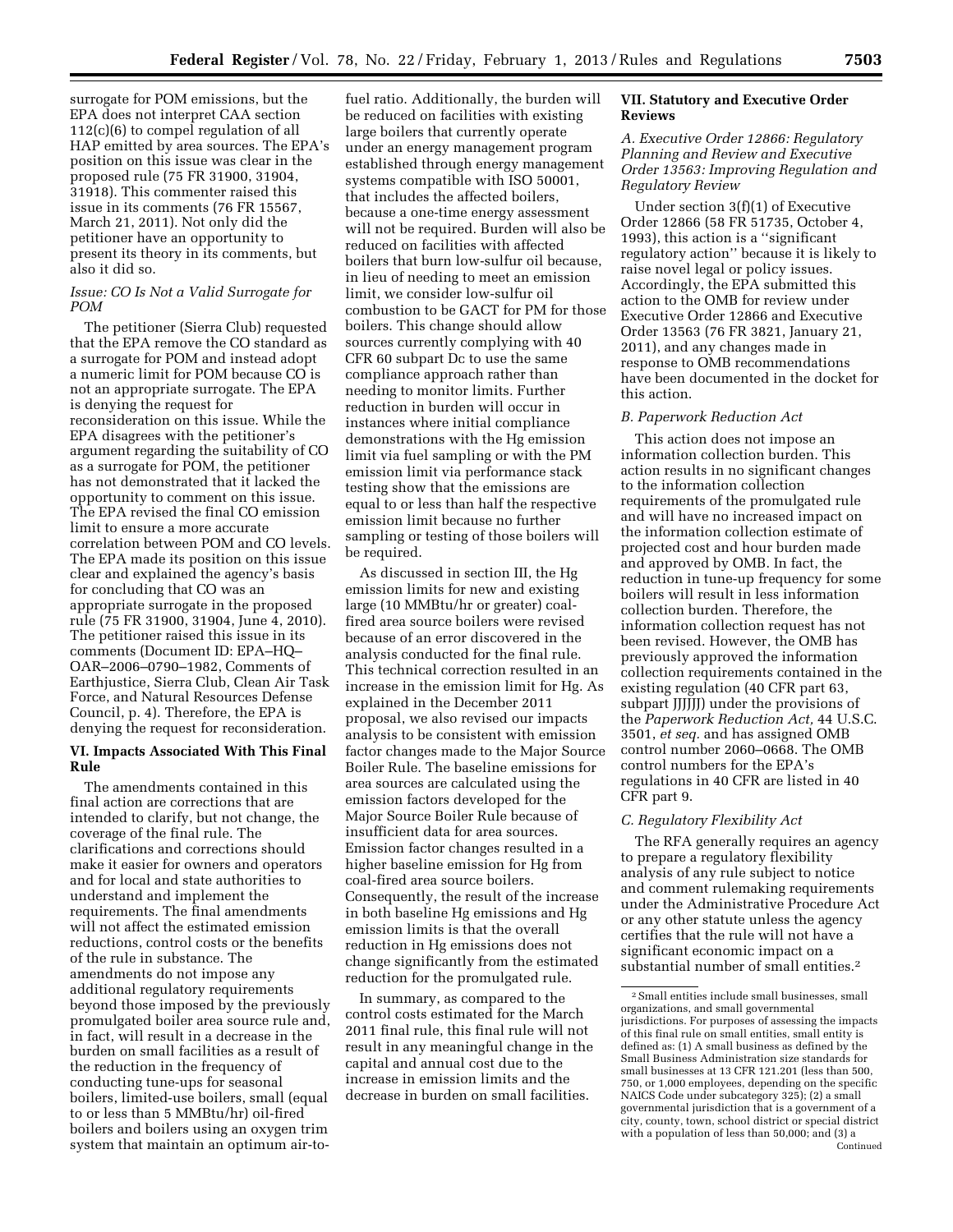surrogate for POM emissions, but the EPA does not interpret CAA section 112(c)(6) to compel regulation of all HAP emitted by area sources. The EPA's position on this issue was clear in the proposed rule (75 FR 31900, 31904, 31918). This commenter raised this issue in its comments (76 FR 15567, March 21, 2011). Not only did the petitioner have an opportunity to present its theory in its comments, but also it did so.

### Issue: CO Is Not a Valid Surrogate for POM

The petitioner (Sierra Club) requested that the EPA remove the CO standard as a surrogate for POM and instead adopt a numeric limit for POM because CO is not an appropriate surrogate. The EPA is denying the request for reconsideration on this issue. While the EPA disagrees with the petitioner's argument regarding the suitability of CO as a surrogate for POM, the petitioner has not demonstrated that it lacked the opportunity to comment on this issue. The EPA revised the final CO emission limit to ensure a more accurate correlation between POM and CO levels. The EPA made its position on this issue clear and explained the agency's basis for concluding that CO was an appropriate surrogate in the proposed rule (75 FR 31900, 31904, June 4, 2010). The petitioner raised this issue in its comments (Document ID: EPA–HQ–OAR–2006–0790–1982, Comments of Earthjustice, Sierra Club, Clean Air Task Force, and Natural Resources Defense Council, p. 4). Therefore, the EPA is denying the request for reconsideration.

## VI. Impacts Associated With This Final Rule

The amendments contained in this final action are corrections that are intended to clarify, but not change, the coverage of the final rule. The clarifications and corrections should make it easier for owners and operators and for local and state authorities to understand and implement the requirements. The final amendments will not affect the estimated emission reductions, control costs or the benefits of the rule in substance. The amendments do not impose any additional regulatory requirements beyond those imposed by the previously promulgated boiler area source rule and, in fact, will result in a decrease in the burden on small facilities as a result of the reduction in the frequency of conducting tune-ups for seasonal boilers, limited-use boilers, small (equal to or less than 5 MMBtu/hr) oil-fired boilers and boilers using an oxygen trim system that maintain an optimum air-to-fuel ratio. Additionally, the burden will be reduced on facilities with existing large boilers that currently operate under an energy management program established through energy management systems compatible with ISO 50001, that includes the affected boilers, because a one-time energy assessment will not be required. Burden will also be reduced on facilities with affected boilers that burn low-sulfur oil because, in lieu of needing to meet an emission limit, we consider low-sulfur oil combustion to be GACT for PM for those boilers. This change should allow sources currently complying with 40 CFR 60 subpart Dc to use the same compliance approach rather than needing to monitor limits. Further reduction in burden will occur in instances where initial compliance demonstrations with the Hg emission limit via fuel sampling or with the PM emission limit via performance stack testing show that the emissions are equal to or less than half the respective emission limit because no further sampling or testing of those boilers will be required.

As discussed in section III, the Hg emission limits for new and existing large (10 MMBtu/hr or greater) coal-fired area source boilers were revised because of an error discovered in the analysis conducted for the final rule. This technical correction resulted in an increase in the emission limit for Hg. As explained in the December 2011 proposal, we also revised our impacts analysis to be consistent with emission factor changes made to the Major Source Boiler Rule. The baseline emissions for area sources are calculated using the emission factors developed for the Major Source Boiler Rule because of insufficient data for area sources. Emission factor changes resulted in a higher baseline emission for Hg from coal-fired area source boilers. Consequently, the result of the increase in both baseline Hg emissions and Hg emission limits is that the overall reduction in Hg emissions does not change significantly from the estimated reduction for the promulgated rule.

In summary, as compared to the control costs estimated for the March 2011 final rule, this final rule will not result in any meaningful change in the capital and annual cost due to the increase in emission limits and the decrease in burden on small facilities.

## VII. Statutory and Executive Order Reviews

### A. Executive Order 12866: Regulatory Planning and Review and Executive Order 13563: Improving Regulation and Regulatory Review

Under section 3(f)(1) of Executive Order 12866 (58 FR 51735, October 4, 1993), this action is a "significant regulatory action" because it is likely to raise novel legal or policy issues. Accordingly, the EPA submitted this action to the OMB for review under Executive Order 12866 and Executive Order 13563 (76 FR 3821, January 21, 2011), and any changes made in response to OMB recommendations have been documented in the docket for this action.

### B. Paperwork Reduction Act

This action does not impose an information collection burden. This action results in no significant changes to the information collection requirements of the promulgated rule and will have no increased impact on the information collection estimate of projected cost and hour burden made and approved by OMB. In fact, the reduction in tune-up frequency for some boilers will result in less information collection burden. Therefore, the information collection request has not been revised. However, the OMB has previously approved the information collection requirements contained in the existing regulation (40 CFR part 63, subpart JJJJJJ) under the provisions of the *Paperwork Reduction Act,* 44 U.S.C. 3501, *et seq.* and has assigned OMB control number 2060–0668. The OMB control numbers for the EPA's regulations in 40 CFR are listed in 40 CFR part 9.

### C. Regulatory Flexibility Act

The RFA generally requires an agency to prepare a regulatory flexibility analysis of any rule subject to notice and comment rulemaking requirements under the Administrative Procedure Act or any other statute unless the agency certifies that the rule will not have a significant economic impact on a substantial number of small entities.[2]

[2] Small entities include small businesses, small organizations, and small governmental jurisdictions. For purposes of assessing the impacts of this final rule on small entities, small entity is defined as: (1) A small business as defined by the Small Business Administration size standards for small businesses at 13 CFR 121.201 (less than 500, 750, or 1,000 employees, depending on the specific NAICS Code under subcategory 325); (2) a small governmental jurisdiction that is a government of a city, county, town, school district or special district with a population of less than 50,000; and (3) a

Continued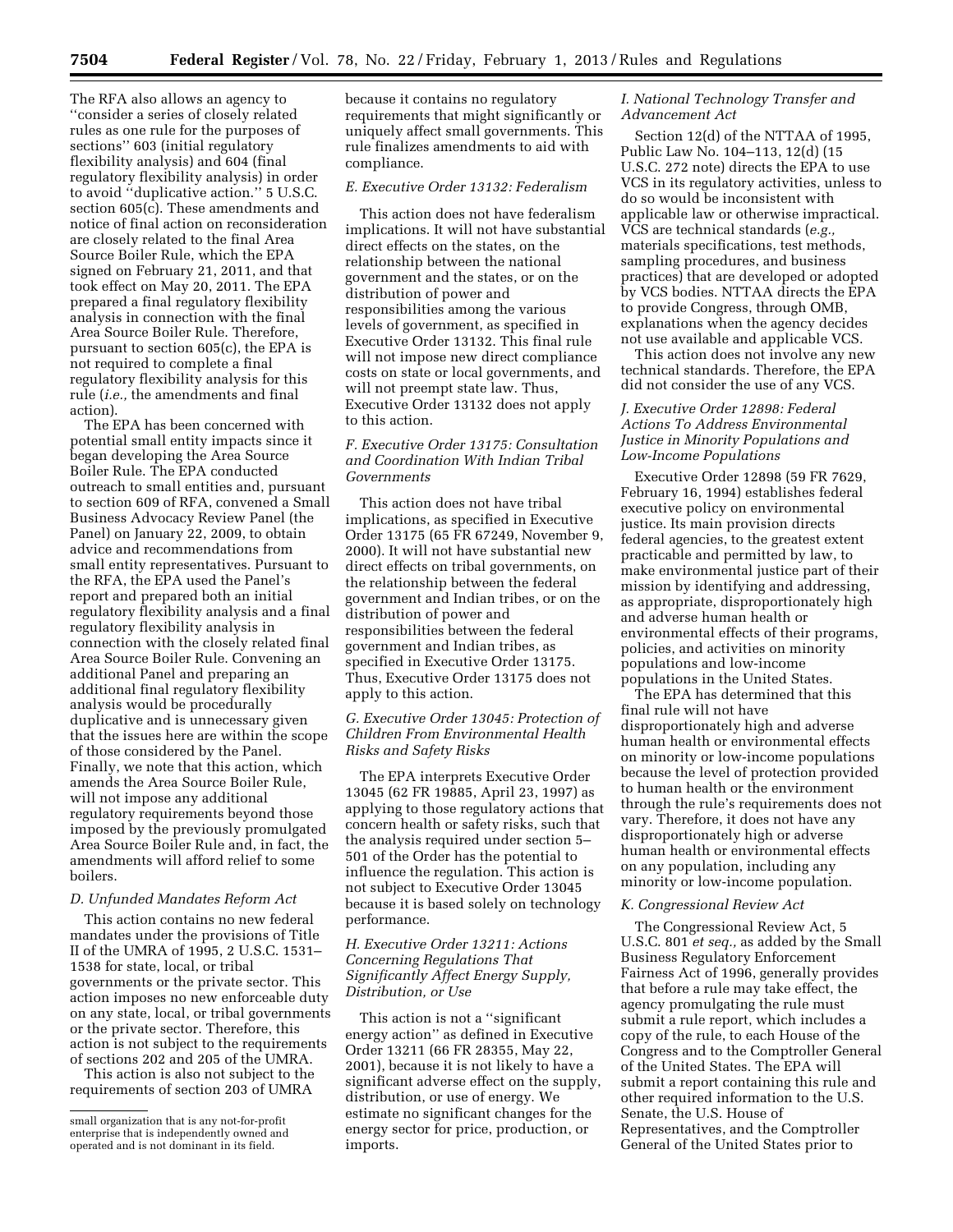The RFA also allows an agency to ''consider a series of closely related rules as one rule for the purposes of sections'' 603 (initial regulatory flexibility analysis) and 604 (final regulatory flexibility analysis) in order to avoid ''duplicative action.'' 5 U.S.C. section 605(c). These amendments and notice of final action on reconsideration are closely related to the final Area Source Boiler Rule, which the EPA signed on February 21, 2011, and that took effect on May 20, 2011. The EPA prepared a final regulatory flexibility analysis in connection with the final Area Source Boiler Rule. Therefore, pursuant to section 605(c), the EPA is not required to complete a final regulatory flexibility analysis for this rule (*i.e.,* the amendments and final action).

The EPA has been concerned with potential small entity impacts since it began developing the Area Source Boiler Rule. The EPA conducted outreach to small entities and, pursuant to section 609 of RFA, convened a Small Business Advocacy Review Panel (the Panel) on January 22, 2009, to obtain advice and recommendations from small entity representatives. Pursuant to the RFA, the EPA used the Panel's report and prepared both an initial regulatory flexibility analysis and a final regulatory flexibility analysis in connection with the closely related final Area Source Boiler Rule. Convening an additional Panel and preparing an additional final regulatory flexibility analysis would be procedurally duplicative and is unnecessary given that the issues here are within the scope of those considered by the Panel. Finally, we note that this action, which amends the Area Source Boiler Rule, will not impose any additional regulatory requirements beyond those imposed by the previously promulgated Area Source Boiler Rule and, in fact, the amendments will afford relief to some boilers.

### D. Unfunded Mandates Reform Act

This action contains no new federal mandates under the provisions of Title II of the UMRA of 1995, 2 U.S.C. 1531–1538 for state, local, or tribal governments or the private sector. This action imposes no new enforceable duty on any state, local, or tribal governments or the private sector. Therefore, this action is not subject to the requirements of sections 202 and 205 of the UMRA.

This action is also not subject to the requirements of section 203 of UMRA because it contains no regulatory requirements that might significantly or uniquely affect small governments. This rule finalizes amendments to aid with compliance.

### E. Executive Order 13132: Federalism

This action does not have federalism implications. It will not have substantial direct effects on the states, on the relationship between the national government and the states, or on the distribution of power and responsibilities among the various levels of government, as specified in Executive Order 13132. This final rule will not impose new direct compliance costs on state or local governments, and will not preempt state law. Thus, Executive Order 13132 does not apply to this action.

### F. Executive Order 13175: Consultation and Coordination With Indian Tribal Governments

This action does not have tribal implications, as specified in Executive Order 13175 (65 FR 67249, November 9, 2000). It will not have substantial new direct effects on tribal governments, on the relationship between the federal government and Indian tribes, or on the distribution of power and responsibilities between the federal government and Indian tribes, as specified in Executive Order 13175. Thus, Executive Order 13175 does not apply to this action.

### G. Executive Order 13045: Protection of Children From Environmental Health Risks and Safety Risks

The EPA interprets Executive Order 13045 (62 FR 19885, April 23, 1997) as applying to those regulatory actions that concern health or safety risks, such that the analysis required under section 5–501 of the Order has the potential to influence the regulation. This action is not subject to Executive Order 13045 because it is based solely on technology performance.

### H. Executive Order 13211: Actions Concerning Regulations That Significantly Affect Energy Supply, Distribution, or Use

This action is not a ''significant energy action'' as defined in Executive Order 13211 (66 FR 28355, May 22, 2001), because it is not likely to have a significant adverse effect on the supply, distribution, or use of energy. We estimate no significant changes for the energy sector for price, production, or imports.

### I. National Technology Transfer and Advancement Act

Section 12(d) of the NTTAA of 1995, Public Law No. 104–113, 12(d) (15 U.S.C. 272 note) directs the EPA to use VCS in its regulatory activities, unless to do so would be inconsistent with applicable law or otherwise impractical. VCS are technical standards (*e.g.,* materials specifications, test methods, sampling procedures, and business practices) that are developed or adopted by VCS bodies. NTTAA directs the EPA to provide Congress, through OMB, explanations when the agency decides not use available and applicable VCS.

This action does not involve any new technical standards. Therefore, the EPA did not consider the use of any VCS.

### J. Executive Order 12898: Federal Actions To Address Environmental Justice in Minority Populations and Low-Income Populations

Executive Order 12898 (59 FR 7629, February 16, 1994) establishes federal executive policy on environmental justice. Its main provision directs federal agencies, to the greatest extent practicable and permitted by law, to make environmental justice part of their mission by identifying and addressing, as appropriate, disproportionately high and adverse human health or environmental effects of their programs, policies, and activities on minority populations and low-income populations in the United States.

The EPA has determined that this final rule will not have disproportionately high and adverse human health or environmental effects on minority or low-income populations because the level of protection provided to human health or the environment through the rule's requirements does not vary. Therefore, it does not have any disproportionately high or adverse human health or environmental effects on any population, including any minority or low-income population.

### K. Congressional Review Act

The Congressional Review Act, 5 U.S.C. 801 *et seq.,* as added by the Small Business Regulatory Enforcement Fairness Act of 1996, generally provides that before a rule may take effect, the agency promulgating the rule must submit a rule report, which includes a copy of the rule, to each House of the Congress and to the Comptroller General of the United States. The EPA will submit a report containing this rule and other required information to the U.S. Senate, the U.S. House of Representatives, and the Comptroller General of the United States prior to

---

small organization that is any not-for-profit enterprise that is independently owned and operated and is not dominant in its field.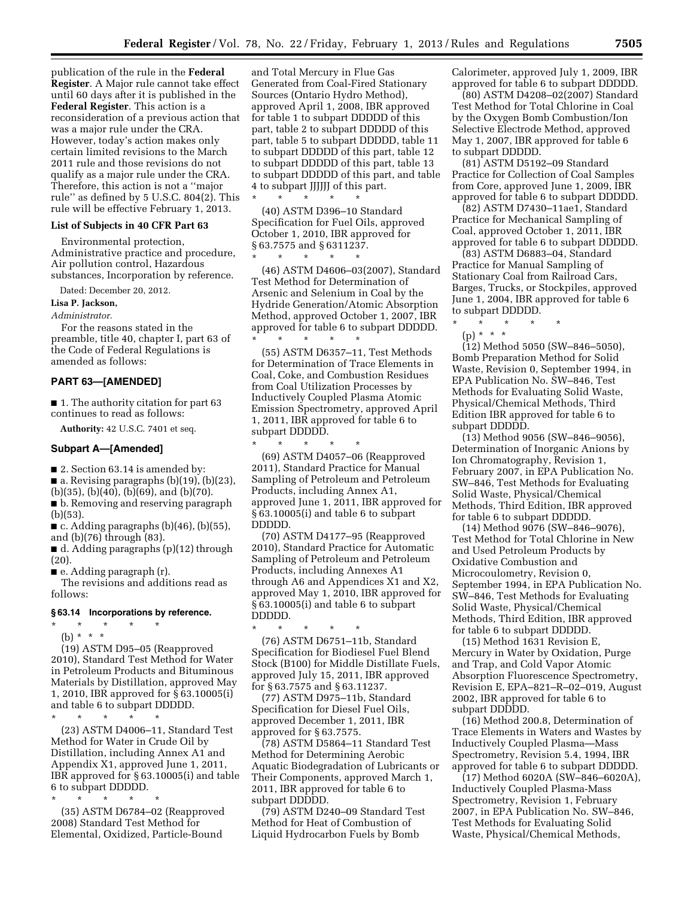publication of the rule in the **Federal Register**. A Major rule cannot take effect until 60 days after it is published in the **Federal Register**. This action is a reconsideration of a previous action that was a major rule under the CRA. However, today's action makes only certain limited revisions to the March 2011 rule and those revisions do not qualify as a major rule under the CRA. Therefore, this action is not a "major rule" as defined by 5 U.S.C. 804(2). This rule will be effective February 1, 2013.

### List of Subjects in 40 CFR Part 63

Environmental protection, Administrative practice and procedure, Air pollution control, Hazardous substances, Incorporation by reference.

Dated: December 20, 2012.

**Lisa P. Jackson,**

*Administrator.*

For the reasons stated in the preamble, title 40, chapter I, part 63 of the Code of Federal Regulations is amended as follows:

## PART 63—[AMENDED]

■ 1. The authority citation for part 63 continues to read as follows:

**Authority:** 42 U.S.C. 7401 et seq.

### Subpart A—[Amended]

■ 2. Section 63.14 is amended by:

■ a. Revising paragraphs (b)(19), (b)(23), (b)(35), (b)(40), (b)(69), and (b)(70).

■ b. Removing and reserving paragraph (b)(53).

■ c. Adding paragraphs (b)(46), (b)(55), and (b)(76) through (83).

■ d. Adding paragraphs (p)(12) through (20).

■ e. Adding paragraph (r).

The revisions and additions read as follows:

#### § 63.14 Incorporations by reference.

\* \* \* \* \*

(b) \* \* \*

(19) ASTM D95–05 (Reapproved 2010), Standard Test Method for Water in Petroleum Products and Bituminous Materials by Distillation, approved May 1, 2010, IBR approved for § 63.10005(i) and table 6 to subpart DDDDD.

\* \* \* \* \*

(23) ASTM D4006–11, Standard Test Method for Water in Crude Oil by Distillation, including Annex A1 and Appendix X1, approved June 1, 2011, IBR approved for § 63.10005(i) and table 6 to subpart DDDDD.

\* \* \* \* \*

(35) ASTM D6784–02 (Reapproved 2008) Standard Test Method for Elemental, Oxidized, Particle-Bound and Total Mercury in Flue Gas Generated from Coal-Fired Stationary Sources (Ontario Hydro Method), approved April 1, 2008, IBR approved for table 1 to subpart DDDDD of this part, table 2 to subpart DDDDD of this part, table 5 to subpart DDDDD, table 11 to subpart DDDDD of this part, table 12 to subpart DDDDD of this part, table 13 to subpart DDDDD of this part, and table 4 to subpart JJJJJJ of this part.

\* \* \* \* \*

(40) ASTM D396–10 Standard Specification for Fuel Oils, approved October 1, 2010, IBR approved for § 63.7575 and § 6311237.

\* \* \* \* \*

(46) ASTM D4606–03(2007), Standard Test Method for Determination of Arsenic and Selenium in Coal by the Hydride Generation/Atomic Absorption Method, approved October 1, 2007, IBR approved for table 6 to subpart DDDDD.

\* \* \* \* \*

(55) ASTM D6357–11, Test Methods for Determination of Trace Elements in Coal, Coke, and Combustion Residues from Coal Utilization Processes by Inductively Coupled Plasma Atomic Emission Spectrometry, approved April 1, 2011, IBR approved for table 6 to subpart DDDDD.

\* \* \* \* \*

(69) ASTM D4057–06 (Reapproved 2011), Standard Practice for Manual Sampling of Petroleum and Petroleum Products, including Annex A1, approved June 1, 2011, IBR approved for § 63.10005(i) and table 6 to subpart DDDDD.

(70) ASTM D4177–95 (Reapproved 2010), Standard Practice for Automatic Sampling of Petroleum and Petroleum Products, including Annexes A1 through A6 and Appendices X1 and X2, approved May 1, 2010, IBR approved for § 63.10005(i) and table 6 to subpart DDDDD.

\* \* \* \* \*

(76) ASTM D6751–11b, Standard Specification for Biodiesel Fuel Blend Stock (B100) for Middle Distillate Fuels, approved July 15, 2011, IBR approved for § 63.7575 and § 63.11237.

(77) ASTM D975–11b, Standard Specification for Diesel Fuel Oils, approved December 1, 2011, IBR approved for § 63.7575.

(78) ASTM D5864–11 Standard Test Method for Determining Aerobic Aquatic Biodegradation of Lubricants or Their Components, approved March 1, 2011, IBR approved for table 6 to subpart DDDDD.

(79) ASTM D240–09 Standard Test Method for Heat of Combustion of Liquid Hydrocarbon Fuels by Bomb Calorimeter, approved July 1, 2009, IBR approved for table 6 to subpart DDDDD.

(80) ASTM D4208–02(2007) Standard Test Method for Total Chlorine in Coal by the Oxygen Bomb Combustion/Ion Selective Electrode Method, approved May 1, 2007, IBR approved for table 6 to subpart DDDDD.

(81) ASTM D5192–09 Standard Practice for Collection of Coal Samples from Core, approved June 1, 2009, IBR approved for table 6 to subpart DDDDD.

(82) ASTM D7430–11ae1, Standard Practice for Mechanical Sampling of Coal, approved October 1, 2011, IBR approved for table 6 to subpart DDDDD.

(83) ASTM D6883–04, Standard Practice for Manual Sampling of Stationary Coal from Railroad Cars, Barges, Trucks, or Stockpiles, approved June 1, 2004, IBR approved for table 6 to subpart DDDDD.

\* \* \* \* \*

(p) \* \* \*

(12) Method 5050 (SW–846–5050), Bomb Preparation Method for Solid Waste, Revision 0, September 1994, in EPA Publication No. SW–846, Test Methods for Evaluating Solid Waste, Physical/Chemical Methods, Third Edition IBR approved for table 6 to subpart DDDDD.

(13) Method 9056 (SW–846–9056), Determination of Inorganic Anions by Ion Chromatography, Revision 1, February 2007, in EPA Publication No. SW–846, Test Methods for Evaluating Solid Waste, Physical/Chemical Methods, Third Edition, IBR approved for table 6 to subpart DDDDD.

(14) Method 9076 (SW–846–9076), Test Method for Total Chlorine in New and Used Petroleum Products by Oxidative Combustion and Microcoulometry, Revision 0, September 1994, in EPA Publication No. SW–846, Test Methods for Evaluating Solid Waste, Physical/Chemical Methods, Third Edition, IBR approved for table 6 to subpart DDDDD.

(15) Method 1631 Revision E, Mercury in Water by Oxidation, Purge and Trap, and Cold Vapor Atomic Absorption Fluorescence Spectrometry, Revision E, EPA–821–R–02–019, August 2002, IBR approved for table 6 to subpart DDDDD.

(16) Method 200.8, Determination of Trace Elements in Waters and Wastes by Inductively Coupled Plasma—Mass Spectrometry, Revision 5.4, 1994, IBR approved for table 6 to subpart DDDDD.

(17) Method 6020A (SW–846–6020A), Inductively Coupled Plasma-Mass Spectrometry, Revision 1, February 2007, in EPA Publication No. SW–846, Test Methods for Evaluating Solid Waste, Physical/Chemical Methods,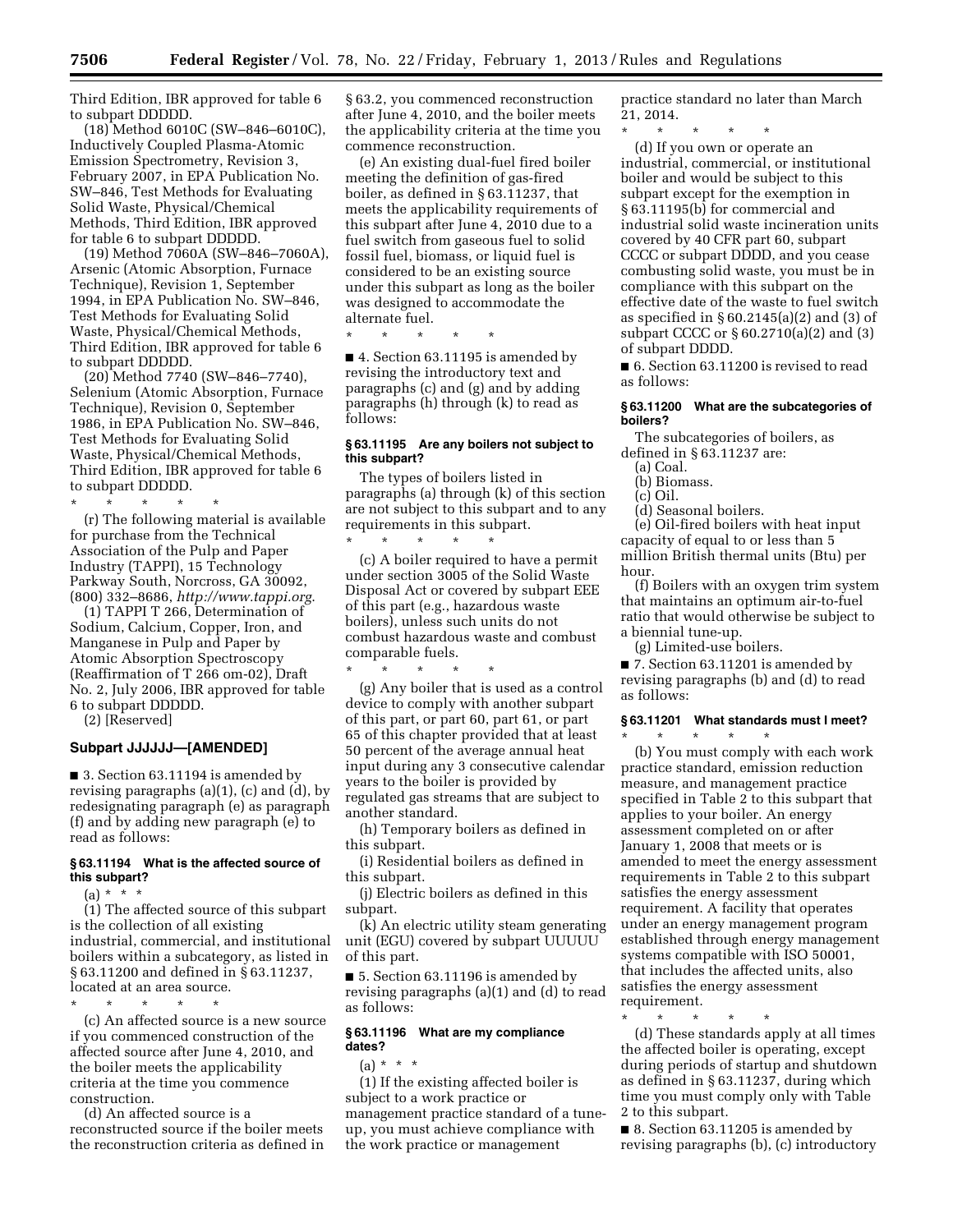Third Edition, IBR approved for table 6 to subpart DDDDD.

(18) Method 6010C (SW–846–6010C), Inductively Coupled Plasma-Atomic Emission Spectrometry, Revision 3, February 2007, in EPA Publication No. SW–846, Test Methods for Evaluating Solid Waste, Physical/Chemical Methods, Third Edition, IBR approved for table 6 to subpart DDDDD.

(19) Method 7060A (SW–846–7060A), Arsenic (Atomic Absorption, Furnace Technique), Revision 1, September 1994, in EPA Publication No. SW–846, Test Methods for Evaluating Solid Waste, Physical/Chemical Methods, Third Edition, IBR approved for table 6 to subpart DDDDD.

(20) Method 7740 (SW–846–7740), Selenium (Atomic Absorption, Furnace Technique), Revision 0, September 1986, in EPA Publication No. SW–846, Test Methods for Evaluating Solid Waste, Physical/Chemical Methods, Third Edition, IBR approved for table 6 to subpart DDDDD.

\* \* \* \* \*

(r) The following material is available for purchase from the Technical Association of the Pulp and Paper Industry (TAPPI), 15 Technology Parkway South, Norcross, GA 30092, (800) 332–8686, *http://www.tappi.org*.

(1) TAPPI T 266, Determination of Sodium, Calcium, Copper, Iron, and Manganese in Pulp and Paper by Atomic Absorption Spectroscopy (Reaffirmation of T 266 om-02), Draft No. 2, July 2006, IBR approved for table 6 to subpart DDDDD.

(2) [Reserved]

## Subpart JJJJJJ—[AMENDED]

■ 3. Section 63.11194 is amended by revising paragraphs (a)(1), (c) and (d), by redesignating paragraph (e) as paragraph (f) and by adding new paragraph (e) to read as follows:

### § 63.11194 What is the affected source of this subpart?

(a) \* \* \*

(1) The affected source of this subpart is the collection of all existing industrial, commercial, and institutional boilers within a subcategory, as listed in § 63.11200 and defined in § 63.11237, located at an area source.

\* \* \* \* \*

(c) An affected source is a new source if you commenced construction of the affected source after June 4, 2010, and the boiler meets the applicability criteria at the time you commence construction.

(d) An affected source is a reconstructed source if the boiler meets the reconstruction criteria as defined in § 63.2, you commenced reconstruction after June 4, 2010, and the boiler meets the applicability criteria at the time you commence reconstruction.

(e) An existing dual-fuel fired boiler meeting the definition of gas-fired boiler, as defined in § 63.11237, that meets the applicability requirements of this subpart after June 4, 2010 due to a fuel switch from gaseous fuel to solid fossil fuel, biomass, or liquid fuel is considered to be an existing source under this subpart as long as the boiler was designed to accommodate the alternate fuel.

\* \* \* \* \*

■ 4. Section 63.11195 is amended by revising the introductory text and paragraphs (c) and (g) and by adding paragraphs (h) through (k) to read as follows:

### § 63.11195 Are any boilers not subject to this subpart?

The types of boilers listed in paragraphs (a) through (k) of this section are not subject to this subpart and to any requirements in this subpart.

\* \* \* \* \*

(c) A boiler required to have a permit under section 3005 of the Solid Waste Disposal Act or covered by subpart EEE of this part (e.g., hazardous waste boilers), unless such units do not combust hazardous waste and combust comparable fuels.

\* \* \* \* \*

(g) Any boiler that is used as a control device to comply with another subpart of this part, or part 60, part 61, or part 65 of this chapter provided that at least 50 percent of the average annual heat input during any 3 consecutive calendar years to the boiler is provided by regulated gas streams that are subject to another standard.

(h) Temporary boilers as defined in this subpart.

(i) Residential boilers as defined in this subpart.

(j) Electric boilers as defined in this subpart.

(k) An electric utility steam generating unit (EGU) covered by subpart UUUUU of this part.

■ 5. Section 63.11196 is amended by revising paragraphs (a)(1) and (d) to read as follows:

### § 63.11196 What are my compliance dates?

(a) \* \* \*

(1) If the existing affected boiler is subject to a work practice or management practice standard of a tune-up, you must achieve compliance with the work practice or management practice standard no later than March 21, 2014.

\* \* \* \* \*

(d) If you own or operate an industrial, commercial, or institutional boiler and would be subject to this subpart except for the exemption in § 63.11195(b) for commercial and industrial solid waste incineration units covered by 40 CFR part 60, subpart CCCC or subpart DDDD, and you cease combusting solid waste, you must be in compliance with this subpart on the effective date of the waste to fuel switch as specified in § 60.2145(a)(2) and (3) of subpart CCCC or § 60.2710(a)(2) and (3) of subpart DDDD.

■ 6. Section 63.11200 is revised to read as follows:

### § 63.11200 What are the subcategories of boilers?

The subcategories of boilers, as defined in § 63.11237 are:

(a) Coal.

(b) Biomass.

(c) Oil.

(d) Seasonal boilers.

(e) Oil-fired boilers with heat input capacity of equal to or less than 5 million British thermal units (Btu) per hour.

(f) Boilers with an oxygen trim system that maintains an optimum air-to-fuel ratio that would otherwise be subject to a biennial tune-up.

(g) Limited-use boilers.

■ 7. Section 63.11201 is amended by revising paragraphs (b) and (d) to read as follows:

### § 63.11201 What standards must I meet?

\* \* \* \* \*

(b) You must comply with each work practice standard, emission reduction measure, and management practice specified in Table 2 to this subpart that applies to your boiler. An energy assessment completed on or after January 1, 2008 that meets or is amended to meet the energy assessment requirements in Table 2 to this subpart satisfies the energy assessment requirement. A facility that operates under an energy management program established through energy management systems compatible with ISO 50001, that includes the affected units, also satisfies the energy assessment requirement.

\* \* \* \* \*

(d) These standards apply at all times the affected boiler is operating, except during periods of startup and shutdown as defined in § 63.11237, during which time you must comply only with Table 2 to this subpart.

■ 8. Section 63.11205 is amended by revising paragraphs (b), (c) introductory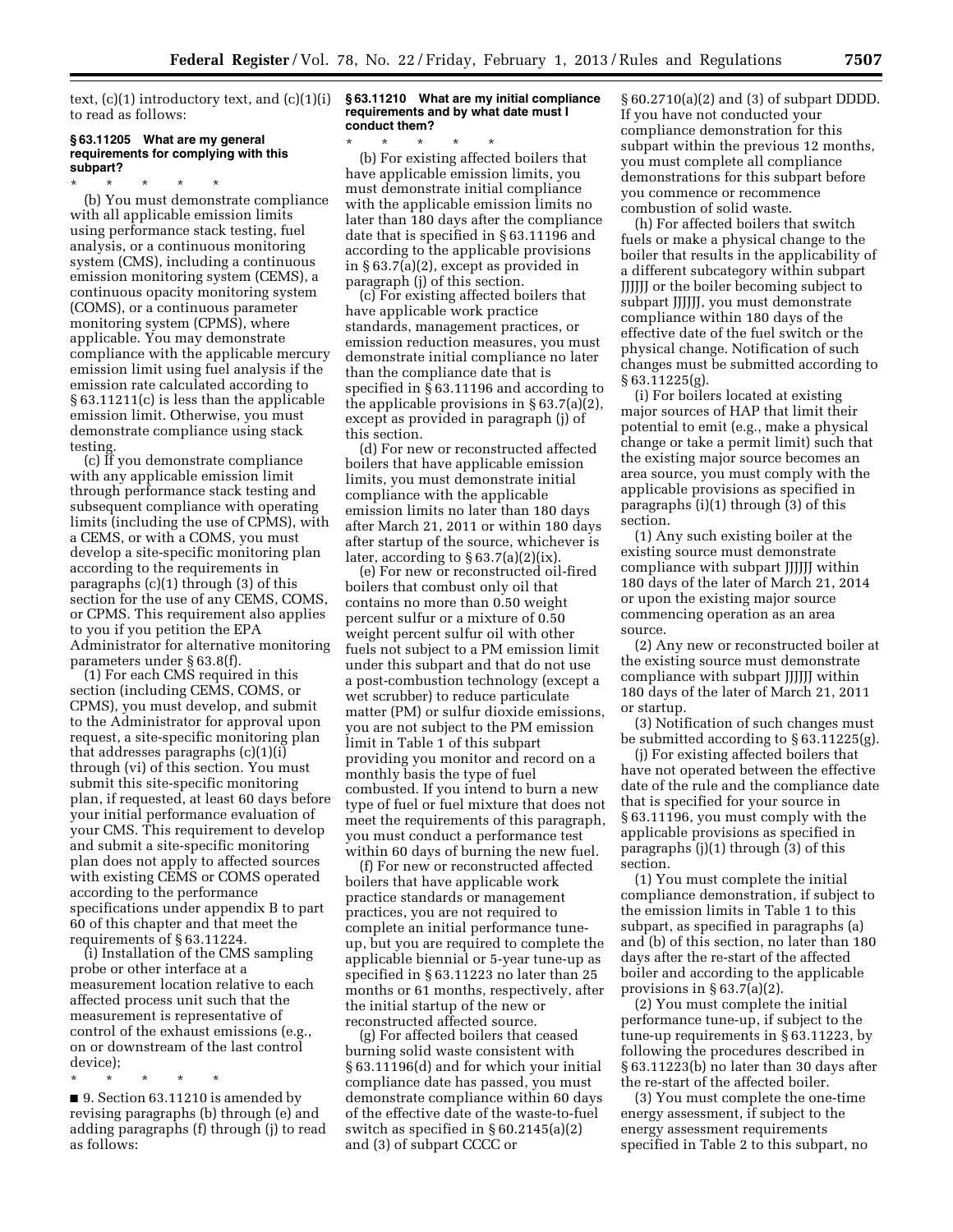text, (c)(1) introductory text, and (c)(1)(i) to read as follows:

**§ 63.11205 What are my general requirements for complying with this subpart?**

\* \* \* \* \*

(b) You must demonstrate compliance with all applicable emission limits using performance stack testing, fuel analysis, or a continuous monitoring system (CMS), including a continuous emission monitoring system (CEMS), a continuous opacity monitoring system (COMS), or a continuous parameter monitoring system (CPMS), where applicable. You may demonstrate compliance with the applicable mercury emission limit using fuel analysis if the emission rate calculated according to § 63.11211(c) is less than the applicable emission limit. Otherwise, you must demonstrate compliance using stack testing.

(c) If you demonstrate compliance with any applicable emission limit through performance stack testing and subsequent compliance with operating limits (including the use of CPMS), with a CEMS, or with a COMS, you must develop a site-specific monitoring plan according to the requirements in paragraphs (c)(1) through (3) of this section for the use of any CEMS, COMS, or CPMS. This requirement also applies to you if you petition the EPA Administrator for alternative monitoring parameters under § 63.8(f).

(1) For each CMS required in this section (including CEMS, COMS, or CPMS), you must develop, and submit to the Administrator for approval upon request, a site-specific monitoring plan that addresses paragraphs (c)(1)(i) through (vi) of this section. You must submit this site-specific monitoring plan, if requested, at least 60 days before your initial performance evaluation of your CMS. This requirement to develop and submit a site-specific monitoring plan does not apply to affected sources with existing CEMS or COMS operated according to the performance specifications under appendix B to part 60 of this chapter and that meet the requirements of § 63.11224.

(i) Installation of the CMS sampling probe or other interface at a measurement location relative to each affected process unit such that the measurement is representative of control of the exhaust emissions (e.g., on or downstream of the last control device);

\* \* \* \* \*

■ 9. Section 63.11210 is amended by revising paragraphs (b) through (e) and adding paragraphs (f) through (j) to read as follows:

**§ 63.11210 What are my initial compliance requirements and by what date must I conduct them?**

\* \* \* \* \*

(b) For existing affected boilers that have applicable emission limits, you must demonstrate initial compliance with the applicable emission limits no later than 180 days after the compliance date that is specified in § 63.11196 and according to the applicable provisions in § 63.7(a)(2), except as provided in paragraph (j) of this section.

(c) For existing affected boilers that have applicable work practice standards, management practices, or emission reduction measures, you must demonstrate initial compliance no later than the compliance date that is specified in § 63.11196 and according to the applicable provisions in § 63.7(a)(2), except as provided in paragraph (j) of this section.

(d) For new or reconstructed affected boilers that have applicable emission limits, you must demonstrate initial compliance with the applicable emission limits no later than 180 days after March 21, 2011 or within 180 days after startup of the source, whichever is later, according to § 63.7(a)(2)(ix).

(e) For new or reconstructed oil-fired boilers that combust only oil that contains no more than 0.50 weight percent sulfur or a mixture of 0.50 weight percent sulfur oil with other fuels not subject to a PM emission limit under this subpart and that do not use a post-combustion technology (except a wet scrubber) to reduce particulate matter (PM) or sulfur dioxide emissions, you are not subject to the PM emission limit in Table 1 of this subpart providing you monitor and record on a monthly basis the type of fuel combusted. If you intend to burn a new type of fuel or fuel mixture that does not meet the requirements of this paragraph, you must conduct a performance test within 60 days of burning the new fuel.

(f) For new or reconstructed affected boilers that have applicable work practice standards or management practices, you are not required to complete an initial performance tune-up, but you are required to complete the applicable biennial or 5-year tune-up as specified in § 63.11223 no later than 25 months or 61 months, respectively, after the initial startup of the new or reconstructed affected source.

(g) For affected boilers that ceased burning solid waste consistent with § 63.11196(d) and for which your initial compliance date has passed, you must demonstrate compliance within 60 days of the effective date of the waste-to-fuel switch as specified in § 60.2145(a)(2) and (3) of subpart CCCC or § 60.2710(a)(2) and (3) of subpart DDDD. If you have not conducted your compliance demonstration for this subpart within the previous 12 months, you must complete all compliance demonstrations for this subpart before you commence or recommence combustion of solid waste.

(h) For affected boilers that switch fuels or make a physical change to the boiler that results in the applicability of a different subcategory within subpart JJJJJJ or the boiler becoming subject to subpart JJJJJJ, you must demonstrate compliance within 180 days of the effective date of the fuel switch or the physical change. Notification of such changes must be submitted according to § 63.11225(g).

(i) For boilers located at existing major sources of HAP that limit their potential to emit (e.g., make a physical change or take a permit limit) such that the existing major source becomes an area source, you must comply with the applicable provisions as specified in paragraphs (i)(1) through (3) of this section.

(1) Any such existing boiler at the existing source must demonstrate compliance with subpart JJJJJJ within 180 days of the later of March 21, 2014 or upon the existing major source commencing operation as an area source.

(2) Any new or reconstructed boiler at the existing source must demonstrate compliance with subpart JJJJJJ within 180 days of the later of March 21, 2011 or startup.

(3) Notification of such changes must be submitted according to § 63.11225(g).

(j) For existing affected boilers that have not operated between the effective date of the rule and the compliance date that is specified for your source in § 63.11196, you must comply with the applicable provisions as specified in paragraphs (j)(1) through (3) of this section.

(1) You must complete the initial compliance demonstration, if subject to the emission limits in Table 1 to this subpart, as specified in paragraphs (a) and (b) of this section, no later than 180 days after the re-start of the affected boiler and according to the applicable provisions in § 63.7(a)(2).

(2) You must complete the initial performance tune-up, if subject to the tune-up requirements in § 63.11223, by following the procedures described in § 63.11223(b) no later than 30 days after the re-start of the affected boiler.

(3) You must complete the one-time energy assessment, if subject to the energy assessment requirements specified in Table 2 to this subpart, no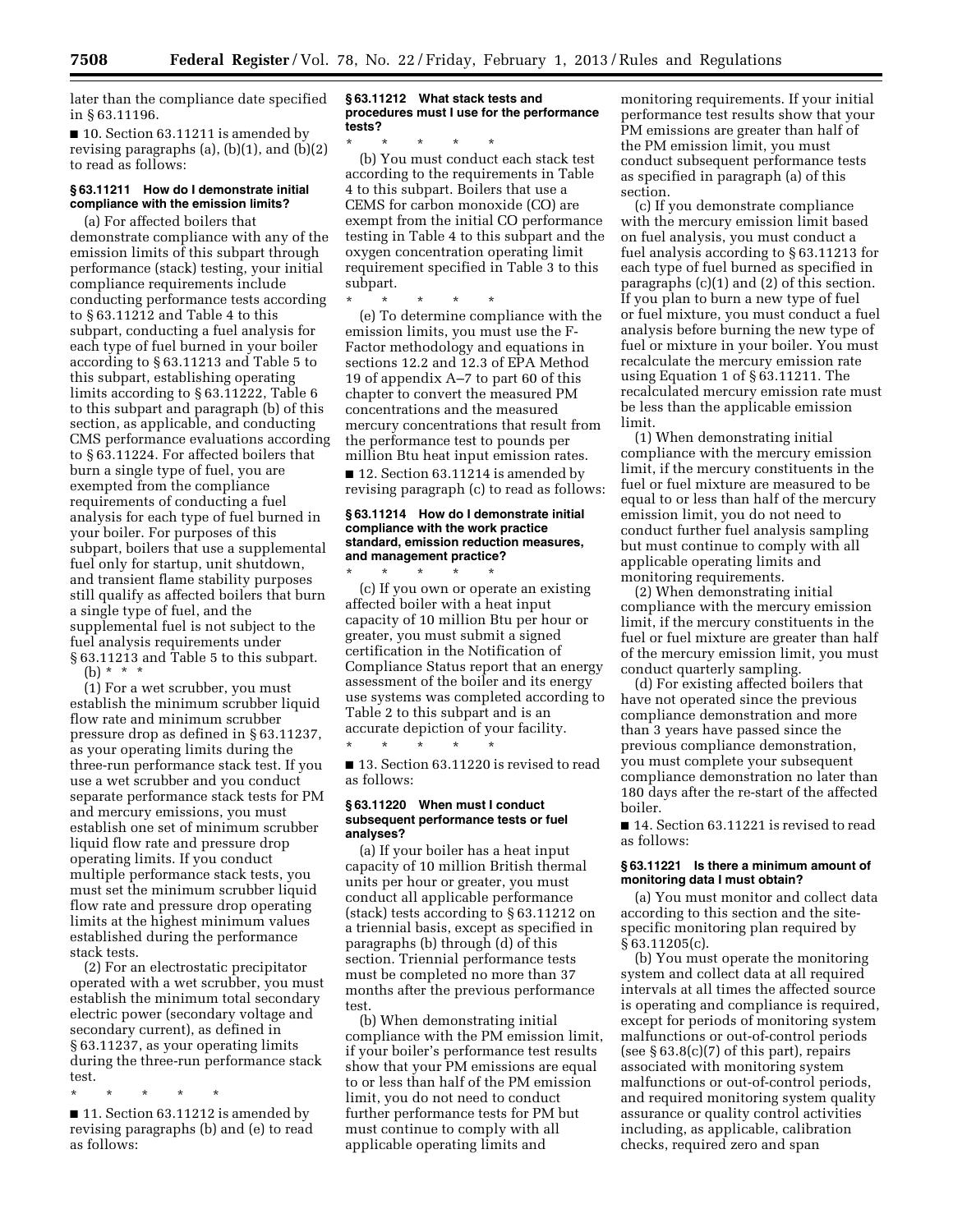later than the compliance date specified in § 63.11196.

■ 10. Section 63.11211 is amended by revising paragraphs (a), (b)(1), and (b)(2) to read as follows:

### § 63.11211 How do I demonstrate initial compliance with the emission limits?

(a) For affected boilers that demonstrate compliance with any of the emission limits of this subpart through performance (stack) testing, your initial compliance requirements include conducting performance tests according to § 63.11212 and Table 4 to this subpart, conducting a fuel analysis for each type of fuel burned in your boiler according to § 63.11213 and Table 5 to this subpart, establishing operating limits according to § 63.11222, Table 6 to this subpart and paragraph (b) of this section, as applicable, and conducting CMS performance evaluations according to § 63.11224. For affected boilers that burn a single type of fuel, you are exempted from the compliance requirements of conducting a fuel analysis for each type of fuel burned in your boiler. For purposes of this subpart, boilers that use a supplemental fuel only for startup, unit shutdown, and transient flame stability purposes still qualify as affected boilers that burn a single type of fuel, and the supplemental fuel is not subject to the fuel analysis requirements under § 63.11213 and Table 5 to this subpart.

(b) * * *

(1) For a wet scrubber, you must establish the minimum scrubber liquid flow rate and minimum scrubber pressure drop as defined in § 63.11237, as your operating limits during the three-run performance stack test. If you use a wet scrubber and you conduct separate performance stack tests for PM and mercury emissions, you must establish one set of minimum scrubber liquid flow rate and pressure drop operating limits. If you conduct multiple performance stack tests, you must set the minimum scrubber liquid flow rate and pressure drop operating limits at the highest minimum values established during the performance stack tests.

(2) For an electrostatic precipitator operated with a wet scrubber, you must establish the minimum total secondary electric power (secondary voltage and secondary current), as defined in § 63.11237, as your operating limits during the three-run performance stack test.

\* \* \* \* \*

■ 11. Section 63.11212 is amended by revising paragraphs (b) and (e) to read as follows:

### § 63.11212 What stack tests and procedures must I use for the performance tests?

\* \* \* \* \*

(b) You must conduct each stack test according to the requirements in Table 4 to this subpart. Boilers that use a CEMS for carbon monoxide (CO) are exempt from the initial CO performance testing in Table 4 to this subpart and the oxygen concentration operating limit requirement specified in Table 3 to this subpart.

\* \* \* \* \*

(e) To determine compliance with the emission limits, you must use the F-Factor methodology and equations in sections 12.2 and 12.3 of EPA Method 19 of appendix A–7 to part 60 of this chapter to convert the measured PM concentrations and the measured mercury concentrations that result from the performance test to pounds per million Btu heat input emission rates.

■ 12. Section 63.11214 is amended by revising paragraph (c) to read as follows:

### § 63.11214 How do I demonstrate initial compliance with the work practice standard, emission reduction measures, and management practice?

\* \* \* \* \*

(c) If you own or operate an existing affected boiler with a heat input capacity of 10 million Btu per hour or greater, you must submit a signed certification in the Notification of Compliance Status report that an energy assessment of the boiler and its energy use systems was completed according to Table 2 to this subpart and is an accurate depiction of your facility.

\* \* \* \* \*

■ 13. Section 63.11220 is revised to read as follows:

### § 63.11220 When must I conduct subsequent performance tests or fuel analyses?

(a) If your boiler has a heat input capacity of 10 million British thermal units per hour or greater, you must conduct all applicable performance (stack) tests according to § 63.11212 on a triennial basis, except as specified in paragraphs (b) through (d) of this section. Triennial performance tests must be completed no more than 37 months after the previous performance test.

(b) When demonstrating initial compliance with the PM emission limit, if your boiler's performance test results show that your PM emissions are equal to or less than half of the PM emission limit, you do not need to conduct further performance tests for PM but must continue to comply with all applicable operating limits and monitoring requirements. If your initial performance test results show that your PM emissions are greater than half of the PM emission limit, you must conduct subsequent performance tests as specified in paragraph (a) of this section.

(c) If you demonstrate compliance with the mercury emission limit based on fuel analysis, you must conduct a fuel analysis according to § 63.11213 for each type of fuel burned as specified in paragraphs (c)(1) and (2) of this section. If you plan to burn a new type of fuel or fuel mixture, you must conduct a fuel analysis before burning the new type of fuel or mixture in your boiler. You must recalculate the mercury emission rate using Equation 1 of § 63.11211. The recalculated mercury emission rate must be less than the applicable emission limit.

(1) When demonstrating initial compliance with the mercury emission limit, if the mercury constituents in the fuel or fuel mixture are measured to be equal to or less than half of the mercury emission limit, you do not need to conduct further fuel analysis sampling but must continue to comply with all applicable operating limits and monitoring requirements.

(2) When demonstrating initial compliance with the mercury emission limit, if the mercury constituents in the fuel or fuel mixture are greater than half of the mercury emission limit, you must conduct quarterly sampling.

(d) For existing affected boilers that have not operated since the previous compliance demonstration and more than 3 years have passed since the previous compliance demonstration, you must complete your subsequent compliance demonstration no later than 180 days after the re-start of the affected boiler.

■ 14. Section 63.11221 is revised to read as follows:

### § 63.11221 Is there a minimum amount of monitoring data I must obtain?

(a) You must monitor and collect data according to this section and the site-specific monitoring plan required by § 63.11205(c).

(b) You must operate the monitoring system and collect data at all required intervals at all times the affected source is operating and compliance is required, except for periods of monitoring system malfunctions or out-of-control periods (see § 63.8(c)(7) of this part), repairs associated with monitoring system malfunctions or out-of-control periods, and required monitoring system quality assurance or quality control activities including, as applicable, calibration checks, required zero and span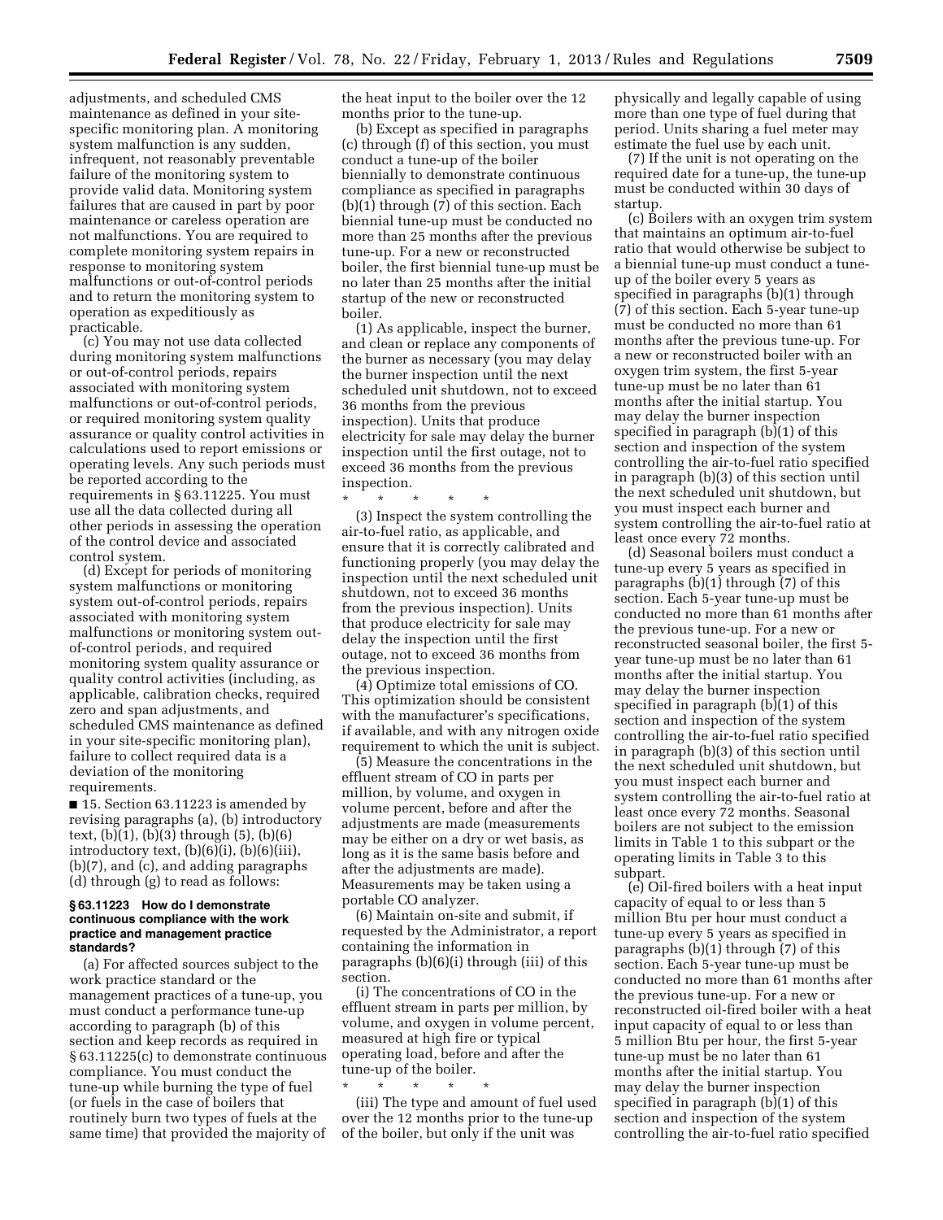adjustments, and scheduled CMS maintenance as defined in your site-specific monitoring plan. A monitoring system malfunction is any sudden, infrequent, not reasonably preventable failure of the monitoring system to provide valid data. Monitoring system failures that are caused in part by poor maintenance or careless operation are not malfunctions. You are required to complete monitoring system repairs in response to monitoring system malfunctions or out-of-control periods and to return the monitoring system to operation as expeditiously as practicable.

(c) You may not use data collected during monitoring system malfunctions or out-of-control periods, repairs associated with monitoring system malfunctions or out-of-control periods, or required monitoring system quality assurance or quality control activities in calculations used to report emissions or operating levels. Any such periods must be reported according to the requirements in § 63.11225. You must use all the data collected during all other periods in assessing the operation of the control device and associated control system.

(d) Except for periods of monitoring system malfunctions or monitoring system out-of-control periods, repairs associated with monitoring system malfunctions or monitoring system out-of-control periods, and required monitoring system quality assurance or quality control activities (including, as applicable, calibration checks, required zero and span adjustments, and scheduled CMS maintenance as defined in your site-specific monitoring plan), failure to collect required data is a deviation of the monitoring requirements.

■ 15. Section 63.11223 is amended by revising paragraphs (a), (b) introductory text, (b)(1), (b)(3) through (5), (b)(6) introductory text, (b)(6)(i), (b)(6)(iii), (b)(7), and (c), and adding paragraphs (d) through (g) to read as follows:

**§ 63.11223 How do I demonstrate continuous compliance with the work practice and management practice standards?**

(a) For affected sources subject to the work practice standard or the management practices of a tune-up, you must conduct a performance tune-up according to paragraph (b) of this section and keep records as required in § 63.11225(c) to demonstrate continuous compliance. You must conduct the tune-up while burning the type of fuel (or fuels in the case of boilers that routinely burn two types of fuels at the same time) that provided the majority of the heat input to the boiler over the 12 months prior to the tune-up.

(b) Except as specified in paragraphs (c) through (f) of this section, you must conduct a tune-up of the boiler biennially to demonstrate continuous compliance as specified in paragraphs (b)(1) through (7) of this section. Each biennial tune-up must be conducted no more than 25 months after the previous tune-up. For a new or reconstructed boiler, the first biennial tune-up must be no later than 25 months after the initial startup of the new or reconstructed boiler.

(1) As applicable, inspect the burner, and clean or replace any components of the burner as necessary (you may delay the burner inspection until the next scheduled unit shutdown, not to exceed 36 months from the previous inspection). Units that produce electricity for sale may delay the burner inspection until the first outage, not to exceed 36 months from the previous inspection.

\* \* \* \* \*

(3) Inspect the system controlling the air-to-fuel ratio, as applicable, and ensure that it is correctly calibrated and functioning properly (you may delay the inspection until the next scheduled unit shutdown, not to exceed 36 months from the previous inspection). Units that produce electricity for sale may delay the inspection until the first outage, not to exceed 36 months from the previous inspection.

(4) Optimize total emissions of CO. This optimization should be consistent with the manufacturer's specifications, if available, and with any nitrogen oxide requirement to which the unit is subject.

(5) Measure the concentrations in the effluent stream of CO in parts per million, by volume, and oxygen in volume percent, before and after the adjustments are made (measurements may be either on a dry or wet basis, as long as it is the same basis before and after the adjustments are made). Measurements may be taken using a portable CO analyzer.

(6) Maintain on-site and submit, if requested by the Administrator, a report containing the information in paragraphs (b)(6)(i) through (iii) of this section.

(i) The concentrations of CO in the effluent stream in parts per million, by volume, and oxygen in volume percent, measured at high fire or typical operating load, before and after the tune-up of the boiler.

\* \* \* \* \*

(iii) The type and amount of fuel used over the 12 months prior to the tune-up of the boiler, but only if the unit was physically and legally capable of using more than one type of fuel during that period. Units sharing a fuel meter may estimate the fuel use by each unit.

(7) If the unit is not operating on the required date for a tune-up, the tune-up must be conducted within 30 days of startup.

(c) Boilers with an oxygen trim system that maintains an optimum air-to-fuel ratio that would otherwise be subject to a biennial tune-up must conduct a tune-up of the boiler every 5 years as specified in paragraphs (b)(1) through (7) of this section. Each 5-year tune-up must be conducted no more than 61 months after the previous tune-up. For a new or reconstructed boiler with an oxygen trim system, the first 5-year tune-up must be no later than 61 months after the initial startup. You may delay the burner inspection specified in paragraph (b)(1) of this section and inspection of the system controlling the air-to-fuel ratio specified in paragraph (b)(3) of this section until the next scheduled unit shutdown, but you must inspect each burner and system controlling the air-to-fuel ratio at least once every 72 months.

(d) Seasonal boilers must conduct a tune-up every 5 years as specified in paragraphs (b)(1) through (7) of this section. Each 5-year tune-up must be conducted no more than 61 months after the previous tune-up. For a new or reconstructed seasonal boiler, the first 5-year tune-up must be no later than 61 months after the initial startup. You may delay the burner inspection specified in paragraph (b)(1) of this section and inspection of the system controlling the air-to-fuel ratio specified in paragraph (b)(3) of this section until the next scheduled unit shutdown, but you must inspect each burner and system controlling the air-to-fuel ratio at least once every 72 months. Seasonal boilers are not subject to the emission limits in Table 1 to this subpart or the operating limits in Table 3 to this subpart.

(e) Oil-fired boilers with a heat input capacity of equal to or less than 5 million Btu per hour must conduct a tune-up every 5 years as specified in paragraphs (b)(1) through (7) of this section. Each 5-year tune-up must be conducted no more than 61 months after the previous tune-up. For a new or reconstructed oil-fired boiler with a heat input capacity of equal to or less than 5 million Btu per hour, the first 5-year tune-up must be no later than 61 months after the initial startup. You may delay the burner inspection specified in paragraph (b)(1) of this section and inspection of the system controlling the air-to-fuel ratio specified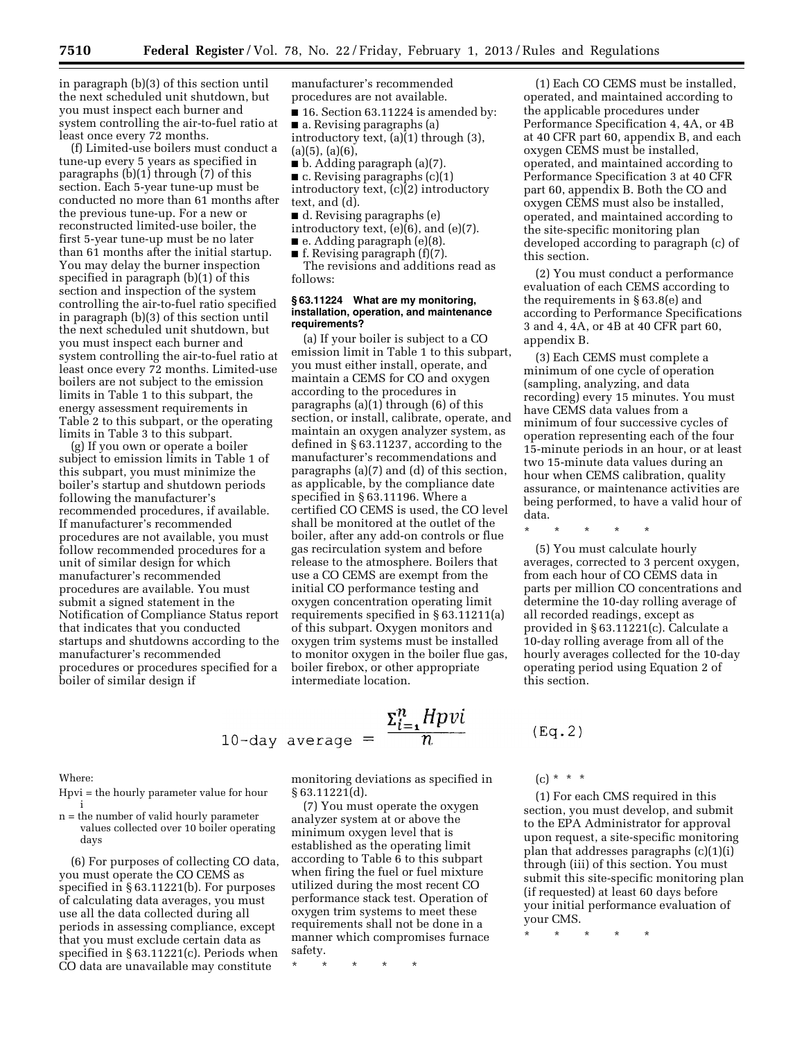in paragraph (b)(3) of this section until the next scheduled unit shutdown, but you must inspect each burner and system controlling the air-to-fuel ratio at least once every 72 months.

(f) Limited-use boilers must conduct a tune-up every 5 years as specified in paragraphs (b)(1) through (7) of this section. Each 5-year tune-up must be conducted no more than 61 months after the previous tune-up. For a new or reconstructed limited-use boiler, the first 5-year tune-up must be no later than 61 months after the initial startup. You may delay the burner inspection specified in paragraph (b)(1) of this section and inspection of the system controlling the air-to-fuel ratio specified in paragraph (b)(3) of this section until the next scheduled unit shutdown, but you must inspect each burner and system controlling the air-to-fuel ratio at least once every 72 months. Limited-use boilers are not subject to the emission limits in Table 1 to this subpart, the energy assessment requirements in Table 2 to this subpart, or the operating limits in Table 3 to this subpart.

(g) If you own or operate a boiler subject to emission limits in Table 1 of this subpart, you must minimize the boiler's startup and shutdown periods following the manufacturer's recommended procedures, if available. If manufacturer's recommended procedures are not available, you must follow recommended procedures for a unit of similar design for which manufacturer's recommended procedures are available. You must submit a signed statement in the Notification of Compliance Status report that indicates that you conducted startups and shutdowns according to the manufacturer's recommended procedures or procedures specified for a boiler of similar design if manufacturer's recommended procedures are not available.

■ 16. Section 63.11224 is amended by:

■ a. Revising paragraphs (a) introductory text, (a)(1) through (3), (a)(5), (a)(6),

■ b. Adding paragraph (a)(7).

■ c. Revising paragraphs (c)(1) introductory text, (c)(2) introductory text, and (d).

■ d. Revising paragraphs (e) introductory text, (e)(6), and (e)(7).

■ e. Adding paragraph (e)(8).

■ f. Revising paragraph (f)(7).

The revisions and additions read as follows:

**§ 63.11224 What are my monitoring, installation, operation, and maintenance requirements?**

(a) If your boiler is subject to a CO emission limit in Table 1 to this subpart, you must either install, operate, and maintain a CEMS for CO and oxygen according to the procedures in paragraphs (a)(1) through (6) of this section, or install, calibrate, operate, and maintain an oxygen analyzer system, as defined in § 63.11237, according to the manufacturer's recommendations and paragraphs (a)(7) and (d) of this section, as applicable, by the compliance date specified in § 63.11196. Where a certified CO CEMS is used, the CO level shall be monitored at the outlet of the boiler, after any add-on controls or flue gas recirculation system and before release to the atmosphere. Boilers that use a CO CEMS are exempt from the initial CO performance testing and oxygen concentration operating limit requirements specified in § 63.11211(a) of this subpart. Oxygen monitors and oxygen trim systems must be installed to monitor oxygen in the boiler flue gas, boiler firebox, or other appropriate intermediate location.

(1) Each CO CEMS must be installed, operated, and maintained according to the applicable procedures under Performance Specification 4, 4A, or 4B at 40 CFR part 60, appendix B, and each oxygen CEMS must be installed, operated, and maintained according to Performance Specification 3 at 40 CFR part 60, appendix B. Both the CO and oxygen CEMS must also be installed, operated, and maintained according to the site-specific monitoring plan developed according to paragraph (c) of this section.

(2) You must conduct a performance evaluation of each CEMS according to the requirements in § 63.8(e) and according to Performance Specifications 3 and 4, 4A, or 4B at 40 CFR part 60, appendix B.

(3) Each CEMS must complete a minimum of one cycle of operation (sampling, analyzing, and data recording) every 15 minutes. You must have CEMS data values from a minimum of four successive cycles of operation representing each of the four 15-minute periods in an hour, or at least two 15-minute data values during an hour when CEMS calibration, quality assurance, or maintenance activities are being performed, to have a valid hour of data.

\* \* \* \* \*

(5) You must calculate hourly averages, corrected to 3 percent oxygen, from each hour of CO CEMS data in parts per million CO concentrations and determine the 10-day rolling average of all recorded readings, except as provided in § 63.11221(c). Calculate a 10-day rolling average from all of the hourly averages collected for the 10-day operating period using Equation 2 of this section.

$$\text{10-day average} = \frac{\Sigma_{i=1}^{n} Hpvi}{n} \qquad \text{(Eq.2)}$$

Where:

Hpvi = the hourly parameter value for hour i

n = the number of valid hourly parameter values collected over 10 boiler operating days

(6) For purposes of collecting CO data, you must operate the CO CEMS as specified in § 63.11221(b). For purposes of calculating data averages, you must use all the data collected during all periods in assessing compliance, except that you must exclude certain data as specified in § 63.11221(c). Periods when CO data are unavailable may constitute monitoring deviations as specified in § 63.11221(d).

(7) You must operate the oxygen analyzer system at or above the minimum oxygen level that is established as the operating limit according to Table 6 to this subpart when firing the fuel or fuel mixture utilized during the most recent CO performance stack test. Operation of oxygen trim systems to meet these requirements shall not be done in a manner which compromises furnace safety.

\* \* \* \* \*

(c) \* \* \*

(1) For each CMS required in this section, you must develop, and submit to the EPA Administrator for approval upon request, a site-specific monitoring plan that addresses paragraphs (c)(1)(i) through (iii) of this section. You must submit this site-specific monitoring plan (if requested) at least 60 days before your initial performance evaluation of your CMS.

\* \* \* \* \*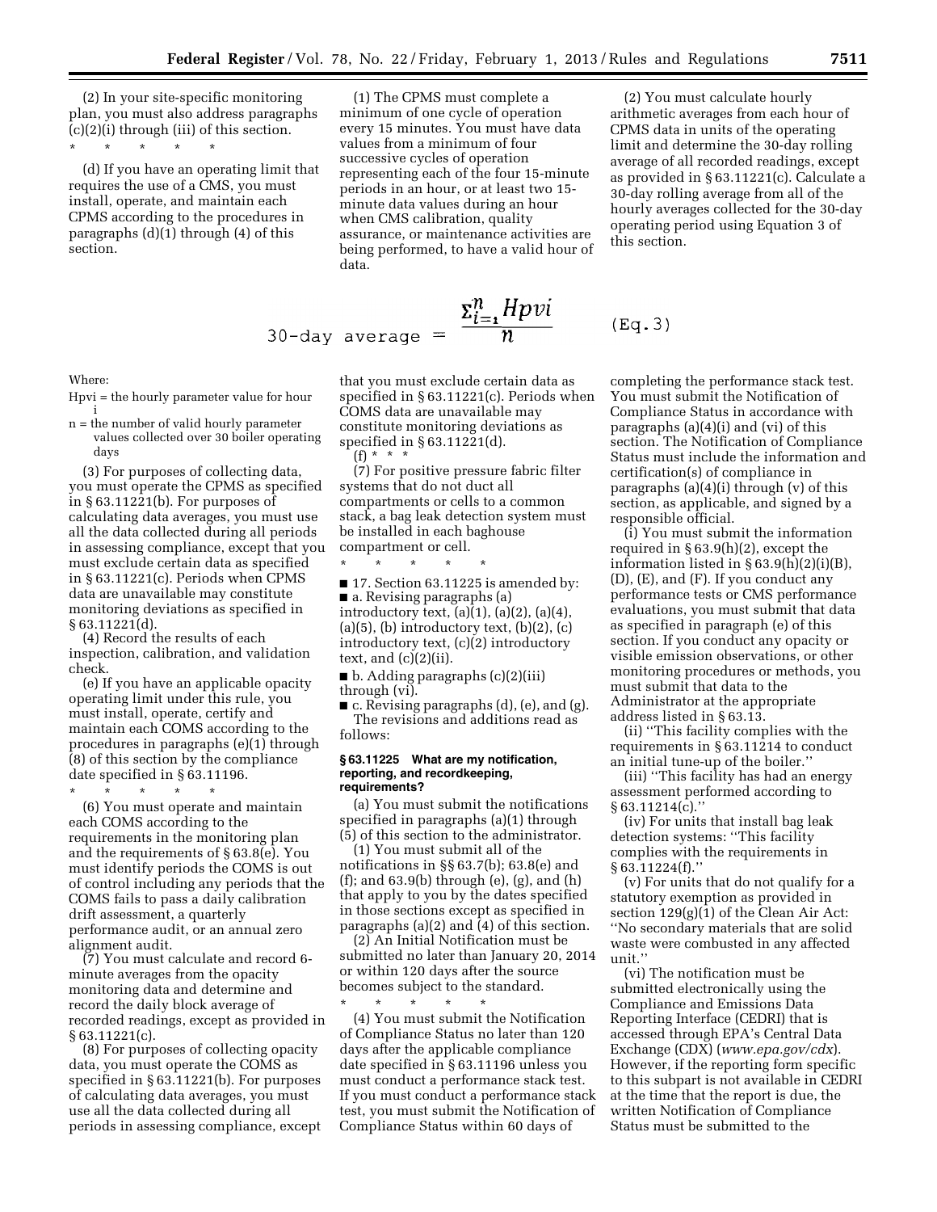(2) In your site-specific monitoring plan, you must also address paragraphs (c)(2)(i) through (iii) of this section.

\* \* \* \* \*

(d) If you have an operating limit that requires the use of a CMS, you must install, operate, and maintain each CPMS according to the procedures in paragraphs (d)(1) through (4) of this section.

(1) The CPMS must complete a minimum of one cycle of operation every 15 minutes. You must have data values from a minimum of four successive cycles of operation representing each of the four 15-minute periods in an hour, or at least two 15-minute data values during an hour when CMS calibration, quality assurance, or maintenance activities are being performed, to have a valid hour of data.

(2) You must calculate hourly arithmetic averages from each hour of CPMS data in units of the operating limit and determine the 30-day rolling average of all recorded readings, except as provided in § 63.11221(c). Calculate a 30-day rolling average from all of the hourly averages collected for the 30-day operating period using Equation 3 of this section.

$$\text{30-day average} = \frac{\Sigma_{i=1}^{n} Hpvi}{n} \qquad \text{(Eq.3)}$$

Where:

Hpvi = the hourly parameter value for hour i

n = the number of valid hourly parameter values collected over 30 boiler operating days

(3) For purposes of collecting data, you must operate the CPMS as specified in § 63.11221(b). For purposes of calculating data averages, you must use all the data collected during all periods in assessing compliance, except that you must exclude certain data as specified in § 63.11221(c). Periods when CPMS data are unavailable may constitute monitoring deviations as specified in § 63.11221(d).

(4) Record the results of each inspection, calibration, and validation check.

(e) If you have an applicable opacity operating limit under this rule, you must install, operate, certify and maintain each COMS according to the procedures in paragraphs (e)(1) through (8) of this section by the compliance date specified in § 63.11196.

\* \* \* \* \*

(6) You must operate and maintain each COMS according to the requirements in the monitoring plan and the requirements of § 63.8(e). You must identify periods the COMS is out of control including any periods that the COMS fails to pass a daily calibration drift assessment, a quarterly performance audit, or an annual zero alignment audit.

(7) You must calculate and record 6-minute averages from the opacity monitoring data and determine and record the daily block average of recorded readings, except as provided in § 63.11221(c).

(8) For purposes of collecting opacity data, you must operate the COMS as specified in § 63.11221(b). For purposes of calculating data averages, you must use all the data collected during all periods in assessing compliance, except that you must exclude certain data as specified in § 63.11221(c). Periods when COMS data are unavailable may constitute monitoring deviations as specified in § 63.11221(d).

(f) \* \* \*

(7) For positive pressure fabric filter systems that do not duct all compartments or cells to a common stack, a bag leak detection system must be installed in each baghouse compartment or cell.

\* \* \* \* \*

■ 17. Section 63.11225 is amended by:

■ a. Revising paragraphs (a) introductory text, (a)(1), (a)(2), (a)(4), (a)(5), (b) introductory text, (b)(2), (c) introductory text, (c)(2) introductory text, and (c)(2)(ii).

■ b. Adding paragraphs (c)(2)(iii) through (vi).

■ c. Revising paragraphs (d), (e), and (g).

The revisions and additions read as follows:

### § 63.11225 What are my notification, reporting, and recordkeeping, requirements?

(a) You must submit the notifications specified in paragraphs (a)(1) through (5) of this section to the administrator.

(1) You must submit all of the notifications in §§ 63.7(b); 63.8(e) and (f); and 63.9(b) through (e), (g), and (h) that apply to you by the dates specified in those sections except as specified in paragraphs (a)(2) and (4) of this section.

(2) An Initial Notification must be submitted no later than January 20, 2014 or within 120 days after the source becomes subject to the standard.

\* \* \* \* \*

(4) You must submit the Notification of Compliance Status no later than 120 days after the applicable compliance date specified in § 63.11196 unless you must conduct a performance stack test. If you must conduct a performance stack test, you must submit the Notification of Compliance Status within 60 days of completing the performance stack test. You must submit the Notification of Compliance Status in accordance with paragraphs (a)(4)(i) and (vi) of this section. The Notification of Compliance Status must include the information and certification(s) of compliance in paragraphs (a)(4)(i) through (v) of this section, as applicable, and signed by a responsible official.

(i) You must submit the information required in § 63.9(h)(2), except the information listed in § 63.9(h)(2)(i)(B), (D), (E), and (F). If you conduct any performance tests or CMS performance evaluations, you must submit that data as specified in paragraph (e) of this section. If you conduct any opacity or visible emission observations, or other monitoring procedures or methods, you must submit that data to the Administrator at the appropriate address listed in § 63.13.

(ii) ''This facility complies with the requirements in § 63.11214 to conduct an initial tune-up of the boiler.''

(iii) ''This facility has had an energy assessment performed according to § 63.11214(c).''

(iv) For units that install bag leak detection systems: ''This facility complies with the requirements in § 63.11224(f).''

(v) For units that do not qualify for a statutory exemption as provided in section 129(g)(1) of the Clean Air Act: ''No secondary materials that are solid waste were combusted in any affected unit.''

(vi) The notification must be submitted electronically using the Compliance and Emissions Data Reporting Interface (CEDRI) that is accessed through EPA's Central Data Exchange (CDX) (*www.epa.gov/cdx*). However, if the reporting form specific to this subpart is not available in CEDRI at the time that the report is due, the written Notification of Compliance Status must be submitted to the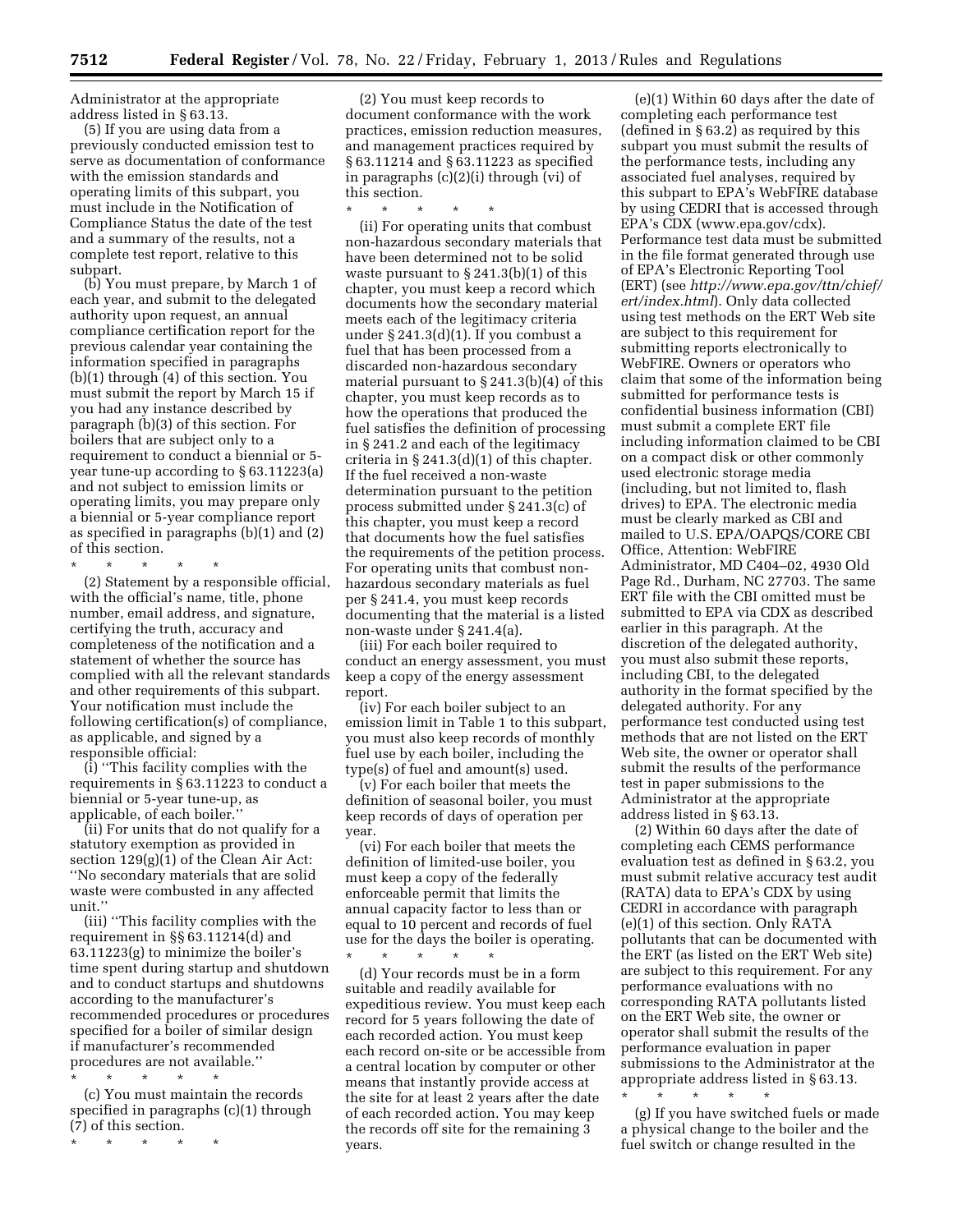Administrator at the appropriate address listed in § 63.13.

(5) If you are using data from a previously conducted emission test to serve as documentation of conformance with the emission standards and operating limits of this subpart, you must include in the Notification of Compliance Status the date of the test and a summary of the results, not a complete test report, relative to this subpart.

(b) You must prepare, by March 1 of each year, and submit to the delegated authority upon request, an annual compliance certification report for the previous calendar year containing the information specified in paragraphs (b)(1) through (4) of this section. You must submit the report by March 15 if you had any instance described by paragraph (b)(3) of this section. For boilers that are subject only to a requirement to conduct a biennial or 5-year tune-up according to § 63.11223(a) and not subject to emission limits or operating limits, you may prepare only a biennial or 5-year compliance report as specified in paragraphs (b)(1) and (2) of this section.

\* \* \* \* \*

(2) Statement by a responsible official, with the official's name, title, phone number, email address, and signature, certifying the truth, accuracy and completeness of the notification and a statement of whether the source has complied with all the relevant standards and other requirements of this subpart. Your notification must include the following certification(s) of compliance, as applicable, and signed by a responsible official:

(i) ''This facility complies with the requirements in § 63.11223 to conduct a biennial or 5-year tune-up, as applicable, of each boiler.''

(ii) For units that do not qualify for a statutory exemption as provided in section 129(g)(1) of the Clean Air Act: ''No secondary materials that are solid waste were combusted in any affected unit.''

(iii) ''This facility complies with the requirement in §§ 63.11214(d) and 63.11223(g) to minimize the boiler's time spent during startup and shutdown and to conduct startups and shutdowns according to the manufacturer's recommended procedures or procedures specified for a boiler of similar design if manufacturer's recommended procedures are not available.''

\* \* \* \* \*

(c) You must maintain the records specified in paragraphs (c)(1) through (7) of this section.

\* \* \* \* \*

(2) You must keep records to document conformance with the work practices, emission reduction measures, and management practices required by § 63.11214 and § 63.11223 as specified in paragraphs (c)(2)(i) through (vi) of this section.

\* \* \* \* \*

(ii) For operating units that combust non-hazardous secondary materials that have been determined not to be solid waste pursuant to § 241.3(b)(1) of this chapter, you must keep a record which documents how the secondary material meets each of the legitimacy criteria under § 241.3(d)(1). If you combust a fuel that has been processed from a discarded non-hazardous secondary material pursuant to § 241.3(b)(4) of this chapter, you must keep records as to how the operations that produced the fuel satisfies the definition of processing in § 241.2 and each of the legitimacy criteria in § 241.3(d)(1) of this chapter. If the fuel received a non-waste determination pursuant to the petition process submitted under § 241.3(c) of this chapter, you must keep a record that documents how the fuel satisfies the requirements of the petition process. For operating units that combust non-hazardous secondary materials as fuel per § 241.4, you must keep records documenting that the material is a listed non-waste under § 241.4(a).

(iii) For each boiler required to conduct an energy assessment, you must keep a copy of the energy assessment report.

(iv) For each boiler subject to an emission limit in Table 1 to this subpart, you must also keep records of monthly fuel use by each boiler, including the type(s) of fuel and amount(s) used.

(v) For each boiler that meets the definition of seasonal boiler, you must keep records of days of operation per year.

(vi) For each boiler that meets the definition of limited-use boiler, you must keep a copy of the federally enforceable permit that limits the annual capacity factor to less than or equal to 10 percent and records of fuel use for the days the boiler is operating.

\* \* \* \* \*

(d) Your records must be in a form suitable and readily available for expeditious review. You must keep each record for 5 years following the date of each recorded action. You must keep each record on-site or be accessible from a central location by computer or other means that instantly provide access at the site for at least 2 years after the date of each recorded action. You may keep the records off site for the remaining 3 years.

(e)(1) Within 60 days after the date of completing each performance test (defined in § 63.2) as required by this subpart you must submit the results of the performance tests, including any associated fuel analyses, required by this subpart to EPA's WebFIRE database by using CEDRI that is accessed through EPA's CDX (www.epa.gov/cdx). Performance test data must be submitted in the file format generated through use of EPA's Electronic Reporting Tool (ERT) (see *http://www.epa.gov/ttn/chief/ert/index.html*). Only data collected using test methods on the ERT Web site are subject to this requirement for submitting reports electronically to WebFIRE. Owners or operators who claim that some of the information being submitted for performance tests is confidential business information (CBI) must submit a complete ERT file including information claimed to be CBI on a compact disk or other commonly used electronic storage media (including, but not limited to, flash drives) to EPA. The electronic media must be clearly marked as CBI and mailed to U.S. EPA/OAPQS/CORE CBI Office, Attention: WebFIRE Administrator, MD C404–02, 4930 Old Page Rd., Durham, NC 27703. The same ERT file with the CBI omitted must be submitted to EPA via CDX as described earlier in this paragraph. At the discretion of the delegated authority, you must also submit these reports, including CBI, to the delegated authority in the format specified by the delegated authority. For any performance test conducted using test methods that are not listed on the ERT Web site, the owner or operator shall submit the results of the performance test in paper submissions to the Administrator at the appropriate address listed in § 63.13.

(2) Within 60 days after the date of completing each CEMS performance evaluation test as defined in § 63.2, you must submit relative accuracy test audit (RATA) data to EPA's CDX by using CEDRI in accordance with paragraph (e)(1) of this section. Only RATA pollutants that can be documented with the ERT (as listed on the ERT Web site) are subject to this requirement. For any performance evaluations with no corresponding RATA pollutants listed on the ERT Web site, the owner or operator shall submit the results of the performance evaluation in paper submissions to the Administrator at the appropriate address listed in § 63.13.

\* \* \* \* \*

(g) If you have switched fuels or made a physical change to the boiler and the fuel switch or change resulted in the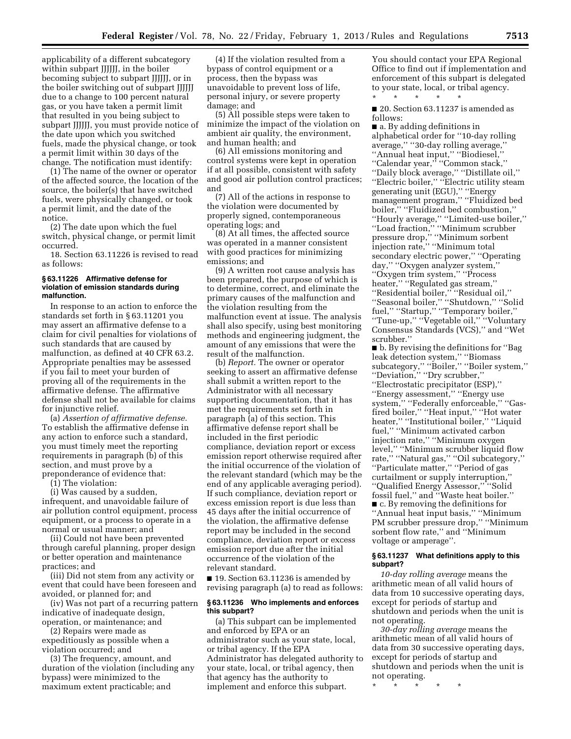applicability of a different subcategory within subpart JJJJJJ, in the boiler becoming subject to subpart JJJJJJ, or in the boiler switching out of subpart JJJJJJ due to a change to 100 percent natural gas, or you have taken a permit limit that resulted in you being subject to subpart JJJJJJ, you must provide notice of the date upon which you switched fuels, made the physical change, or took a permit limit within 30 days of the change. The notification must identify:

(1) The name of the owner or operator of the affected source, the location of the source, the boiler(s) that have switched fuels, were physically changed, or took a permit limit, and the date of the notice.

(2) The date upon which the fuel switch, physical change, or permit limit occurred.

18. Section 63.11226 is revised to read as follows:

### § 63.11226 Affirmative defense for violation of emission standards during malfunction.

In response to an action to enforce the standards set forth in § 63.11201 you may assert an affirmative defense to a claim for civil penalties for violations of such standards that are caused by malfunction, as defined at 40 CFR 63.2. Appropriate penalties may be assessed if you fail to meet your burden of proving all of the requirements in the affirmative defense. The affirmative defense shall not be available for claims for injunctive relief.

(a) *Assertion of affirmative defense.* To establish the affirmative defense in any action to enforce such a standard, you must timely meet the reporting requirements in paragraph (b) of this section, and must prove by a preponderance of evidence that:

(1) The violation:

(i) Was caused by a sudden, infrequent, and unavoidable failure of air pollution control equipment, process equipment, or a process to operate in a normal or usual manner; and

(ii) Could not have been prevented through careful planning, proper design or better operation and maintenance practices; and

(iii) Did not stem from any activity or event that could have been foreseen and avoided, or planned for; and

(iv) Was not part of a recurring pattern indicative of inadequate design, operation, or maintenance; and

(2) Repairs were made as expeditiously as possible when a violation occurred; and

(3) The frequency, amount, and duration of the violation (including any bypass) were minimized to the maximum extent practicable; and

(4) If the violation resulted from a bypass of control equipment or a process, then the bypass was unavoidable to prevent loss of life, personal injury, or severe property damage; and

(5) All possible steps were taken to minimize the impact of the violation on ambient air quality, the environment, and human health; and

(6) All emissions monitoring and control systems were kept in operation if at all possible, consistent with safety and good air pollution control practices; and

(7) All of the actions in response to the violation were documented by properly signed, contemporaneous operating logs; and

(8) At all times, the affected source was operated in a manner consistent with good practices for minimizing emissions; and

(9) A written root cause analysis has been prepared, the purpose of which is to determine, correct, and eliminate the primary causes of the malfunction and the violation resulting from the malfunction event at issue. The analysis shall also specify, using best monitoring methods and engineering judgment, the amount of any emissions that were the result of the malfunction.

(b) *Report.* The owner or operator seeking to assert an affirmative defense shall submit a written report to the Administrator with all necessary supporting documentation, that it has met the requirements set forth in paragraph (a) of this section. This affirmative defense report shall be included in the first periodic compliance, deviation report or excess emission report otherwise required after the initial occurrence of the violation of the relevant standard (which may be the end of any applicable averaging period). If such compliance, deviation report or excess emission report is due less than 45 days after the initial occurrence of the violation, the affirmative defense report may be included in the second compliance, deviation report or excess emission report due after the initial occurrence of the violation of the relevant standard.

■ 19. Section 63.11236 is amended by revising paragraph (a) to read as follows:

### § 63.11236 Who implements and enforces this subpart?

(a) This subpart can be implemented and enforced by EPA or an administrator such as your state, local, or tribal agency. If the EPA Administrator has delegated authority to your state, local, or tribal agency, then that agency has the authority to implement and enforce this subpart. You should contact your EPA Regional Office to find out if implementation and enforcement of this subpart is delegated to your state, local, or tribal agency.

\* \* \* \* \*

■ 20. Section 63.11237 is amended as follows:

■ a. By adding definitions in alphabetical order for ''10-day rolling average,'' ''30-day rolling average,'' ''Annual heat input,'' ''Biodiesel,'' ''Calendar year,'' ''Common stack,'' ''Daily block average,'' ''Distillate oil,'' ''Electric boiler,'' ''Electric utility steam generating unit (EGU),'' ''Energy management program,'' ''Fluidized bed boiler,'' ''Fluidized bed combustion,'' ''Hourly average,'' ''Limited-use boiler,'' ''Load fraction,'' ''Minimum scrubber pressure drop,'' ''Minimum sorbent injection rate,'' ''Minimum total secondary electric power,'' ''Operating day,'' ''Oxygen analyzer system,'' ''Oxygen trim system,'' ''Process heater,'' ''Regulated gas stream,'' ''Residential boiler,'' ''Residual oil,'' ''Seasonal boiler,'' ''Shutdown,'' ''Solid fuel,'' ''Startup,'' ''Temporary boiler,'' ''Tune-up,'' ''Vegetable oil,'' ''Voluntary Consensus Standards (VCS),'' and ''Wet scrubber.''

■ b. By revising the definitions for ''Bag leak detection system,'' ''Biomass subcategory,'' ''Boiler,'' ''Boiler system,'' ''Deviation,'' ''Dry scrubber,'' ''Electrostatic precipitator (ESP),'' ''Energy assessment,'' ''Energy use system,'' ''Federally enforceable,'' ''Gas-fired boiler,'' ''Heat input,'' ''Hot water heater,'' ''Institutional boiler,'' ''Liquid fuel,'' ''Minimum activated carbon injection rate,'' ''Minimum oxygen level,'' ''Minimum scrubber liquid flow rate,'' ''Natural gas,'' ''Oil subcategory,'' ''Particulate matter,'' ''Period of gas curtailment or supply interruption,'' ''Qualified Energy Assessor,'' ''Solid fossil fuel,'' and ''Waste heat boiler.''

■ c. By removing the definitions for ''Annual heat input basis,'' ''Minimum PM scrubber pressure drop,'' ''Minimum sorbent flow rate,'' and ''Minimum voltage or amperage''.

### § 63.11237 What definitions apply to this subpart?

*10-day rolling average* means the arithmetic mean of all valid hours of data from 10 successive operating days, except for periods of startup and shutdown and periods when the unit is not operating.

*30-day rolling average* means the arithmetic mean of all valid hours of data from 30 successive operating days, except for periods of startup and shutdown and periods when the unit is not operating.

\* \* \* \* \*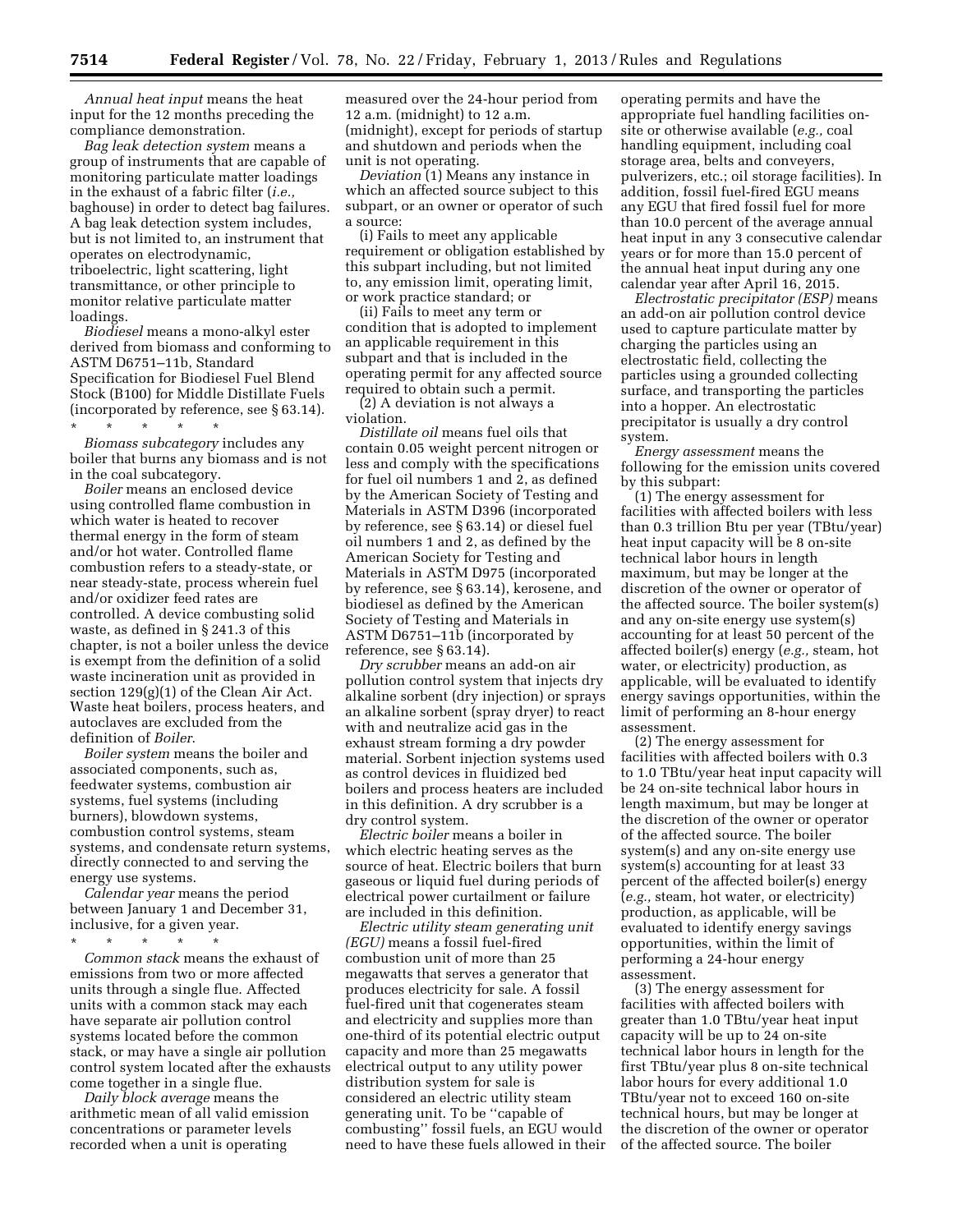*Annual heat input* means the heat input for the 12 months preceding the compliance demonstration.

*Bag leak detection system* means a group of instruments that are capable of monitoring particulate matter loadings in the exhaust of a fabric filter (*i.e.,* baghouse) in order to detect bag failures. A bag leak detection system includes, but is not limited to, an instrument that operates on electrodynamic, triboelectric, light scattering, light transmittance, or other principle to monitor relative particulate matter loadings.

*Biodiesel* means a mono-alkyl ester derived from biomass and conforming to ASTM D6751–11b, Standard Specification for Biodiesel Fuel Blend Stock (B100) for Middle Distillate Fuels (incorporated by reference, see § 63.14).

\* \* \* \* \*

*Biomass subcategory* includes any boiler that burns any biomass and is not in the coal subcategory.

*Boiler* means an enclosed device using controlled flame combustion in which water is heated to recover thermal energy in the form of steam and/or hot water. Controlled flame combustion refers to a steady-state, or near steady-state, process wherein fuel and/or oxidizer feed rates are controlled. A device combusting solid waste, as defined in § 241.3 of this chapter, is not a boiler unless the device is exempt from the definition of a solid waste incineration unit as provided in section 129(g)(1) of the Clean Air Act. Waste heat boilers, process heaters, and autoclaves are excluded from the definition of *Boiler*.

*Boiler system* means the boiler and associated components, such as, feedwater systems, combustion air systems, fuel systems (including burners), blowdown systems, combustion control systems, steam systems, and condensate return systems, directly connected to and serving the energy use systems.

*Calendar year* means the period between January 1 and December 31, inclusive, for a given year.

\* \* \* \* \*

*Common stack* means the exhaust of emissions from two or more affected units through a single flue. Affected units with a common stack may each have separate air pollution control systems located before the common stack, or may have a single air pollution control system located after the exhausts come together in a single flue.

*Daily block average* means the arithmetic mean of all valid emission concentrations or parameter levels recorded when a unit is operating measured over the 24-hour period from 12 a.m. (midnight) to 12 a.m. (midnight), except for periods of startup and shutdown and periods when the unit is not operating.

*Deviation* (1) Means any instance in which an affected source subject to this subpart, or an owner or operator of such a source:

(i) Fails to meet any applicable requirement or obligation established by this subpart including, but not limited to, any emission limit, operating limit, or work practice standard; or

(ii) Fails to meet any term or condition that is adopted to implement an applicable requirement in this subpart and that is included in the operating permit for any affected source required to obtain such a permit.

(2) A deviation is not always a violation.

*Distillate oil* means fuel oils that contain 0.05 weight percent nitrogen or less and comply with the specifications for fuel oil numbers 1 and 2, as defined by the American Society of Testing and Materials in ASTM D396 (incorporated by reference, see § 63.14) or diesel fuel oil numbers 1 and 2, as defined by the American Society for Testing and Materials in ASTM D975 (incorporated by reference, see § 63.14), kerosene, and biodiesel as defined by the American Society of Testing and Materials in ASTM D6751–11b (incorporated by reference, see § 63.14).

*Dry scrubber* means an add-on air pollution control system that injects dry alkaline sorbent (dry injection) or sprays an alkaline sorbent (spray dryer) to react with and neutralize acid gas in the exhaust stream forming a dry powder material. Sorbent injection systems used as control devices in fluidized bed boilers and process heaters are included in this definition. A dry scrubber is a dry control system.

*Electric boiler* means a boiler in which electric heating serves as the source of heat. Electric boilers that burn gaseous or liquid fuel during periods of electrical power curtailment or failure are included in this definition.

*Electric utility steam generating unit (EGU)* means a fossil fuel-fired combustion unit of more than 25 megawatts that serves a generator that produces electricity for sale. A fossil fuel-fired unit that cogenerates steam and electricity and supplies more than one-third of its potential electric output capacity and more than 25 megawatts electrical output to any utility power distribution system for sale is considered an electric utility steam generating unit. To be "capable of combusting" fossil fuels, an EGU would need to have these fuels allowed in their operating permits and have the appropriate fuel handling facilities on-site or otherwise available (*e.g.,* coal handling equipment, including coal storage area, belts and conveyers, pulverizers, etc.; oil storage facilities). In addition, fossil fuel-fired EGU means any EGU that fired fossil fuel for more than 10.0 percent of the average annual heat input in any 3 consecutive calendar years or for more than 15.0 percent of the annual heat input during any one calendar year after April 16, 2015.

*Electrostatic precipitator (ESP)* means an add-on air pollution control device used to capture particulate matter by charging the particles using an electrostatic field, collecting the particles using a grounded collecting surface, and transporting the particles into a hopper. An electrostatic precipitator is usually a dry control system.

*Energy assessment* means the following for the emission units covered by this subpart:

(1) The energy assessment for facilities with affected boilers with less than 0.3 trillion Btu per year (TBtu/year) heat input capacity will be 8 on-site technical labor hours in length maximum, but may be longer at the discretion of the owner or operator of the affected source. The boiler system(s) and any on-site energy use system(s) accounting for at least 50 percent of the affected boiler(s) energy (*e.g.,* steam, hot water, or electricity) production, as applicable, will be evaluated to identify energy savings opportunities, within the limit of performing an 8-hour energy assessment.

(2) The energy assessment for facilities with affected boilers with 0.3 to 1.0 TBtu/year heat input capacity will be 24 on-site technical labor hours in length maximum, but may be longer at the discretion of the owner or operator of the affected source. The boiler system(s) and any on-site energy use system(s) accounting for at least 33 percent of the affected boiler(s) energy (*e.g.,* steam, hot water, or electricity) production, as applicable, will be evaluated to identify energy savings opportunities, within the limit of performing a 24-hour energy assessment.

(3) The energy assessment for facilities with affected boilers with greater than 1.0 TBtu/year heat input capacity will be up to 24 on-site technical labor hours in length for the first TBtu/year plus 8 on-site technical labor hours for every additional 1.0 TBtu/year not to exceed 160 on-site technical hours, but may be longer at the discretion of the owner or operator of the affected source. The boiler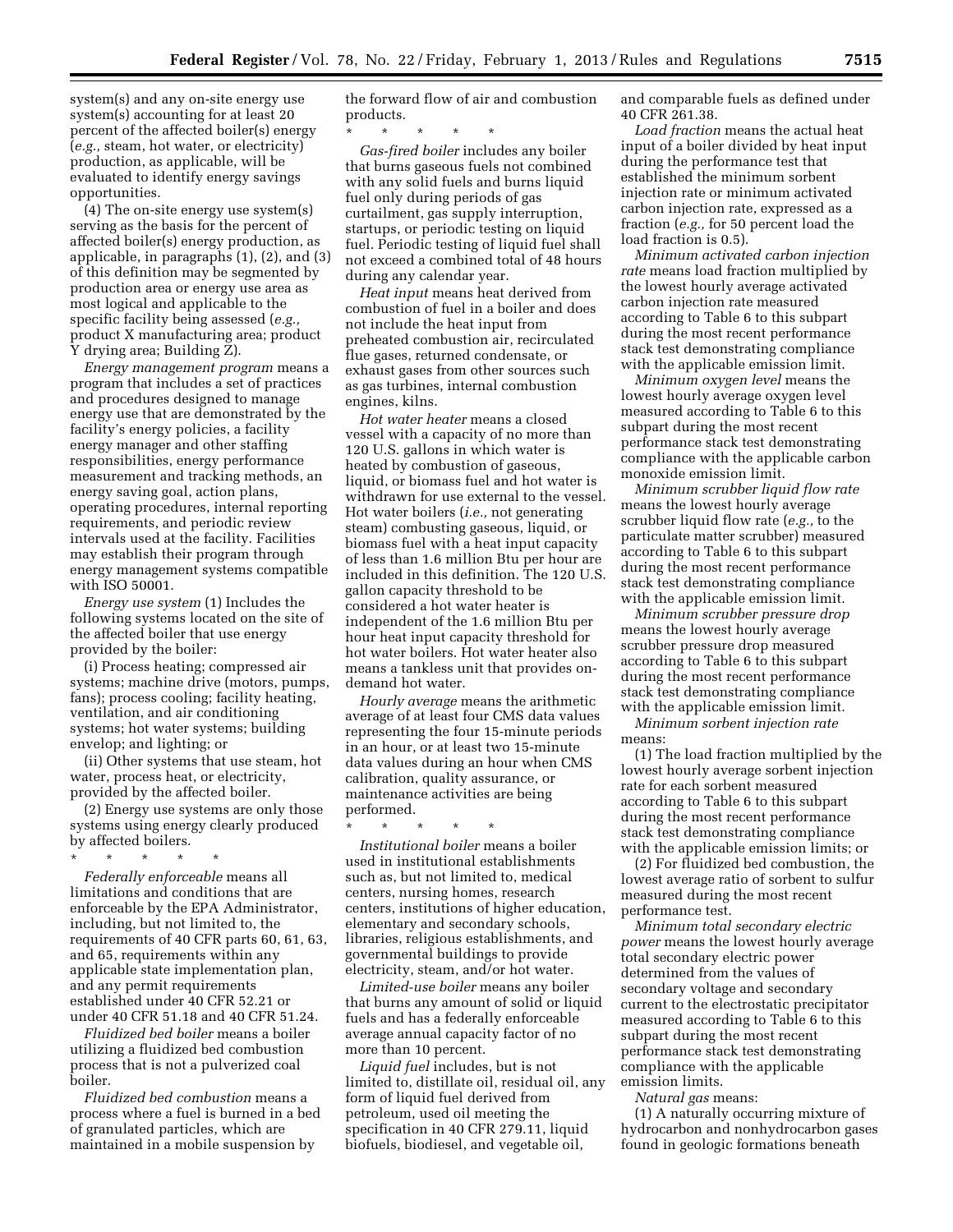system(s) and any on-site energy use system(s) accounting for at least 20 percent of the affected boiler(s) energy (*e.g.,* steam, hot water, or electricity) production, as applicable, will be evaluated to identify energy savings opportunities.

(4) The on-site energy use system(s) serving as the basis for the percent of affected boiler(s) energy production, as applicable, in paragraphs (1), (2), and (3) of this definition may be segmented by production area or energy use area as most logical and applicable to the specific facility being assessed (*e.g.,* product X manufacturing area; product Y drying area; Building Z).

*Energy management program* means a program that includes a set of practices and procedures designed to manage energy use that are demonstrated by the facility's energy policies, a facility energy manager and other staffing responsibilities, energy performance measurement and tracking methods, an energy saving goal, action plans, operating procedures, internal reporting requirements, and periodic review intervals used at the facility. Facilities may establish their program through energy management systems compatible with ISO 50001.

*Energy use system* (1) Includes the following systems located on the site of the affected boiler that use energy provided by the boiler:

(i) Process heating; compressed air systems; machine drive (motors, pumps, fans); process cooling; facility heating, ventilation, and air conditioning systems; hot water systems; building envelop; and lighting; or

(ii) Other systems that use steam, hot water, process heat, or electricity, provided by the affected boiler.

(2) Energy use systems are only those systems using energy clearly produced by affected boilers.

\* \* \* \* \*

*Federally enforceable* means all limitations and conditions that are enforceable by the EPA Administrator, including, but not limited to, the requirements of 40 CFR parts 60, 61, 63, and 65, requirements within any applicable state implementation plan, and any permit requirements established under 40 CFR 52.21 or under 40 CFR 51.18 and 40 CFR 51.24.

*Fluidized bed boiler* means a boiler utilizing a fluidized bed combustion process that is not a pulverized coal boiler.

*Fluidized bed combustion* means a process where a fuel is burned in a bed of granulated particles, which are maintained in a mobile suspension by the forward flow of air and combustion products.

\* \* \* \* \*

*Gas-fired boiler* includes any boiler that burns gaseous fuels not combined with any solid fuels and burns liquid fuel only during periods of gas curtailment, gas supply interruption, startups, or periodic testing on liquid fuel. Periodic testing of liquid fuel shall not exceed a combined total of 48 hours during any calendar year.

*Heat input* means heat derived from combustion of fuel in a boiler and does not include the heat input from preheated combustion air, recirculated flue gases, returned condensate, or exhaust gases from other sources such as gas turbines, internal combustion engines, kilns.

*Hot water heater* means a closed vessel with a capacity of no more than 120 U.S. gallons in which water is heated by combustion of gaseous, liquid, or biomass fuel and hot water is withdrawn for use external to the vessel. Hot water boilers (*i.e.,* not generating steam) combusting gaseous, liquid, or biomass fuel with a heat input capacity of less than 1.6 million Btu per hour are included in this definition. The 120 U.S. gallon capacity threshold to be considered a hot water heater is independent of the 1.6 million Btu per hour heat input capacity threshold for hot water boilers. Hot water heater also means a tankless unit that provides on-demand hot water.

*Hourly average* means the arithmetic average of at least four CMS data values representing the four 15-minute periods in an hour, or at least two 15-minute data values during an hour when CMS calibration, quality assurance, or maintenance activities are being performed.

\* \* \* \* \*

*Institutional boiler* means a boiler used in institutional establishments such as, but not limited to, medical centers, nursing homes, research centers, institutions of higher education, elementary and secondary schools, libraries, religious establishments, and governmental buildings to provide electricity, steam, and/or hot water.

*Limited-use boiler* means any boiler that burns any amount of solid or liquid fuels and has a federally enforceable average annual capacity factor of no more than 10 percent.

*Liquid fuel* includes, but is not limited to, distillate oil, residual oil, any form of liquid fuel derived from petroleum, used oil meeting the specification in 40 CFR 279.11, liquid biofuels, biodiesel, and vegetable oil, and comparable fuels as defined under 40 CFR 261.38.

*Load fraction* means the actual heat input of a boiler divided by heat input during the performance test that established the minimum sorbent injection rate or minimum activated carbon injection rate, expressed as a fraction (*e.g.,* for 50 percent load the load fraction is 0.5).

*Minimum activated carbon injection rate* means load fraction multiplied by the lowest hourly average activated carbon injection rate measured according to Table 6 to this subpart during the most recent performance stack test demonstrating compliance with the applicable emission limit.

*Minimum oxygen level* means the lowest hourly average oxygen level measured according to Table 6 to this subpart during the most recent performance stack test demonstrating compliance with the applicable carbon monoxide emission limit.

*Minimum scrubber liquid flow rate* means the lowest hourly average scrubber liquid flow rate (*e.g.,* to the particulate matter scrubber) measured according to Table 6 to this subpart during the most recent performance stack test demonstrating compliance with the applicable emission limit.

*Minimum scrubber pressure drop* means the lowest hourly average scrubber pressure drop measured according to Table 6 to this subpart during the most recent performance stack test demonstrating compliance with the applicable emission limit.

*Minimum sorbent injection rate* means:

(1) The load fraction multiplied by the lowest hourly average sorbent injection rate for each sorbent measured according to Table 6 to this subpart during the most recent performance stack test demonstrating compliance with the applicable emission limits; or

(2) For fluidized bed combustion, the lowest average ratio of sorbent to sulfur measured during the most recent performance test.

*Minimum total secondary electric power* means the lowest hourly average total secondary electric power determined from the values of secondary voltage and secondary current to the electrostatic precipitator measured according to Table 6 to this subpart during the most recent performance stack test demonstrating compliance with the applicable emission limits.

*Natural gas* means:

(1) A naturally occurring mixture of hydrocarbon and nonhydrocarbon gases found in geologic formations beneath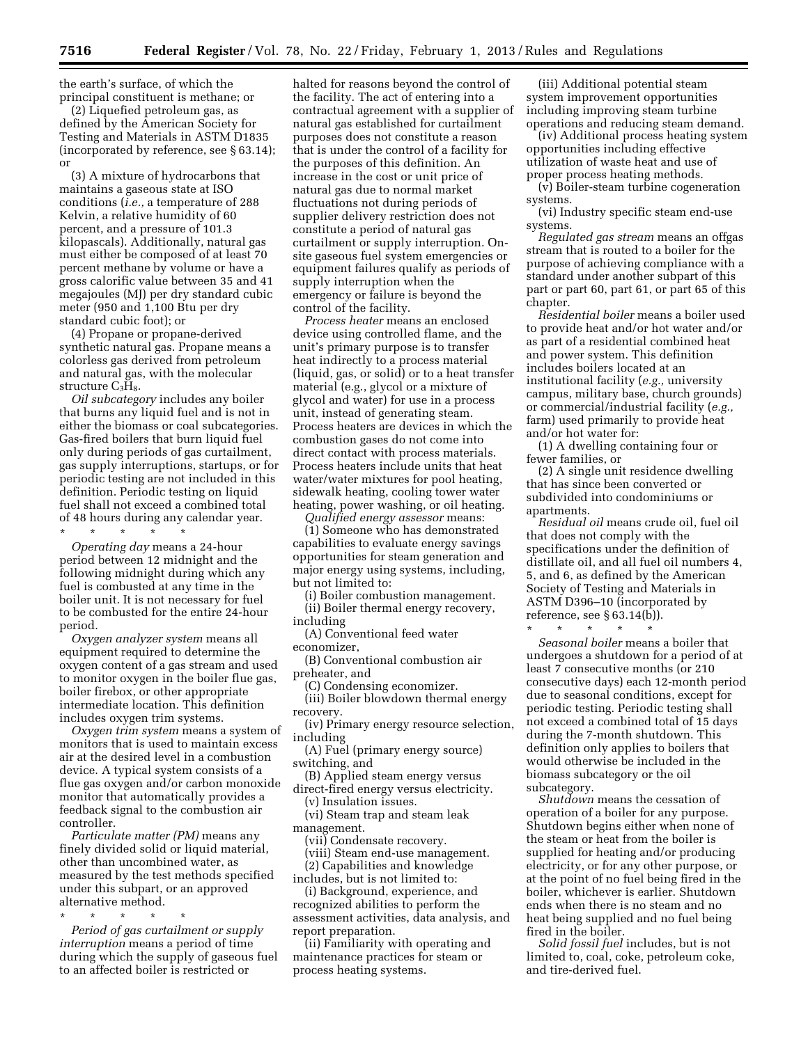the earth's surface, of which the principal constituent is methane; or

(2) Liquefied petroleum gas, as defined by the American Society for Testing and Materials in ASTM D1835 (incorporated by reference, see § 63.14); or

(3) A mixture of hydrocarbons that maintains a gaseous state at ISO conditions (*i.e.,* a temperature of 288 Kelvin, a relative humidity of 60 percent, and a pressure of 101.3 kilopascals). Additionally, natural gas must either be composed of at least 70 percent methane by volume or have a gross calorific value between 35 and 41 megajoules (MJ) per dry standard cubic meter (950 and 1,100 Btu per dry standard cubic foot); or

(4) Propane or propane-derived synthetic natural gas. Propane means a colorless gas derived from petroleum and natural gas, with the molecular structure $C_3H_8$.

*Oil subcategory* includes any boiler that burns any liquid fuel and is not in either the biomass or coal subcategories. Gas-fired boilers that burn liquid fuel only during periods of gas curtailment, gas supply interruptions, startups, or for periodic testing are not included in this definition. Periodic testing on liquid fuel shall not exceed a combined total of 48 hours during any calendar year.

\* \* \* \* \*

*Operating day* means a 24-hour period between 12 midnight and the following midnight during which any fuel is combusted at any time in the boiler unit. It is not necessary for fuel to be combusted for the entire 24-hour period.

*Oxygen analyzer system* means all equipment required to determine the oxygen content of a gas stream and used to monitor oxygen in the boiler flue gas, boiler firebox, or other appropriate intermediate location. This definition includes oxygen trim systems.

*Oxygen trim system* means a system of monitors that is used to maintain excess air at the desired level in a combustion device. A typical system consists of a flue gas oxygen and/or carbon monoxide monitor that automatically provides a feedback signal to the combustion air controller.

*Particulate matter (PM)* means any finely divided solid or liquid material, other than uncombined water, as measured by the test methods specified under this subpart, or an approved alternative method.

\* \* \* \* \*

*Period of gas curtailment or supply interruption* means a period of time during which the supply of gaseous fuel to an affected boiler is restricted or halted for reasons beyond the control of the facility. The act of entering into a contractual agreement with a supplier of natural gas established for curtailment purposes does not constitute a reason that is under the control of a facility for the purposes of this definition. An increase in the cost or unit price of natural gas due to normal market fluctuations not during periods of supplier delivery restriction does not constitute a period of natural gas curtailment or supply interruption. On-site gaseous fuel system emergencies or equipment failures qualify as periods of supply interruption when the emergency or failure is beyond the control of the facility.

*Process heater* means an enclosed device using controlled flame, and the unit's primary purpose is to transfer heat indirectly to a process material (liquid, gas, or solid) or to a heat transfer material (e.g., glycol or a mixture of glycol and water) for use in a process unit, instead of generating steam. Process heaters are devices in which the combustion gases do not come into direct contact with process materials. Process heaters include units that heat water/water mixtures for pool heating, sidewalk heating, cooling tower water heating, power washing, or oil heating.

*Qualified energy assessor* means:

(1) Someone who has demonstrated capabilities to evaluate energy savings opportunities for steam generation and major energy using systems, including, but not limited to:

(i) Boiler combustion management.

(ii) Boiler thermal energy recovery, including

(A) Conventional feed water economizer,

(B) Conventional combustion air preheater, and

(C) Condensing economizer.

(iii) Boiler blowdown thermal energy recovery.

(iv) Primary energy resource selection, including

(A) Fuel (primary energy source) switching, and

(B) Applied steam energy versus direct-fired energy versus electricity.

(v) Insulation issues.

(vi) Steam trap and steam leak management.

(vii) Condensate recovery.

(viii) Steam end-use management.

(2) Capabilities and knowledge includes, but is not limited to:

(i) Background, experience, and recognized abilities to perform the assessment activities, data analysis, and report preparation.

(ii) Familiarity with operating and maintenance practices for steam or process heating systems.

(iii) Additional potential steam system improvement opportunities including improving steam turbine operations and reducing steam demand.

(iv) Additional process heating system opportunities including effective utilization of waste heat and use of proper process heating methods.

(v) Boiler-steam turbine cogeneration systems.

(vi) Industry specific steam end-use systems.

*Regulated gas stream* means an offgas stream that is routed to a boiler for the purpose of achieving compliance with a standard under another subpart of this part or part 60, part 61, or part 65 of this chapter.

*Residential boiler* means a boiler used to provide heat and/or hot water and/or as part of a residential combined heat and power system. This definition includes boilers located at an institutional facility (*e.g.,* university campus, military base, church grounds) or commercial/industrial facility (*e.g.,* farm) used primarily to provide heat and/or hot water for:

(1) A dwelling containing four or fewer families, or

(2) A single unit residence dwelling that has since been converted or subdivided into condominiums or apartments.

*Residual oil* means crude oil, fuel oil that does not comply with the specifications under the definition of distillate oil, and all fuel oil numbers 4, 5, and 6, as defined by the American Society of Testing and Materials in ASTM D396–10 (incorporated by reference, see § 63.14(b)).

\* \* \* \* \*

*Seasonal boiler* means a boiler that undergoes a shutdown for a period of at least 7 consecutive months (or 210 consecutive days) each 12-month period due to seasonal conditions, except for periodic testing. Periodic testing shall not exceed a combined total of 15 days during the 7-month shutdown. This definition only applies to boilers that would otherwise be included in the biomass subcategory or the oil subcategory.

*Shutdown* means the cessation of operation of a boiler for any purpose. Shutdown begins either when none of the steam or heat from the boiler is supplied for heating and/or producing electricity, or for any other purpose, or at the point of no fuel being fired in the boiler, whichever is earlier. Shutdown ends when there is no steam and no heat being supplied and no fuel being fired in the boiler.

*Solid fossil fuel* includes, but is not limited to, coal, coke, petroleum coke, and tire-derived fuel.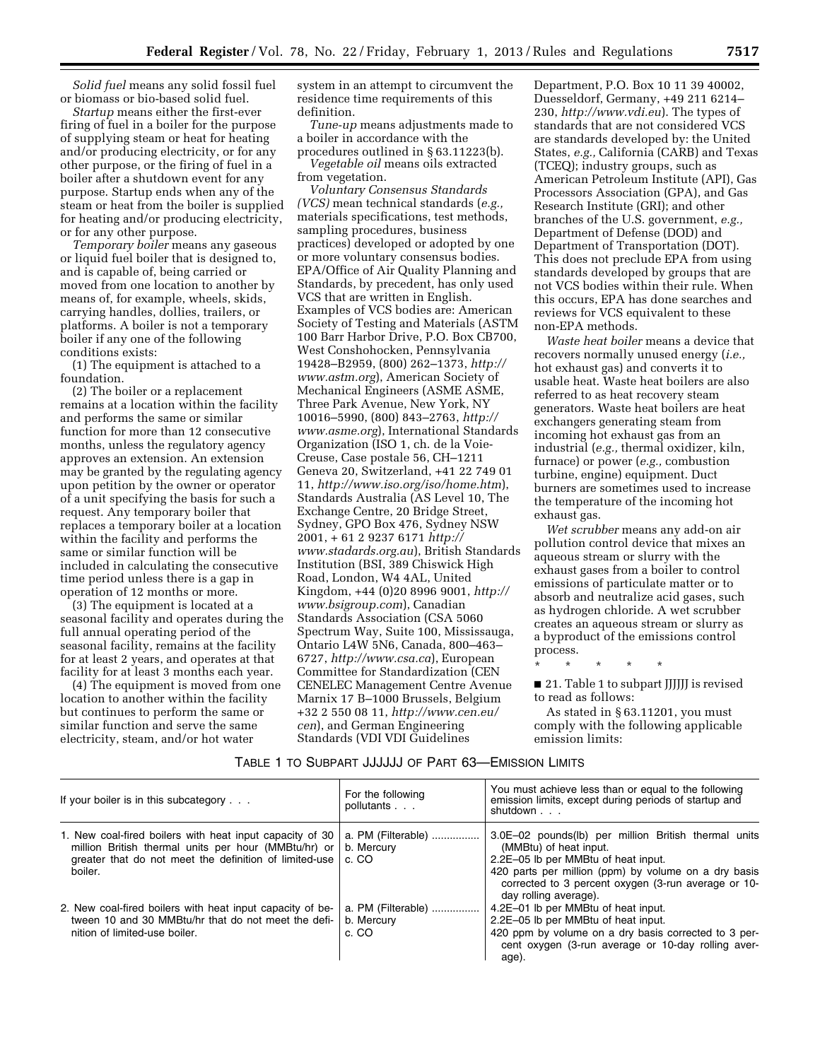*Solid fuel* means any solid fossil fuel or biomass or bio-based solid fuel.

*Startup* means either the first-ever firing of fuel in a boiler for the purpose of supplying steam or heat for heating and/or producing electricity, or for any other purpose, or the firing of fuel in a boiler after a shutdown event for any purpose. Startup ends when any of the steam or heat from the boiler is supplied for heating and/or producing electricity, or for any other purpose.

*Temporary boiler* means any gaseous or liquid fuel boiler that is designed to, and is capable of, being carried or moved from one location to another by means of, for example, wheels, skids, carrying handles, dollies, trailers, or platforms. A boiler is not a temporary boiler if any one of the following conditions exists:

(1) The equipment is attached to a foundation.

(2) The boiler or a replacement remains at a location within the facility and performs the same or similar function for more than 12 consecutive months, unless the regulatory agency approves an extension. An extension may be granted by the regulating agency upon petition by the owner or operator of a unit specifying the basis for such a request. Any temporary boiler that replaces a temporary boiler at a location within the facility and performs the same or similar function will be included in calculating the consecutive time period unless there is a gap in operation of 12 months or more.

(3) The equipment is located at a seasonal facility and operates during the full annual operating period of the seasonal facility, remains at the facility for at least 2 years, and operates at that facility for at least 3 months each year.

(4) The equipment is moved from one location to another within the facility but continues to perform the same or similar function and serve the same electricity, steam, and/or hot water system in an attempt to circumvent the residence time requirements of this definition.

*Tune-up* means adjustments made to a boiler in accordance with the procedures outlined in § 63.11223(b).

*Vegetable oil* means oils extracted from vegetation.

*Voluntary Consensus Standards (VCS)* mean technical standards (*e.g.,* materials specifications, test methods, sampling procedures, business practices) developed or adopted by one or more voluntary consensus bodies. EPA/Office of Air Quality Planning and Standards, by precedent, has only used VCS that are written in English. Examples of VCS bodies are: American Society of Testing and Materials (ASTM 100 Barr Harbor Drive, P.O. Box CB700, West Conshohocken, Pennsylvania 19428–B2959, (800) 262–1373, *http://www.astm.org*), American Society of Mechanical Engineers (ASME ASME, Three Park Avenue, New York, NY 10016–5990, (800) 843–2763, *http://www.asme.org*), International Standards Organization (ISO 1, ch. de la Voie-Creuse, Case postale 56, CH–1211 Geneva 20, Switzerland, +41 22 749 01 11, *http://www.iso.org/iso/home.htm*), Standards Australia (AS Level 10, The Exchange Centre, 20 Bridge Street, Sydney, GPO Box 476, Sydney NSW 2001, + 61 2 9237 6171 *http://www.stadards.org.au*), British Standards Institution (BSI, 389 Chiswick High Road, London, W4 4AL, United Kingdom, +44 (0)20 8996 9001, *http://www.bsigroup.com*), Canadian Standards Association (CSA 5060 Spectrum Way, Suite 100, Mississauga, Ontario L4W 5N6, Canada, 800–463–6727, *http://www.csa.ca*), European Committee for Standardization (CEN CENELEC Management Centre Avenue Marnix 17 B–1000 Brussels, Belgium +32 2 550 08 11, *http://www.cen.eu/cen*), and German Engineering Standards (VDI VDI Guidelines Department, P.O. Box 10 11 39 40002, Duesseldorf, Germany, +49 211 6214–230, *http://www.vdi.eu*). The types of standards that are not considered VCS are standards developed by: the United States, *e.g.,* California (CARB) and Texas (TCEQ); industry groups, such as American Petroleum Institute (API), Gas Processors Association (GPA), and Gas Research Institute (GRI); and other branches of the U.S. government, *e.g.,* Department of Defense (DOD) and Department of Transportation (DOT). This does not preclude EPA from using standards developed by groups that are not VCS bodies within their rule. When this occurs, EPA has done searches and reviews for VCS equivalent to these non-EPA methods.

*Waste heat boiler* means a device that recovers normally unused energy (*i.e.,* hot exhaust gas) and converts it to usable heat. Waste heat boilers are also referred to as heat recovery steam generators. Waste heat boilers are heat exchangers generating steam from incoming hot exhaust gas from an industrial (*e.g.,* thermal oxidizer, kiln, furnace) or power (*e.g.,* combustion turbine, engine) equipment. Duct burners are sometimes used to increase the temperature of the incoming hot exhaust gas.

*Wet scrubber* means any add-on air pollution control device that mixes an aqueous stream or slurry with the exhaust gases from a boiler to control emissions of particulate matter or to absorb and neutralize acid gases, such as hydrogen chloride. A wet scrubber creates an aqueous stream or slurry as a byproduct of the emissions control process.

\* \* \* \* \*

■ 21. Table 1 to subpart JJJJJJ is revised to read as follows:

As stated in § 63.11201, you must comply with the following applicable emission limits:

TABLE 1 TO SUBPART JJJJJJ OF PART 63—EMISSION LIMITS

| If your boiler is in this subcategory . . . | For the following pollutants . . . | You must achieve less than or equal to the following emission limits, except during periods of startup and shutdown . . . |
|---|---|---|
| 1. New coal-fired boilers with heat input capacity of 30 million British thermal units per hour (MMBtu/hr) or greater that do not meet the definition of limited-use boiler. | a. PM (Filterable) ................<br>b. Mercury<br>c. CO | 3.0E–02 pounds(lb) per million British thermal units (MMBtu) of heat input.<br>2.2E–05 lb per MMBtu of heat input.<br>420 parts per million (ppm) by volume on a dry basis corrected to 3 percent oxygen (3-run average or 10-day rolling average). |
| 2. New coal-fired boilers with heat input capacity of between 10 and 30 MMBtu/hr that do not meet the definition of limited-use boiler. | a. PM (Filterable) ................<br>b. Mercury<br>c. CO | 4.2E–01 lb per MMBtu of heat input.<br>2.2E–05 lb per MMBtu of heat input.<br>420 ppm by volume on a dry basis corrected to 3 percent oxygen (3-run average or 10-day rolling average). |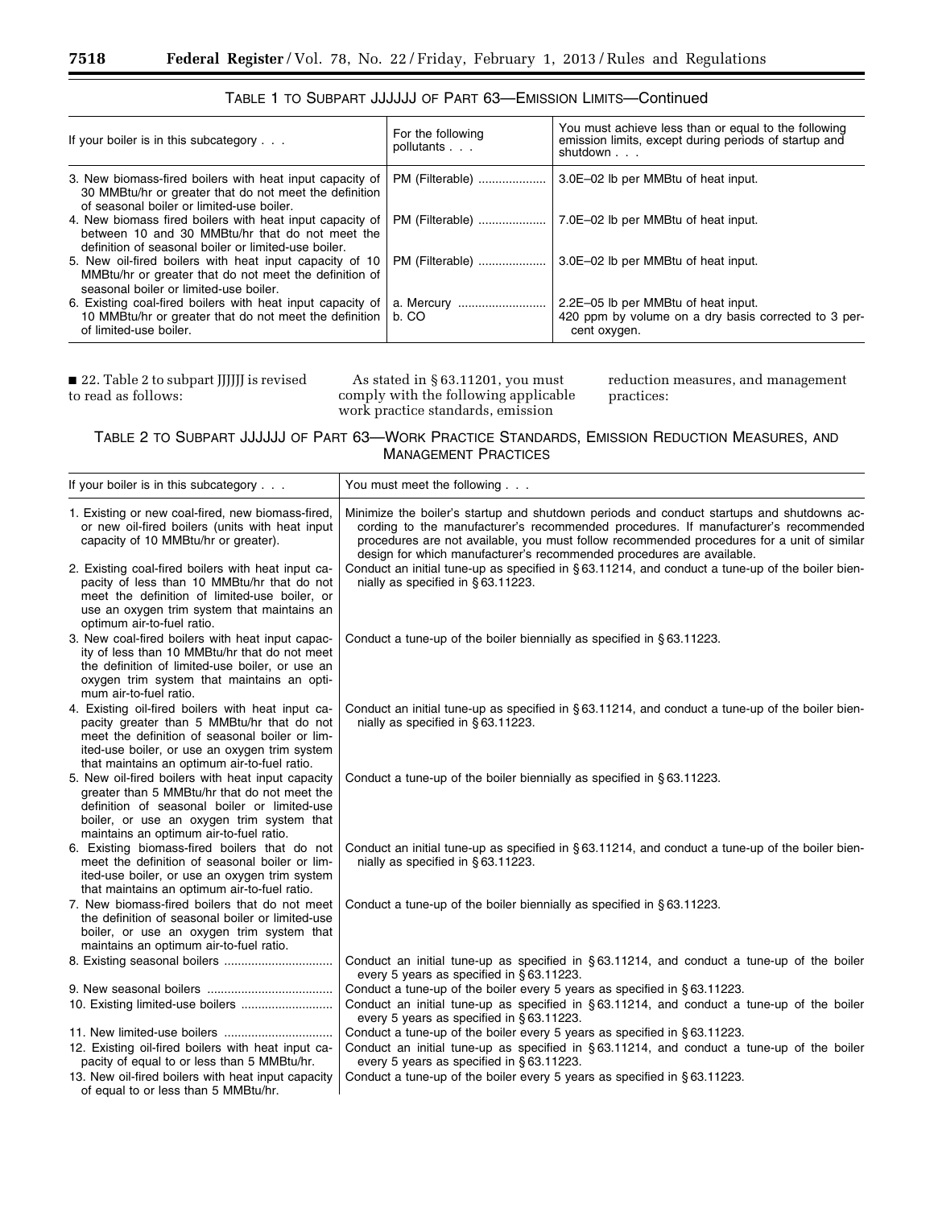TABLE 1 TO SUBPART JJJJJJ OF PART 63—EMISSION LIMITS—Continued

| If your boiler is in this subcategory . . . | For the following pollutants . . . | You must achieve less than or equal to the following emission limits, except during periods of startup and shutdown . . . |
| --- | --- | --- |
| 3. New biomass-fired boilers with heat input capacity of 30 MMBtu/hr or greater that do not meet the definition of seasonal boiler or limited-use boiler. | PM (Filterable) | 3.0E–02 lb per MMBtu of heat input. |
| 4. New biomass fired boilers with heat input capacity of between 10 and 30 MMBtu/hr that do not meet the definition of seasonal boiler or limited-use boiler. | PM (Filterable) | 7.0E–02 lb per MMBtu of heat input. |
| 5. New oil-fired boilers with heat input capacity of 10 MMBtu/hr or greater that do not meet the definition of seasonal boiler or limited-use boiler. | PM (Filterable) | 3.0E–02 lb per MMBtu of heat input. |
| 6. Existing coal-fired boilers with heat input capacity of 10 MMBtu/hr or greater that do not meet the definition of limited-use boiler. | a. Mercury<br>b. CO | 2.2E–05 lb per MMBtu of heat input.<br>420 ppm by volume on a dry basis corrected to 3 percent oxygen. |

■ 22. Table 2 to subpart JJJJJJ is revised to read as follows:

As stated in § 63.11201, you must comply with the following applicable work practice standards, emission reduction measures, and management practices:

TABLE 2 TO SUBPART JJJJJJ OF PART 63—WORK PRACTICE STANDARDS, EMISSION REDUCTION MEASURES, AND MANAGEMENT PRACTICES

| If your boiler is in this subcategory . . . | You must meet the following . . . |
| --- | --- |
| 1. Existing or new coal-fired, new biomass-fired, or new oil-fired boilers (units with heat input capacity of 10 MMBtu/hr or greater). | Minimize the boiler's startup and shutdown periods and conduct startups and shutdowns according to the manufacturer's recommended procedures. If manufacturer's recommended procedures are not available, you must follow recommended procedures for a unit of similar design for which manufacturer's recommended procedures are available. |
| 2. Existing coal-fired boilers with heat input capacity of less than 10 MMBtu/hr that do not meet the definition of limited-use boiler, or use an oxygen trim system that maintains an optimum air-to-fuel ratio. | Conduct an initial tune-up as specified in § 63.11214, and conduct a tune-up of the boiler biennially as specified in § 63.11223. |
| 3. New coal-fired boilers with heat input capacity of less than 10 MMBtu/hr that do not meet the definition of limited-use boiler, or use an oxygen trim system that maintains an optimum air-to-fuel ratio. | Conduct a tune-up of the boiler biennially as specified in § 63.11223. |
| 4. Existing oil-fired boilers with heat input capacity greater than 5 MMBtu/hr that do not meet the definition of seasonal boiler or limited-use boiler, or use an oxygen trim system that maintains an optimum air-to-fuel ratio. | Conduct an initial tune-up as specified in § 63.11214, and conduct a tune-up of the boiler biennially as specified in § 63.11223. |
| 5. New oil-fired boilers with heat input capacity greater than 5 MMBtu/hr that do not meet the definition of seasonal boiler or limited-use boiler, or use an oxygen trim system that maintains an optimum air-to-fuel ratio. | Conduct a tune-up of the boiler biennially as specified in § 63.11223. |
| 6. Existing biomass-fired boilers that do not meet the definition of seasonal boiler or limited-use boiler, or use an oxygen trim system that maintains an optimum air-to-fuel ratio. | Conduct an initial tune-up as specified in § 63.11214, and conduct a tune-up of the boiler biennially as specified in § 63.11223. |
| 7. New biomass-fired boilers that do not meet the definition of seasonal boiler or limited-use boiler, or use an oxygen trim system that maintains an optimum air-to-fuel ratio. | Conduct a tune-up of the boiler biennially as specified in § 63.11223. |
| 8. Existing seasonal boilers | Conduct an initial tune-up as specified in § 63.11214, and conduct a tune-up of the boiler every 5 years as specified in § 63.11223. |
| 9. New seasonal boilers | Conduct a tune-up of the boiler every 5 years as specified in § 63.11223. |
| 10. Existing limited-use boilers | Conduct an initial tune-up as specified in § 63.11214, and conduct a tune-up of the boiler every 5 years as specified in § 63.11223. |
| 11. New limited-use boilers | Conduct a tune-up of the boiler every 5 years as specified in § 63.11223. |
| 12. Existing oil-fired boilers with heat input capacity of equal to or less than 5 MMBtu/hr. | Conduct an initial tune-up as specified in § 63.11214, and conduct a tune-up of the boiler every 5 years as specified in § 63.11223. |
| 13. New oil-fired boilers with heat input capacity of equal to or less than 5 MMBtu/hr. | Conduct a tune-up of the boiler every 5 years as specified in § 63.11223. |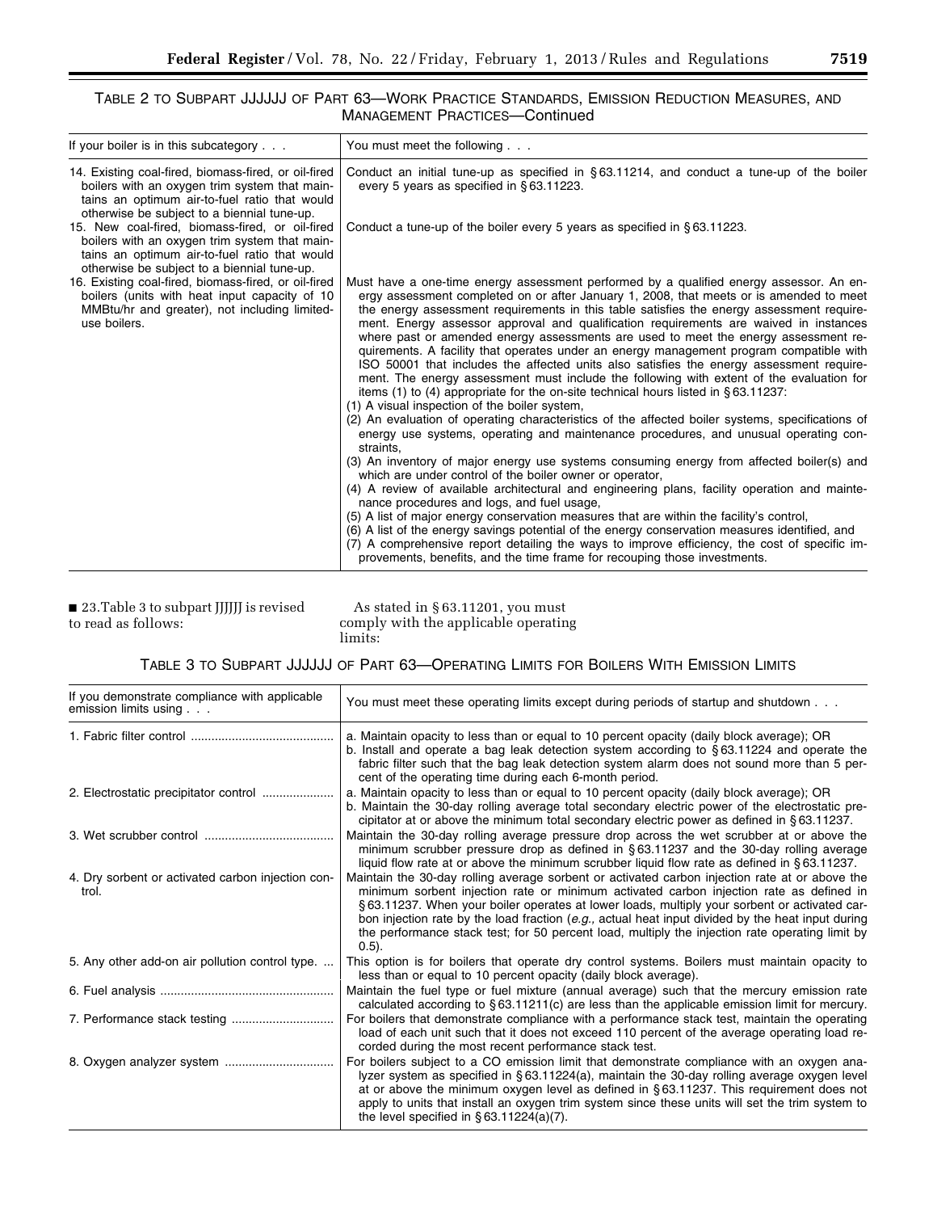### TABLE 2 TO SUBPART JJJJJJ OF PART 63—WORK PRACTICE STANDARDS, EMISSION REDUCTION MEASURES, AND MANAGEMENT PRACTICES—Continued

| If your boiler is in this subcategory . . . | You must meet the following . . . |
|---|---|
| 14. Existing coal-fired, biomass-fired, or oil-fired boilers with an oxygen trim system that maintains an optimum air-to-fuel ratio that would otherwise be subject to a biennial tune-up. | Conduct an initial tune-up as specified in § 63.11214, and conduct a tune-up of the boiler every 5 years as specified in § 63.11223. |
| 15. New coal-fired, biomass-fired, or oil-fired boilers with an oxygen trim system that maintains an optimum air-to-fuel ratio that would otherwise be subject to a biennial tune-up. | Conduct a tune-up of the boiler every 5 years as specified in § 63.11223. |
| 16. Existing coal-fired, biomass-fired, or oil-fired boilers (units with heat input capacity of 10 MMBtu/hr and greater), not including limited-use boilers. | Must have a one-time energy assessment performed by a qualified energy assessor. An energy assessment completed on or after January 1, 2008, that meets or is amended to meet the energy assessment requirements in this table satisfies the energy assessment requirement. Energy assessor approval and qualification requirements are waived in instances where past or amended energy assessments are used to meet the energy assessment requirements. A facility that operates under an energy management program compatible with ISO 50001 that includes the affected units also satisfies the energy assessment requirement. The energy assessment must include the following with extent of the evaluation for items (1) to (4) appropriate for the on-site technical hours listed in § 63.11237:<br>(1) A visual inspection of the boiler system,<br>(2) An evaluation of operating characteristics of the affected boiler systems, specifications of energy use systems, operating and maintenance procedures, and unusual operating constraints,<br>(3) An inventory of major energy use systems consuming energy from affected boiler(s) and which are under control of the boiler owner or operator,<br>(4) A review of available architectural and engineering plans, facility operation and maintenance procedures and logs, and fuel usage,<br>(5) A list of major energy conservation measures that are within the facility's control,<br>(6) A list of the energy savings potential of the energy conservation measures identified, and<br>(7) A comprehensive report detailing the ways to improve efficiency, the cost of specific improvements, benefits, and the time frame for recouping those investments. |

■ 23. Table 3 to subpart JJJJJJ is revised to read as follows:

As stated in § 63.11201, you must comply with the applicable operating limits:

### TABLE 3 TO SUBPART JJJJJJ OF PART 63—OPERATING LIMITS FOR BOILERS WITH EMISSION LIMITS

| If you demonstrate compliance with applicable emission limits using . . . | You must meet these operating limits except during periods of startup and shutdown . . . |
|---|---|
| 1. Fabric filter control | a. Maintain opacity to less than or equal to 10 percent opacity (daily block average); OR<br>b. Install and operate a bag leak detection system according to § 63.11224 and operate the fabric filter such that the bag leak detection system alarm does not sound more than 5 percent of the operating time during each 6-month period. |
| 2. Electrostatic precipitator control | a. Maintain opacity to less than or equal to 10 percent opacity (daily block average); OR<br>b. Maintain the 30-day rolling average total secondary electric power of the electrostatic precipitator at or above the minimum total secondary electric power as defined in § 63.11237. |
| 3. Wet scrubber control | Maintain the 30-day rolling average pressure drop across the wet scrubber at or above the minimum scrubber pressure drop as defined in § 63.11237 and the 30-day rolling average liquid flow rate at or above the minimum scrubber liquid flow rate as defined in § 63.11237. |
| 4. Dry sorbent or activated carbon injection control. | Maintain the 30-day rolling average sorbent or activated carbon injection rate at or above the minimum sorbent injection rate or minimum activated carbon injection rate as defined in § 63.11237. When your boiler operates at lower loads, multiply your sorbent or activated carbon injection rate by the load fraction (*e.g.,* actual heat input divided by the heat input during the performance stack test; for 50 percent load, multiply the injection rate operating limit by 0.5). |
| 5. Any other add-on air pollution control type. | This option is for boilers that operate dry control systems. Boilers must maintain opacity to less than or equal to 10 percent opacity (daily block average). |
| 6. Fuel analysis | Maintain the fuel type or fuel mixture (annual average) such that the mercury emission rate calculated according to § 63.11211(c) are less than the applicable emission limit for mercury. |
| 7. Performance stack testing | For boilers that demonstrate compliance with a performance stack test, maintain the operating load of each unit such that it does not exceed 110 percent of the average operating load recorded during the most recent performance stack test. |
| 8. Oxygen analyzer system | For boilers subject to a CO emission limit that demonstrate compliance with an oxygen analyzer system as specified in § 63.11224(a), maintain the 30-day rolling average oxygen level at or above the minimum oxygen level as defined in § 63.11237. This requirement does not apply to units that install an oxygen trim system since these units will set the trim system to the level specified in § 63.11224(a)(7). |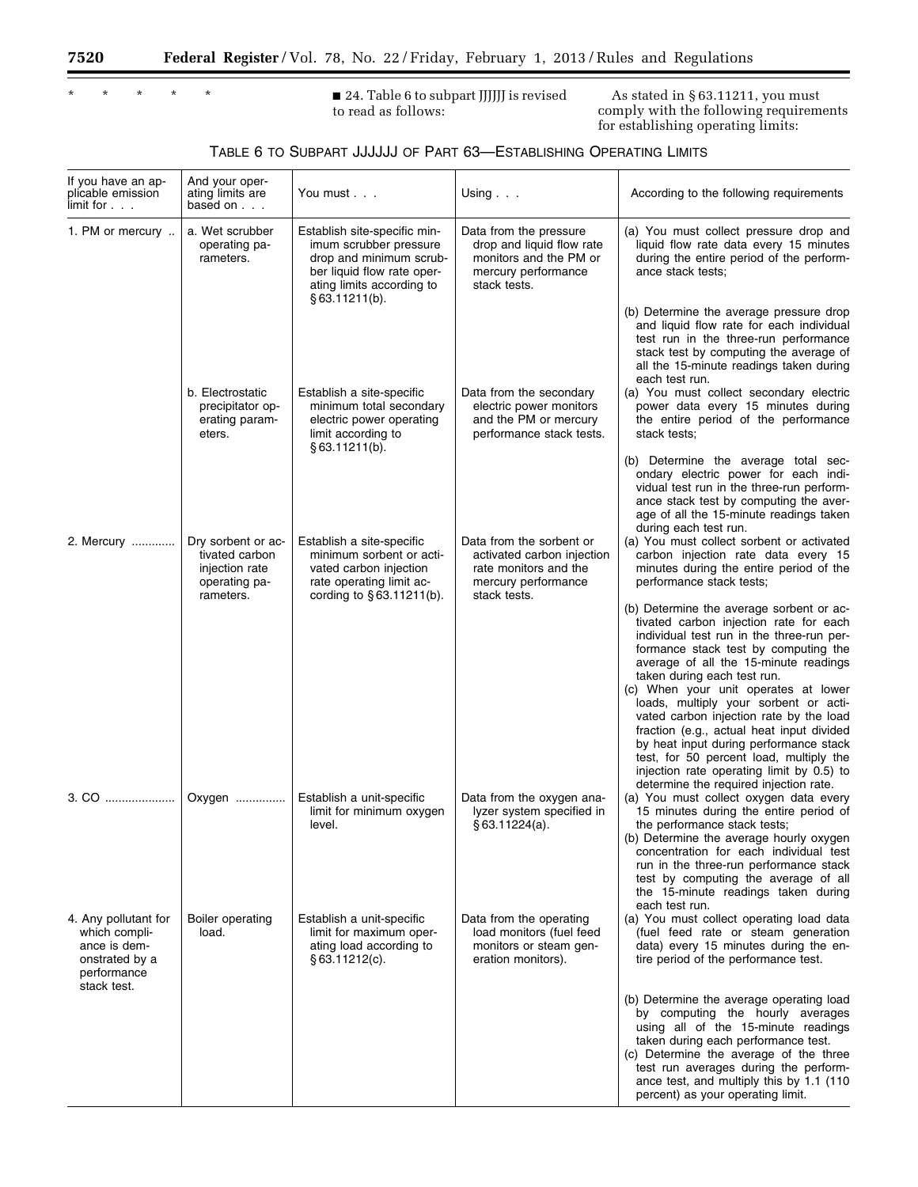\* \* \* \* \*

■ 24. Table 6 to subpart JJJJJJ is revised to read as follows:

As stated in § 63.11211, you must comply with the following requirements for establishing operating limits:

TABLE 6 TO SUBPART JJJJJJ OF PART 63—ESTABLISHING OPERATING LIMITS

| If you have an applicable emission limit for . . . | And your operating limits are based on . . . | You must . . . | Using . . . | According to the following requirements |
|---|---|---|---|---|
| 1. PM or mercury .. | a. Wet scrubber operating parameters. | Establish site-specific minimum scrubber pressure drop and minimum scrubber liquid flow rate operating limits according to § 63.11211(b). | Data from the pressure drop and liquid flow rate monitors and the PM or mercury performance stack tests. | (a) You must collect pressure drop and liquid flow rate data every 15 minutes during the entire period of the performance stack tests;<br>(b) Determine the average pressure drop and liquid flow rate for each individual test run in the three-run performance stack test by computing the average of all the 15-minute readings taken during each test run. |
| | b. Electrostatic precipitator operating parameters. | Establish a site-specific minimum total secondary electric power operating limit according to § 63.11211(b). | Data from the secondary electric power monitors and the PM or mercury performance stack tests. | (a) You must collect secondary electric power data every 15 minutes during the entire period of the performance stack tests;<br>(b) Determine the average total secondary electric power for each individual test run in the three-run performance stack test by computing the average of all the 15-minute readings taken during each test run. |
| 2. Mercury ............ | Dry sorbent or activated carbon injection rate operating parameters. | Establish a site-specific minimum sorbent or activated carbon injection rate operating limit according to § 63.11211(b). | Data from the sorbent or activated carbon injection rate monitors and the mercury performance stack tests. | (a) You must collect sorbent or activated carbon injection rate data every 15 minutes during the entire period of the performance stack tests;<br>(b) Determine the average sorbent or activated carbon injection rate for each individual test run in the three-run performance stack test by computing the average of all the 15-minute readings taken during each test run.<br>(c) When your unit operates at lower loads, multiply your sorbent or activated carbon injection rate by the load fraction (e.g., actual heat input divided by heat input during performance stack test, for 50 percent load, multiply the injection rate operating limit by 0.5) to determine the required injection rate. |
| 3. CO .................... | Oxygen .............. | Establish a unit-specific limit for minimum oxygen level. | Data from the oxygen analyzer system specified in § 63.11224(a). | (a) You must collect oxygen data every 15 minutes during the entire period of the performance stack tests;<br>(b) Determine the average hourly oxygen concentration for each individual test run in the three-run performance stack test by computing the average of all the 15-minute readings taken during each test run. |
| 4. Any pollutant for which compliance is demonstrated by a performance stack test. | Boiler operating load. | Establish a unit-specific limit for maximum operating load according to § 63.11212(c). | Data from the operating load monitors (fuel feed monitors or steam generation monitors). | (a) You must collect operating load data (fuel feed rate or steam generation data) every 15 minutes during the entire period of the performance test.<br>(b) Determine the average operating load by computing the hourly averages using all of the 15-minute readings taken during each performance test.<br>(c) Determine the average of the three test run averages during the performance test, and multiply this by 1.1 (110 percent) as your operating limit. |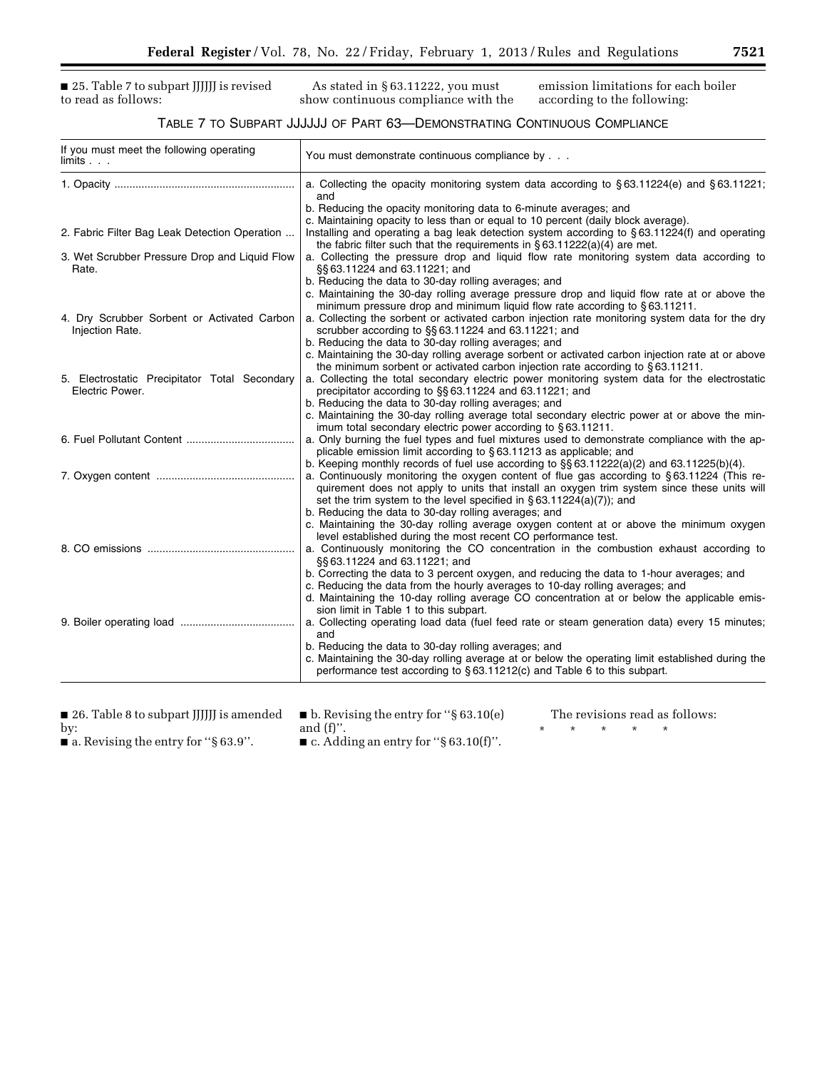■ 25. Table 7 to subpart JJJJJJ is revised to read as follows:

As stated in § 63.11222, you must show continuous compliance with the emission limitations for each boiler according to the following:

TABLE 7 TO SUBPART JJJJJJ OF PART 63—DEMONSTRATING CONTINUOUS COMPLIANCE

| If you must meet the following operating limits . . . | You must demonstrate continuous compliance by . . . |
|---|---|
| 1. Opacity | a. Collecting the opacity monitoring system data according to § 63.11224(e) and § 63.11221; and<br>b. Reducing the opacity monitoring data to 6-minute averages; and<br>c. Maintaining opacity to less than or equal to 10 percent (daily block average). |
| 2. Fabric Filter Bag Leak Detection Operation | Installing and operating a bag leak detection system according to § 63.11224(f) and operating the fabric filter such that the requirements in § 63.11222(a)(4) are met. |
| 3. Wet Scrubber Pressure Drop and Liquid Flow Rate. | a. Collecting the pressure drop and liquid flow rate monitoring system data according to §§ 63.11224 and 63.11221; and<br>b. Reducing the data to 30-day rolling averages; and<br>c. Maintaining the 30-day rolling average pressure drop and liquid flow rate at or above the minimum pressure drop and minimum liquid flow rate according to § 63.11211. |
| 4. Dry Scrubber Sorbent or Activated Carbon Injection Rate. | a. Collecting the sorbent or activated carbon injection rate monitoring system data for the dry scrubber according to §§ 63.11224 and 63.11221; and<br>b. Reducing the data to 30-day rolling averages; and<br>c. Maintaining the 30-day rolling average sorbent or activated carbon injection rate at or above the minimum sorbent or activated carbon injection rate according to § 63.11211. |
| 5. Electrostatic Precipitator Total Secondary Electric Power. | a. Collecting the total secondary electric power monitoring system data for the electrostatic precipitator according to §§ 63.11224 and 63.11221; and<br>b. Reducing the data to 30-day rolling averages; and<br>c. Maintaining the 30-day rolling average total secondary electric power at or above the minimum total secondary electric power according to § 63.11211. |
| 6. Fuel Pollutant Content | a. Only burning the fuel types and fuel mixtures used to demonstrate compliance with the applicable emission limit according to § 63.11213 as applicable; and<br>b. Keeping monthly records of fuel use according to §§ 63.11222(a)(2) and 63.11225(b)(4). |
| 7. Oxygen content | a. Continuously monitoring the oxygen content of flue gas according to § 63.11224 (This requirement does not apply to units that install an oxygen trim system since these units will set the trim system to the level specified in § 63.11224(a)(7)); and<br>b. Reducing the data to 30-day rolling averages; and<br>c. Maintaining the 30-day rolling average oxygen content at or above the minimum oxygen level established during the most recent CO performance test. |
| 8. CO emissions | a. Continuously monitoring the CO concentration in the combustion exhaust according to §§ 63.11224 and 63.11221; and<br>b. Correcting the data to 3 percent oxygen, and reducing the data to 1-hour averages; and<br>c. Reducing the data from the hourly averages to 10-day rolling averages; and<br>d. Maintaining the 10-day rolling average CO concentration at or below the applicable emission limit in Table 1 to this subpart. |
| 9. Boiler operating load | a. Collecting operating load data (fuel feed rate or steam generation data) every 15 minutes; and<br>b. Reducing the data to 30-day rolling averages; and<br>c. Maintaining the 30-day rolling average at or below the operating limit established during the performance test according to § 63.11212(c) and Table 6 to this subpart. |

■ 26. Table 8 to subpart JJJJJJ is amended by:

■ a. Revising the entry for "§ 63.9".

■ b. Revising the entry for "§ 63.10(e) and (f)".

■ c. Adding an entry for "§ 63.10(f)".

The revisions read as follows:

\* \* \* \* \*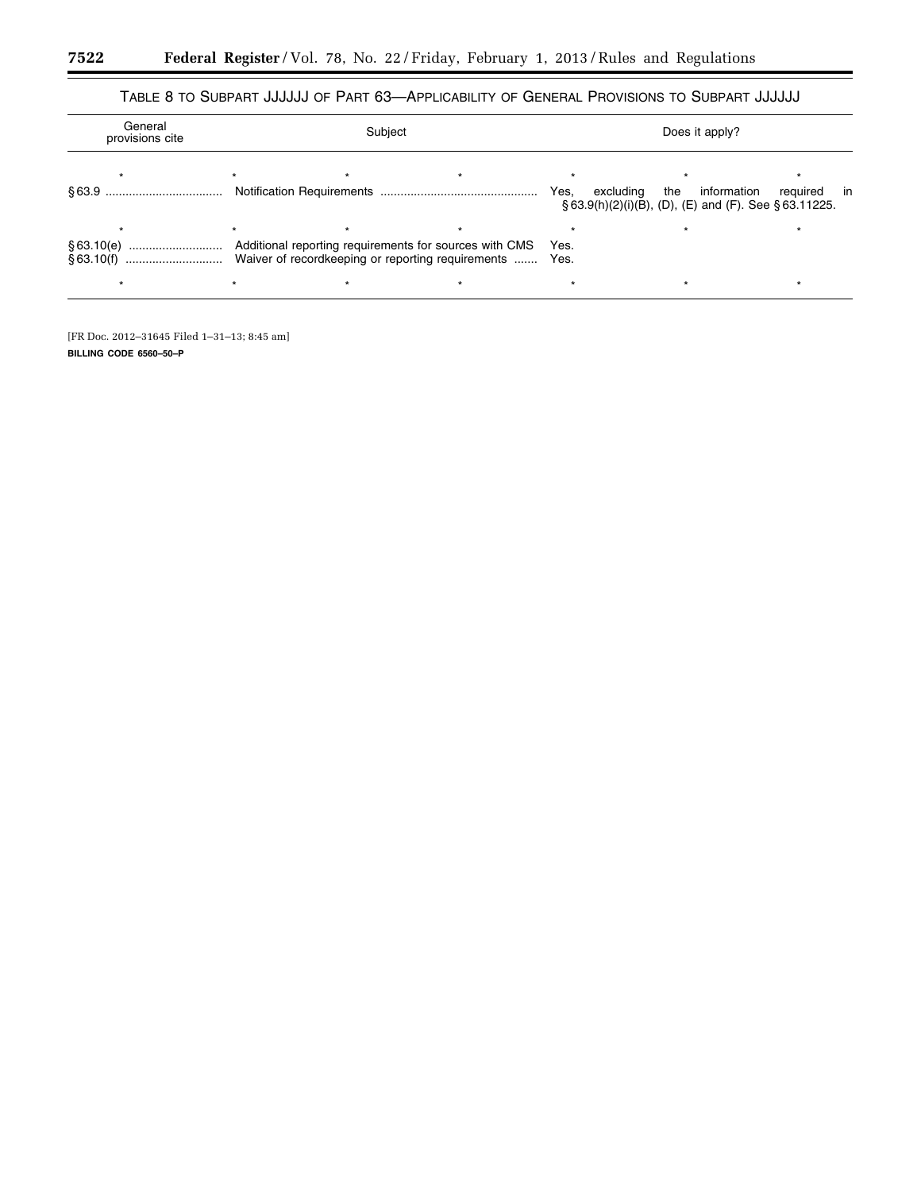TABLE 8 TO SUBPART JJJJJJ OF PART 63—APPLICABILITY OF GENERAL PROVISIONS TO SUBPART JJJJJJ

| General provisions cite | Subject | Does it apply? |
| --- | --- | --- |
| * * * * * * * | | |
| §63.9 | Notification Requirements | Yes, excluding the information required in §63.9(h)(2)(i)(B), (D), (E) and (F). See §63.11225. |
| * * * * * * * | | |
| §63.10(e) | Additional reporting requirements for sources with CMS | Yes. |
| §63.10(f) | Waiver of recordkeeping or reporting requirements | Yes. |
| * * * * * * * | | |

[FR Doc. 2012–31645 Filed 1–31–13; 8:45 am]

**BILLING CODE 6560–50–P**